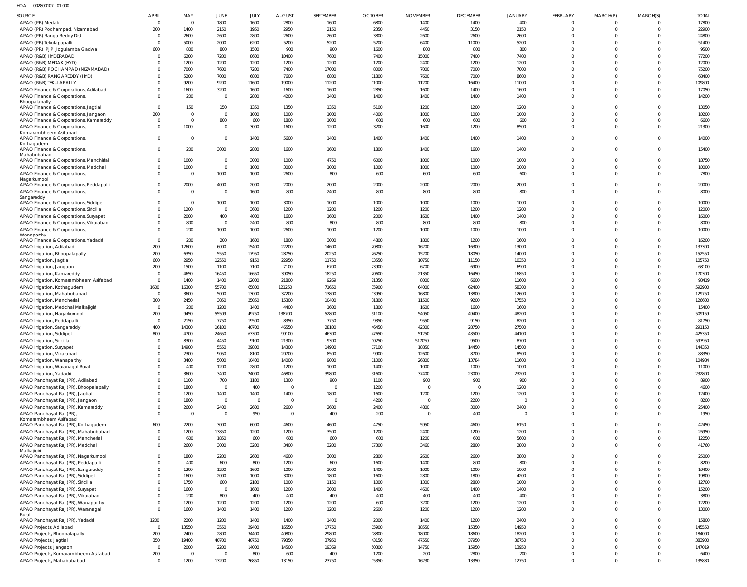HOA 002800107 01 000

| SOURCE | APRIL | MAY | JUNE | JULY | AUGUST | SEPTEMBER | OCTOBER | NOVEMBER | DECEMBER | JANUARY | FEBRUARY | MARCH(P) | MARCH(S) | TOTAL |
|---|---|---|---|---|---|---|---|---|---|---|---|---|---|---|
| APAO (PR) Medak | 0 | 0 | 1800 | 1600 | 2800 | 1600 | 6800 | 1400 | 1400 | 400 | 0 | 0 | 0 | 17800 |
| APAO (PR) Pochampad, Nizamabad | 200 | 1400 | 2150 | 1950 | 2950 | 2150 | 2350 | 4450 | 3150 | 2150 | 0 | 0 | 0 | 22900 |
| APAO (PR) Ranga Reddy Dist | 0 | 2600 | 2600 | 2800 | 2600 | 2600 | 3800 | 2600 | 2600 | 2600 | 0 | 0 | 0 | 24800 |
| APAO (PR) Tekulapapalli | 0 | 5000 | 2000 | 6200 | 5200 | 5200 | 5200 | 6400 | 11000 | 5200 | 0 | 0 | 0 | 51400 |
| APAO (PR), PJP, Jogulamba Gadwal | 600 | 800 | 800 | 1500 | 900 | 900 | 1600 | 800 | 800 | 800 | 0 | 0 | 0 | 9500 |
| APAO (R&B) HYDERABAD | 0 | 6200 | 7200 | 8600 | 10400 | 7600 | 7400 | 15000 | 7400 | 7400 | 0 | 0 | 0 | 77200 |
| APAO (R&B) MEDAK (HYD) | 0 | 1200 | 1200 | 1200 | 1200 | 1200 | 1200 | 2400 | 1200 | 1200 | 0 | 0 | 0 | 12000 |
| APAO (R&B) POCHAMPAD (NIZAMABAD) | 0 | 7000 | 7600 | 7200 | 7400 | 17000 | 8000 | 7000 | 7000 | 7000 | 0 | 0 | 0 | 75200 |
| APAO (R&B) RANGAREDDY (HYD) | 0 | 5200 | 7000 | 6800 | 7600 | 6800 | 11800 | 7600 | 7000 | 8600 | 0 | 0 | 0 | 68400 |
| APAO (R&B) TEKULAPALLY | 0 | 9200 | 9200 | 11600 | 19000 | 11200 | 11000 | 11200 | 16400 | 11000 | 0 | 0 | 0 | 109800 |
| APAO Finance & Corporations, Adilabad | 0 | 1600 | 3200 | 1600 | 1600 | 1600 | 2850 | 1600 | 1400 | 1600 | 0 | 0 | 0 | 17050 |
| APAO Finance & Corporations, Bhoopalapally | 0 | 200 | 0 | 2800 | 4200 | 1400 | 1400 | 1400 | 1400 | 1400 | 0 | 0 | 0 | 14200 |
| APAO Finance & Corporations, Jagtial | 0 | 150 | 150 | 1350 | 1350 | 1350 | 5100 | 1200 | 1200 | 1200 | 0 | 0 | 0 | 13050 |
| APAO Finance & Corporations, Jangaon | 200 | 0 | 0 | 1000 | 1000 | 1000 | 4000 | 1000 | 1000 | 1000 | 0 | 0 | 0 | 10200 |
| APAO Finance & Corporations, Kamareddy | 0 | 0 | 800 | 600 | 1800 | 1000 | 600 | 600 | 600 | 600 | 0 | 0 | 0 | 6600 |
| APAO Finance & Corporations, Komarambheem Asifabad | 0 | 1000 | 0 | 3000 | 1600 | 1200 | 3200 | 1600 | 1200 | 8500 | 0 | 0 | 0 | 21300 |
| APAO Finance & Corporations, Kothagudem | 0 | 0 | 0 | 1400 | 5600 | 1400 | 1400 | 1400 | 1400 | 1400 | 0 | 0 | 0 | 14000 |
| APAO Finance & Corporations, Mahabubabad | 0 | 200 | 3000 | 2800 | 1600 | 1600 | 1800 | 1400 | 1600 | 1400 | 0 | 0 | 0 | 15400 |
| APAO Finance & Corporations, Manchirial | 0 | 1000 | 0 | 3000 | 1000 | 4750 | 6000 | 1000 | 1000 | 1000 | 0 | 0 | 0 | 18750 |
| APAO Finance & Corporations, Medchal | 0 | 1000 | 0 | 1000 | 3000 | 1000 | 1000 | 1000 | 1000 | 1000 | 0 | 0 | 0 | 10000 |
| APAO Finance & Corporations, Nagarkurnool | 0 | 0 | 1000 | 1000 | 2600 | 800 | 600 | 600 | 600 | 600 | 0 | 0 | 0 | 7800 |
| APAO Finance & Corporations, Peddapalli | 0 | 2000 | 4000 | 2000 | 2000 | 2000 | 2000 | 2000 | 2000 | 2000 | 0 | 0 | 0 | 20000 |
| APAO Finance & Corporations, Sangareddy | 0 | 0 | 0 | 1600 | 800 | 2400 | 800 | 800 | 800 | 800 | 0 | 0 | 0 | 8000 |
| APAO Finance & Corporations, Siddipet | 0 | 0 | 1000 | 1000 | 3000 | 1000 | 1000 | 1000 | 1000 | 1000 | 0 | 0 | 0 | 10000 |
| APAO Finance & Corporations, Siricilla | 0 | 1200 | 0 | 3600 | 1200 | 1200 | 1200 | 1200 | 1200 | 1200 | 0 | 0 | 0 | 12000 |
| APAO Finance & Corporations, Suryapet | 0 | 2000 | 400 | 4000 | 1600 | 1600 | 2000 | 1600 | 1400 | 1400 | 0 | 0 | 0 | 16000 |
| APAO Finance & Corporations, Vikarabad | 0 | 800 | 0 | 2400 | 800 | 800 | 800 | 800 | 800 | 800 | 0 | 0 | 0 | 8000 |
| APAO Finance & Corporations, Wanaparthy | 0 | 200 | 1000 | 1000 | 2600 | 1000 | 1200 | 1000 | 1000 | 1000 | 0 | 0 | 0 | 10000 |
| APAO Finance & Corporations, Yadadri | 0 | 200 | 200 | 1600 | 1800 | 3000 | 4800 | 1800 | 1200 | 1600 | 0 | 0 | 0 | 16200 |
| APAO Irrigation, Adilabad | 200 | 12600 | 6000 | 15400 | 22200 | 14600 | 20800 | 16200 | 16300 | 13000 | 0 | 0 | 0 | 137300 |
| APAO Irrigation, Bhoopalapally | 200 | 6350 | 5550 | 17950 | 28750 | 20250 | 26250 | 15200 | 18050 | 14000 | 0 | 0 | 0 | 152550 |
| APAO Irrigation, Jagtial | 600 | 2950 | 12550 | 9150 | 22950 | 11750 | 13550 | 10750 | 11150 | 10350 | 0 | 0 | 0 | 105750 |
| APAO Irrigation, Jangaon | 200 | 1500 | 1100 | 7100 | 7100 | 6700 | 23900 | 6700 | 6900 | 6900 | 0 | 0 | 0 | 68100 |
| APAO Irrigation, Kamareddy | 0 | 4650 | 16450 | 16650 | 39050 | 18250 | 20600 | 21350 | 16450 | 16850 | 0 | 0 | 0 | 170300 |
| APAO Irrigation, Komarambheem Asifabad | 0 | 1400 | 1400 | 12000 | 21800 | 9269 | 21350 | 8000 | 6600 | 11600 | 0 | 0 | 0 | 93419 |
| APAO Irrigation, Kothagudem | 1600 | 16300 | 55700 | 65800 | 121250 | 71650 | 75900 | 64000 | 62400 | 58300 | 0 | 0 | 0 | 592900 |
| APAO Irrigation, Mahabubabad | 0 | 3600 | 5000 | 13000 | 37200 | 13800 | 13950 | 16800 | 13800 | 12600 | 0 | 0 | 0 | 129750 |
| APAO Irrigation, Mancherial | 300 | 2450 | 3050 | 25050 | 15300 | 10400 | 31800 | 11500 | 9200 | 17550 | 0 | 0 | 0 | 126600 |
| APAO Irrigation, Medchal Malkajigiri | 0 | 200 | 1200 | 1400 | 4400 | 1600 | 1800 | 1600 | 1600 | 1600 | 0 | 0 | 0 | 15400 |
| APAO Irrigation, Nagarkurnool | 200 | 9450 | 55509 | 49750 | 138700 | 52800 | 51100 | 54050 | 49400 | 48200 | 0 | 0 | 0 | 509159 |
| APAO Irrigation, Peddapalli | 0 | 2150 | 7750 | 19500 | 8350 | 7750 | 9350 | 9550 | 9150 | 8200 | 0 | 0 | 0 | 81750 |
| APAO Irrigation, Sangareddy | 400 | 14300 | 16100 | 40700 | 46550 | 28100 | 46450 | 42300 | 28750 | 27500 | 0 | 0 | 0 | 291150 |
| APAO Irrigation, Siddipet | 800 | 4700 | 24650 | 63300 | 99100 | 46300 | 47650 | 51250 | 43500 | 44100 | 0 | 0 | 0 | 425350 |
| APAO Irrigation, Siricilla | 0 | 8300 | 4450 | 9100 | 21300 | 9300 | 10250 | 517050 | 9500 | 8700 | 0 | 0 | 0 | 597950 |
| APAO Irrigation, Suryapet | 0 | 14900 | 5550 | 29800 | 14300 | 14900 | 17100 | 18850 | 14450 | 14500 | 0 | 0 | 0 | 144350 |
| APAO Irrigation, Vikarabad | 0 | 2300 | 9050 | 8100 | 20700 | 8500 | 9900 | 12600 | 8700 | 8500 | 0 | 0 | 0 | 88350 |
| APAO Irrigation, Wanaparthy | 0 | 3400 | 5000 | 10400 | 14000 | 9000 | 11000 | 26800 | 13784 | 11600 | 0 | 0 | 0 | 104984 |
| APAO Irrigation, Waranagal Rural | 0 | 400 | 1200 | 2800 | 1200 | 1000 | 1400 | 1000 | 1000 | 1000 | 0 | 0 | 0 | 11000 |
| APAO Irrigation, Yadadri | 0 | 3600 | 3400 | 24000 | 46800 | 39800 | 31600 | 37400 | 23000 | 23200 | 0 | 0 | 0 | 232800 |
| APAO Panchayat Raj (PR), Adilabad | 0 | 1100 | 700 | 1100 | 1300 | 900 | 1100 | 900 | 900 | 900 | 0 | 0 | 0 | 8900 |
| APAO Panchayat Raj (PR), Bhoopalapally | 0 | 1800 | 0 | 400 | 0 | 0 | 1200 | 0 | 0 | 1200 | 0 | 0 | 0 | 4600 |
| APAO Panchayat Raj (PR), Jagtial | 0 | 1200 | 1400 | 1400 | 1400 | 1800 | 1600 | 1200 | 1200 | 1200 | 0 | 0 | 0 | 12400 |
| APAO Panchayat Raj (PR), Jangaon | 0 | 1800 | 0 | 0 | 0 | 0 | 4200 | 0 | 2200 | 0 | 0 | 0 | 0 | 8200 |
| APAO Panchayat Raj (PR), Kamareddy | 0 | 2600 | 2400 | 2600 | 2600 | 2600 | 2400 | 4800 | 3000 | 2400 | 0 | 0 | 0 | 25400 |
| APAO Panchayat Raj (PR), Komarambheem Asifabad | 0 | 0 | 0 | 950 | 0 | 400 | 200 | 0 | 400 | 0 | 0 | 0 | 0 | 1950 |
| APAO Panchayat Raj (PR), Kothagudem | 600 | 2200 | 3000 | 6000 | 4600 | 4600 | 4750 | 5950 | 4600 | 6150 | 0 | 0 | 0 | 42450 |
| APAO Panchayat Raj (PR), Mahabubabad | 0 | 1200 | 13850 | 1200 | 1200 | 3500 | 1200 | 2400 | 1200 | 1200 | 0 | 0 | 0 | 26950 |
| APAO Panchayat Raj (PR), Mancherial | 0 | 600 | 1850 | 600 | 600 | 600 | 600 | 1200 | 600 | 5600 | 0 | 0 | 0 | 12250 |
| APAO Panchayat Raj (PR), Medchal Malkajigiri | 0 | 2600 | 3000 | 3200 | 3400 | 3200 | 17300 | 3460 | 2800 | 2800 | 0 | 0 | 0 | 41760 |
| APAO Panchayat Raj (PR), Nagarkurnool | 0 | 1800 | 2200 | 2600 | 4600 | 3000 | 2800 | 2600 | 2600 | 2800 | 0 | 0 | 0 | 25000 |
| APAO Panchayat Raj (PR), Peddapalli | 0 | 400 | 600 | 800 | 1200 | 600 | 1600 | 1400 | 800 | 800 | 0 | 0 | 0 | 8200 |
| APAO Panchayat Raj (PR), Sangareddy | 0 | 1200 | 1200 | 1600 | 1000 | 1000 | 1400 | 1000 | 1000 | 1000 | 0 | 0 | 0 | 10400 |
| APAO Panchayat Raj (PR), Siddipet | 0 | 1600 | 2000 | 1000 | 3000 | 1800 | 1600 | 2800 | 1800 | 4200 | 0 | 0 | 0 | 19800 |
| APAO Panchayat Raj (PR), Siricilla | 0 | 1750 | 600 | 2100 | 1000 | 1150 | 1000 | 1300 | 2800 | 1000 | 0 | 0 | 0 | 12700 |
| APAO Panchayat Raj (PR), Suryapet | 0 | 1600 | 0 | 1600 | 1200 | 2000 | 1400 | 4600 | 1400 | 1400 | 0 | 0 | 0 | 15200 |
| APAO Panchayat Raj (PR), Vikarabad | 0 | 200 | 800 | 400 | 400 | 400 | 400 | 400 | 400 | 400 | 0 | 0 | 0 | 3800 |
| APAO Panchayat Raj (PR), Wanaparthy | 0 | 1200 | 1200 | 1200 | 1200 | 1200 | 600 | 3200 | 1200 | 1200 | 0 | 0 | 0 | 12200 |
| APAO Panchayat Raj (PR), Waranagal Rural | 0 | 1600 | 1400 | 1400 | 1200 | 1200 | 2600 | 1200 | 1200 | 1200 | 0 | 0 | 0 | 13000 |
| APAO Panchayat Raj (PR), Yadadri | 1200 | 2200 | 1200 | 1400 | 1400 | 1400 | 2000 | 1400 | 1200 | 2400 | 0 | 0 | 0 | 15800 |
| APAO Projects, Adilabad | 0 | 13550 | 3550 | 29400 | 16550 | 17750 | 15900 | 18550 | 15350 | 14950 | 0 | 0 | 0 | 145550 |
| APAO Projects, Bhoopalapally | 200 | 2400 | 2800 | 34400 | 40800 | 29800 | 18800 | 18000 | 18600 | 18200 | 0 | 0 | 0 | 184000 |
| APAO Projects, Jagtial | 350 | 19400 | 40700 | 40750 | 79350 | 37950 | 43150 | 47550 | 37950 | 36750 | 0 | 0 | 0 | 383900 |
| APAO Projects, Jangaon | 0 | 2000 | 2200 | 14000 | 14500 | 19369 | 50300 | 14750 | 15950 | 13950 | 0 | 0 | 0 | 147019 |
| APAO Projects, Komarambheem Asifabad | 200 | 0 | 0 | 800 | 600 | 400 | 1200 | 200 | 2800 | 200 | 0 | 0 | 0 | 6400 |
| APAO Projects, Mahabubabad | 0 | 1200 | 13200 | 26850 | 13150 | 23750 | 15350 | 16230 | 13350 | 12750 | 0 | 0 | 0 | 135830 |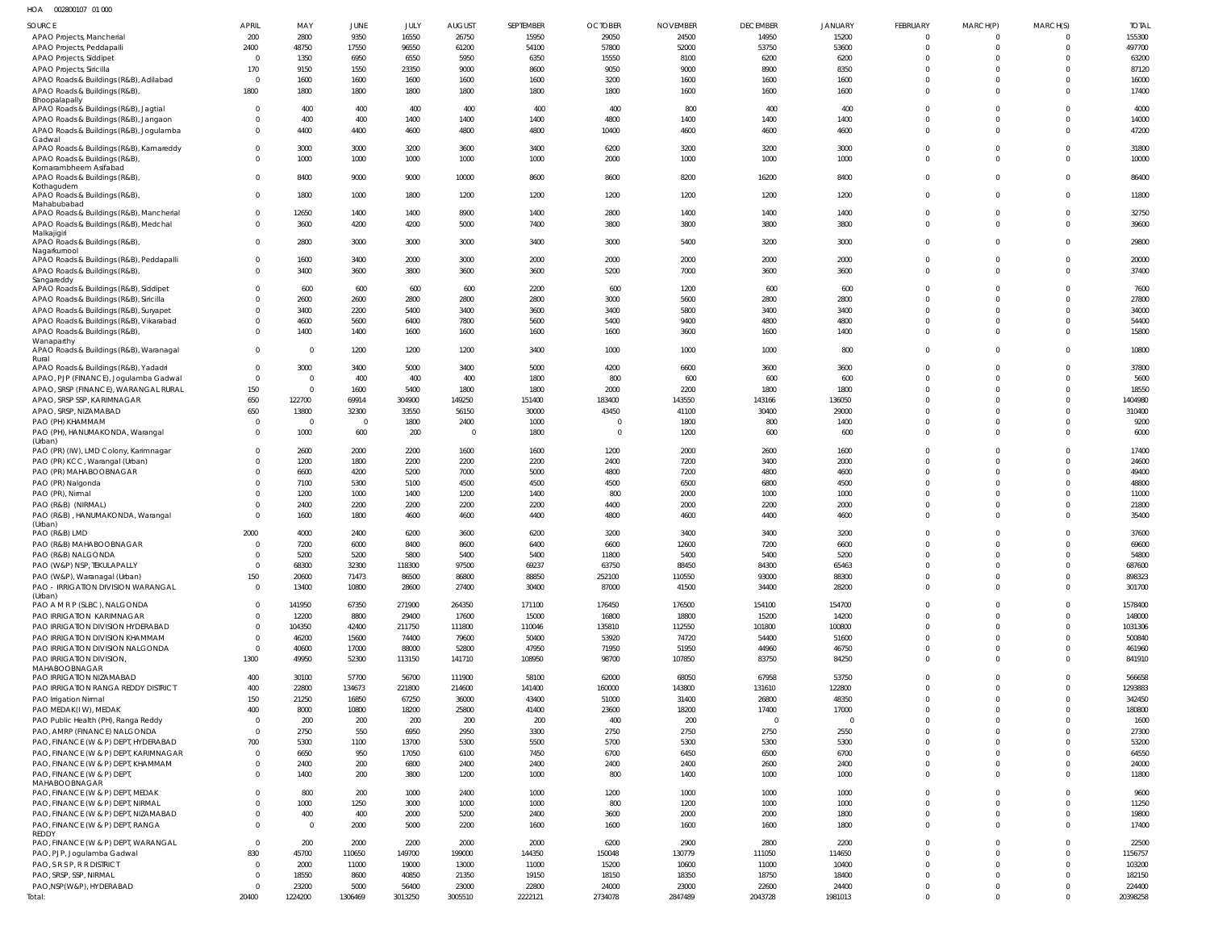HOA 002800107 01 000

| SOURCE | APRIL | MAY | JUNE | JULY | AUGUST | SEPTEMBER | OCTOBER | NOVEMBER | DECEMBER | JANUARY | FEBRUARY | MARCH(P) | MARCH(S) | TOTAL |
|---|---|---|---|---|---|---|---|---|---|---|---|---|---|---|
| APAO Projects, Mancherial | 200 | 2800 | 9350 | 16550 | 26750 | 15950 | 29050 | 24500 | 14950 | 15200 | 0 | 0 | 0 | 155300 |
| APAO Projects, Peddapalli | 2400 | 48750 | 17550 | 96550 | 61200 | 54100 | 57800 | 52000 | 53750 | 53600 | 0 | 0 | 0 | 497700 |
| APAO Projects, Siddipet | 0 | 1350 | 6950 | 6550 | 5950 | 6350 | 15550 | 8100 | 6200 | 6200 | 0 | 0 | 0 | 63200 |
| APAO Projects, Siricilla | 170 | 9150 | 1550 | 23350 | 9000 | 8600 | 9050 | 9000 | 8900 | 8350 | 0 | 0 | 0 | 87120 |
| APAO Roads & Buildings (R&B), Adilabad | 0 | 1600 | 1600 | 1600 | 1600 | 1600 | 3200 | 1600 | 1600 | 1600 | 0 | 0 | 0 | 16000 |
| APAO Roads & Buildings (R&B), Bhoopalapally | 1800 | 1800 | 1800 | 1800 | 1800 | 1800 | 1800 | 1600 | 1600 | 1600 | 0 | 0 | 0 | 17400 |
| APAO Roads & Buildings (R&B), Jagtial | 0 | 400 | 400 | 400 | 400 | 400 | 400 | 800 | 400 | 400 | 0 | 0 | 0 | 4000 |
| APAO Roads & Buildings (R&B), Jangaon | 0 | 400 | 400 | 1400 | 1400 | 1400 | 4800 | 1400 | 1400 | 1400 | 0 | 0 | 0 | 14000 |
| APAO Roads & Buildings (R&B), Jogulamba Gadwal | 0 | 4400 | 4400 | 4600 | 4800 | 4800 | 10400 | 4600 | 4600 | 4600 | 0 | 0 | 0 | 47200 |
| APAO Roads & Buildings (R&B), Kamareddy | 0 | 3000 | 3000 | 3200 | 3600 | 3400 | 6200 | 3200 | 3200 | 3000 | 0 | 0 | 0 | 31800 |
| APAO Roads & Buildings (R&B), Komarambheem Asifabad | 0 | 1000 | 1000 | 1000 | 1000 | 1000 | 2000 | 1000 | 1000 | 1000 | 0 | 0 | 0 | 10000 |
| APAO Roads & Buildings (R&B), Kothagudem | 0 | 8400 | 9000 | 9000 | 10000 | 8600 | 8600 | 8200 | 16200 | 8400 | 0 | 0 | 0 | 86400 |
| APAO Roads & Buildings (R&B), Mahabubabad | 0 | 1800 | 1000 | 1800 | 1200 | 1200 | 1200 | 1200 | 1200 | 1200 | 0 | 0 | 0 | 11800 |
| APAO Roads & Buildings (R&B), Mancherial | 0 | 12650 | 1400 | 1400 | 8900 | 1400 | 2800 | 1400 | 1400 | 1400 | 0 | 0 | 0 | 32750 |
| APAO Roads & Buildings (R&B), Medchal Malkajigiri | 0 | 3600 | 4200 | 4200 | 5000 | 7400 | 3800 | 3800 | 3800 | 3800 | 0 | 0 | 0 | 39600 |
| APAO Roads & Buildings (R&B), Nagarkurnool | 0 | 2800 | 3000 | 3000 | 3000 | 3400 | 3000 | 5400 | 3200 | 3000 | 0 | 0 | 0 | 29800 |
| APAO Roads & Buildings (R&B), Peddapalli | 0 | 1600 | 3400 | 2000 | 3000 | 2000 | 2000 | 2000 | 2000 | 2000 | 0 | 0 | 0 | 20000 |
| APAO Roads & Buildings (R&B), Sangareddy | 0 | 3400 | 3600 | 3800 | 3600 | 3600 | 5200 | 7000 | 3600 | 3600 | 0 | 0 | 0 | 37400 |
| APAO Roads & Buildings (R&B), Siddipet | 0 | 600 | 600 | 600 | 600 | 2200 | 600 | 1200 | 600 | 600 | 0 | 0 | 0 | 7600 |
| APAO Roads & Buildings (R&B), Siricilla | 0 | 2600 | 2600 | 2800 | 2800 | 2800 | 3000 | 5600 | 2800 | 2800 | 0 | 0 | 0 | 27800 |
| APAO Roads & Buildings (R&B), Suryapet | 0 | 3400 | 2200 | 5400 | 3400 | 3600 | 3400 | 5800 | 3400 | 3400 | 0 | 0 | 0 | 34000 |
| APAO Roads & Buildings (R&B), Vikarabad | 0 | 4600 | 5600 | 6400 | 7800 | 5600 | 5400 | 9400 | 4800 | 4800 | 0 | 0 | 0 | 54400 |
| APAO Roads & Buildings (R&B), Wanaparthy | 0 | 1400 | 1400 | 1600 | 1600 | 1600 | 1600 | 3600 | 1600 | 1400 | 0 | 0 | 0 | 15800 |
| APAO Roads & Buildings (R&B), Waranagal Rural | 0 | 0 | 1200 | 1200 | 1200 | 3400 | 1000 | 1000 | 1000 | 800 | 0 | 0 | 0 | 10800 |
| APAO Roads & Buildings (R&B), Yadadri | 0 | 3000 | 3400 | 5000 | 3400 | 5000 | 4200 | 6600 | 3600 | 3600 | 0 | 0 | 0 | 37800 |
| APAO, PJP (FINANCE), Jogulamba Gadwal | 0 | 0 | 400 | 400 | 400 | 1800 | 800 | 600 | 600 | 600 | 0 | 0 | 0 | 5600 |
| APAO, SRSP (FINANCE), WARANGAL RURAL | 150 | 0 | 1600 | 5400 | 1800 | 1800 | 2000 | 2200 | 1800 | 1800 | 0 | 0 | 0 | 18550 |
| APAO, SRSP SSP, KARIMNAGAR | 650 | 122700 | 69914 | 304900 | 149250 | 151400 | 183400 | 143550 | 143166 | 136050 | 0 | 0 | 0 | 1404980 |
| APAO, SRSP, NIZAMABAD | 650 | 13800 | 32300 | 33550 | 56150 | 30000 | 43450 | 41100 | 30400 | 29000 | 0 | 0 | 0 | 310400 |
| PAO (PH) KHAMMAM | 0 | 0 | 0 | 1800 | 2400 | 1000 | 0 | 1800 | 800 | 1400 | 0 | 0 | 0 | 9200 |
| PAO (PH), HANUMAKONDA, Warangal (Urban) | 0 | 1000 | 600 | 200 | 0 | 1800 | 0 | 1200 | 600 | 600 | 0 | 0 | 0 | 6000 |
| PAO (PR) (IW), LMD Colony, Karimnagar | 0 | 2600 | 2000 | 2200 | 1600 | 1600 | 1200 | 2000 | 2600 | 1600 | 0 | 0 | 0 | 17400 |
| PAO (PR) KCC, Warangal (Urban) | 0 | 1200 | 1800 | 2200 | 2200 | 2200 | 2400 | 7200 | 3400 | 2000 | 0 | 0 | 0 | 24600 |
| PAO (PR) MAHABOOBNAGAR | 0 | 6600 | 4200 | 5200 | 7000 | 5000 | 4800 | 7200 | 4800 | 4600 | 0 | 0 | 0 | 49400 |
| PAO (PR) Nalgonda | 0 | 7100 | 5300 | 5100 | 4500 | 4500 | 4500 | 6500 | 6800 | 4500 | 0 | 0 | 0 | 48800 |
| PAO (PR), Nirmal | 0 | 1200 | 1000 | 1400 | 1200 | 1400 | 800 | 2000 | 1000 | 1000 | 0 | 0 | 0 | 11000 |
| PAO (R&B) (NIRMAL) | 0 | 2400 | 2200 | 2200 | 2200 | 2200 | 4400 | 2000 | 2200 | 2000 | 0 | 0 | 0 | 21800 |
| PAO (R&B), HANUMAKONDA, Warangal (Urban) | 0 | 1600 | 1800 | 4600 | 4600 | 4400 | 4800 | 4600 | 4400 | 4600 | 0 | 0 | 0 | 35400 |
| PAO (R&B) LMD | 2000 | 4000 | 2400 | 6200 | 3600 | 6200 | 3200 | 3400 | 3400 | 3200 | 0 | 0 | 0 | 37600 |
| PAO (R&B) MAHABOOBNAGAR | 0 | 7200 | 6000 | 8400 | 8600 | 6400 | 6600 | 12600 | 7200 | 6600 | 0 | 0 | 0 | 69600 |
| PAO (R&B) NALGONDA | 0 | 5200 | 5200 | 5800 | 5400 | 5400 | 11800 | 5400 | 5400 | 5200 | 0 | 0 | 0 | 54800 |
| PAO (W&P) NSP, TEKULAPALLY | 0 | 68300 | 32300 | 118300 | 97500 | 69237 | 63750 | 88450 | 84300 | 65463 | 0 | 0 | 0 | 687600 |
| PAO (W&P), Waranagal (Urban) | 150 | 20600 | 71473 | 86500 | 86800 | 88850 | 252100 | 110550 | 93000 | 88300 | 0 | 0 | 0 | 898323 |
| PAO - IRRIGATION DIVISION WARANGAL (Urban) | 0 | 13400 | 10800 | 28600 | 27400 | 30400 | 87000 | 41500 | 34400 | 28200 | 0 | 0 | 0 | 301700 |
| PAO A M R P (SLBC), NALGONDA | 0 | 141950 | 67350 | 271900 | 264350 | 171100 | 176450 | 176500 | 154100 | 154700 | 0 | 0 | 0 | 1578400 |
| PAO IRRIGATION KARIMNAGAR | 0 | 12200 | 8800 | 29400 | 17600 | 15000 | 16800 | 18800 | 15200 | 14200 | 0 | 0 | 0 | 148000 |
| PAO IRRIGATION DIVISION HYDERABAD | 0 | 104350 | 42400 | 211750 | 111800 | 110046 | 135810 | 112550 | 101800 | 100800 | 0 | 0 | 0 | 1031306 |
| PAO IRRIGATION DIVISION KHAMMAM | 0 | 46200 | 15600 | 74400 | 79600 | 50400 | 53920 | 74720 | 54400 | 51600 | 0 | 0 | 0 | 500840 |
| PAO IRRIGATION DIVISION NALGONDA | 0 | 40600 | 17000 | 88000 | 52800 | 47950 | 71950 | 51950 | 44960 | 46750 | 0 | 0 | 0 | 461960 |
| PAO IRRIGATION DIVISION, MAHABOOBNAGAR | 1300 | 49950 | 52300 | 113150 | 141710 | 108950 | 98700 | 107850 | 83750 | 84250 | 0 | 0 | 0 | 841910 |
| PAO IRRIGATION NIZAMABAD | 400 | 30100 | 57700 | 56700 | 111900 | 58100 | 62000 | 68050 | 67958 | 53750 | 0 | 0 | 0 | 566658 |
| PAO IRRIGATION RANGA REDDY DISTRICT | 400 | 22800 | 134673 | 221800 | 214600 | 141400 | 160000 | 143800 | 131610 | 122800 | 0 | 0 | 0 | 1293883 |
| PAO Irrigation Nirmal | 150 | 21250 | 16850 | 67250 | 36000 | 43400 | 51000 | 31400 | 26800 | 48350 | 0 | 0 | 0 | 342450 |
| PAO MEDAK(IW), MEDAK | 400 | 8000 | 10800 | 18200 | 25800 | 41400 | 23600 | 18200 | 17400 | 17000 | 0 | 0 | 0 | 180800 |
| PAO Public Health (PH), Ranga Reddy | 0 | 200 | 200 | 200 | 200 | 200 | 400 | 200 | 0 | 0 | 0 | 0 | 0 | 1600 |
| PAO, AMRP (FINANCE) NALGONDA | 0 | 2750 | 550 | 6950 | 2950 | 3300 | 2750 | 2750 | 2750 | 2550 | 0 | 0 | 0 | 27300 |
| PAO, FINANCE (W & P) DEPT, HYDERABAD | 700 | 5300 | 1100 | 13700 | 5300 | 5500 | 5700 | 5300 | 5300 | 5300 | 0 | 0 | 0 | 53200 |
| PAO, FINANCE (W & P) DEPT, KARIMNAGAR | 0 | 6650 | 950 | 17050 | 6100 | 7450 | 6700 | 6450 | 6500 | 6700 | 0 | 0 | 0 | 64550 |
| PAO, FINANCE (W & P) DEPT, KHAMMAM | 0 | 2400 | 200 | 6800 | 2400 | 2400 | 2400 | 2400 | 2600 | 2400 | 0 | 0 | 0 | 24000 |
| PAO, FINANCE (W & P) DEPT, MAHABOOBNAGAR | 0 | 1400 | 200 | 3800 | 1200 | 1000 | 800 | 1400 | 1000 | 1000 | 0 | 0 | 0 | 11800 |
| PAO, FINANCE (W & P) DEPT, MEDAK | 0 | 800 | 200 | 1000 | 2400 | 1000 | 1200 | 1000 | 1000 | 1000 | 0 | 0 | 0 | 9600 |
| PAO, FINANCE (W & P) DEPT, NIRMAL | 0 | 1000 | 1250 | 3000 | 1000 | 1000 | 800 | 1200 | 1000 | 1000 | 0 | 0 | 0 | 11250 |
| PAO, FINANCE (W & P) DEPT, NIZAMABAD | 0 | 400 | 400 | 2000 | 5200 | 2400 | 3600 | 2000 | 2000 | 1800 | 0 | 0 | 0 | 19800 |
| PAO, FINANCE (W & P) DEPT, RANGA REDDY | 0 | 0 | 2000 | 5000 | 2200 | 1600 | 1600 | 1600 | 1600 | 1800 | 0 | 0 | 0 | 17400 |
| PAO, FINANCE (W & P) DEPT, WARANGAL | 0 | 200 | 2000 | 2200 | 2000 | 2000 | 6200 | 2900 | 2800 | 2200 | 0 | 0 | 0 | 22500 |
| PAO, PJP, Jogulamba Gadwal | 830 | 45700 | 110650 | 149700 | 199000 | 144350 | 150048 | 130779 | 111050 | 114650 | 0 | 0 | 0 | 1156757 |
| PAO, S R S P, R R DISTRICT | 0 | 2000 | 11000 | 19000 | 13000 | 11000 | 15200 | 10600 | 11000 | 10400 | 0 | 0 | 0 | 103200 |
| PAO, SRSP, SSP, NIRMAL | 0 | 18550 | 8600 | 40850 | 21350 | 19150 | 18150 | 18350 | 18750 | 18400 | 0 | 0 | 0 | 182150 |
| PAO,NSP(W&P), HYDERABAD | 0 | 23200 | 5000 | 56400 | 23000 | 22800 | 24000 | 23000 | 22600 | 24400 | 0 | 0 | 0 | 224400 |
| Total: | 20400 | 1224200 | 1306469 | 3013250 | 3005510 | 2222121 | 2734078 | 2847489 | 2043728 | 1981013 | 0 | 0 | 0 | 20398258 |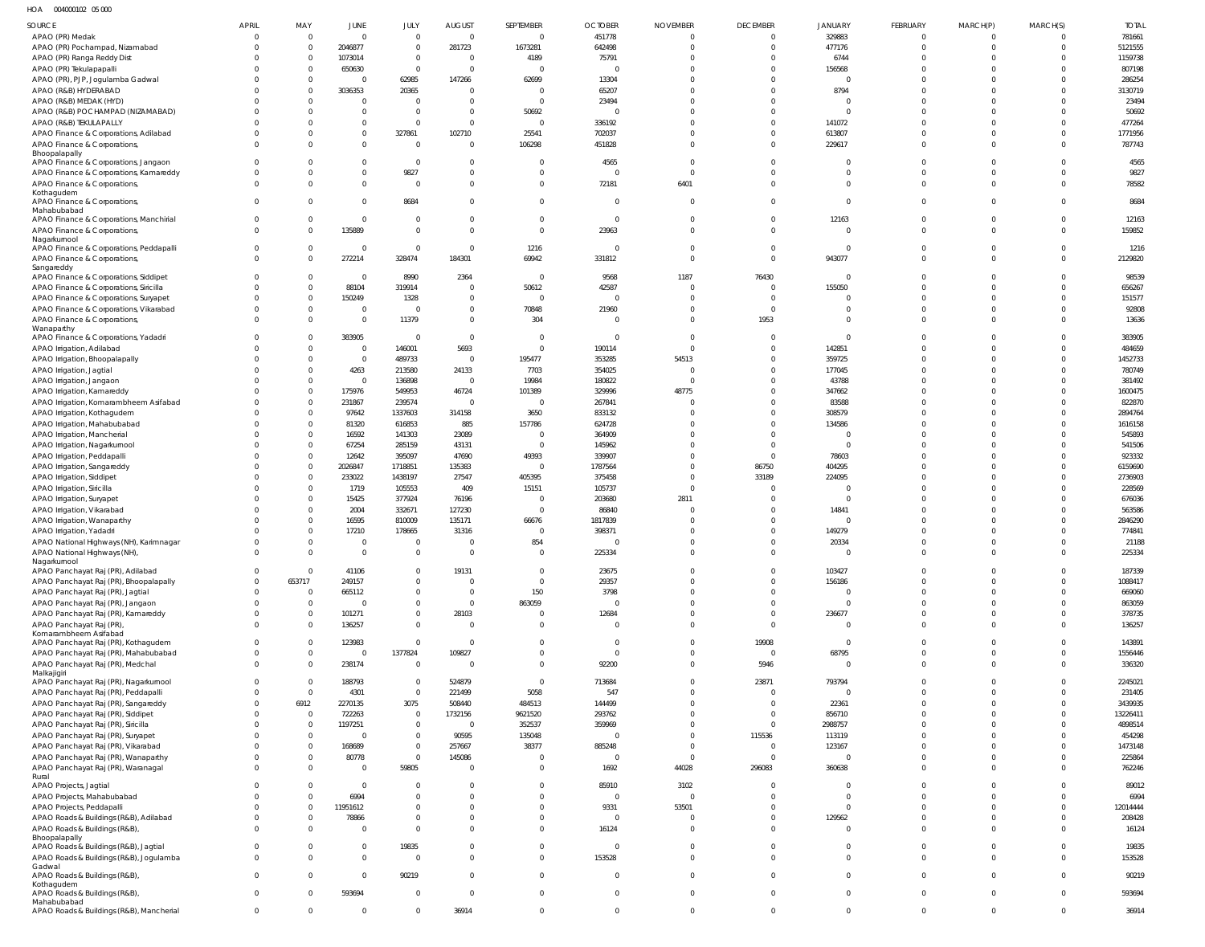HOA 004000102 05 000

| SOURCE | APRIL | MAY | JUNE | JULY | AUGUST | SEPTEMBER | OCTOBER | NOVEMBER | DECEMBER | JANUARY | FEBRUARY | MARCH(P) | MARCH(S) | TOTAL |
|---|---|---|---|---|---|---|---|---|---|---|---|---|---|---|
| APAO (PR) Medak | 0 | 0 | 0 | 0 | 0 | 0 | 451778 | 0 | 0 | 329883 | 0 | 0 | 0 | 781661 |
| APAO (PR) Pochampad, Nizamabad | 0 | 0 | 2046877 | 0 | 281723 | 1673281 | 642498 | 0 | 0 | 477176 | 0 | 0 | 0 | 5121555 |
| APAO (PR) Ranga Reddy Dist | 0 | 0 | 1073014 | 0 | 0 | 4189 | 75791 | 0 | 0 | 6744 | 0 | 0 | 0 | 1159738 |
| APAO (PR) Tekulapapalli | 0 | 0 | 650630 | 0 | 0 | 0 | 0 | 0 | 0 | 156568 | 0 | 0 | 0 | 807198 |
| APAO (PR), PJP, Jogulamba Gadwal | 0 | 0 | 0 | 62985 | 147266 | 62699 | 13304 | 0 | 0 | 0 | 0 | 0 | 0 | 286254 |
| APAO (R&B) HYDERABAD | 0 | 0 | 3036353 | 20365 | 0 | 0 | 65207 | 0 | 0 | 8794 | 0 | 0 | 0 | 3130719 |
| APAO (R&B) MEDAK (HYD) | 0 | 0 | 0 | 0 | 0 | 0 | 23494 | 0 | 0 | 0 | 0 | 0 | 0 | 23494 |
| APAO (R&B) POCHAMPAD (NIZAMABAD) | 0 | 0 | 0 | 0 | 0 | 50692 | 0 | 0 | 0 | 0 | 0 | 0 | 0 | 50692 |
| APAO (R&B) TEKULAPALLY | 0 | 0 | 0 | 0 | 0 | 0 | 336192 | 0 | 0 | 141072 | 0 | 0 | 0 | 477264 |
| APAO Finance & Corporations, Adilabad | 0 | 0 | 0 | 327861 | 102710 | 25541 | 702037 | 0 | 0 | 613807 | 0 | 0 | 0 | 1771956 |
| APAO Finance & Corporations, Bhoopalapally | 0 | 0 | 0 | 0 | 0 | 106298 | 451828 | 0 | 0 | 229617 | 0 | 0 | 0 | 787743 |
| APAO Finance & Corporations, Jangaon | 0 | 0 | 0 | 0 | 0 | 0 | 4565 | 0 | 0 | 0 | 0 | 0 | 0 | 4565 |
| APAO Finance & Corporations, Kamareddy | 0 | 0 | 0 | 9827 | 0 | 0 | 0 | 0 | 0 | 0 | 0 | 0 | 0 | 9827 |
| APAO Finance & Corporations, Kothagudem | 0 | 0 | 0 | 0 | 0 | 0 | 72181 | 6401 | 0 | 0 | 0 | 0 | 0 | 78582 |
| APAO Finance & Corporations, Mahabubabad | 0 | 0 | 0 | 8684 | 0 | 0 | 0 | 0 | 0 | 0 | 0 | 0 | 0 | 8684 |
| APAO Finance & Corporations, Manchirial | 0 | 0 | 0 | 0 | 0 | 0 | 0 | 0 | 0 | 12163 | 0 | 0 | 0 | 12163 |
| APAO Finance & Corporations, Nagarkurnool | 0 | 0 | 135889 | 0 | 0 | 0 | 23963 | 0 | 0 | 0 | 0 | 0 | 0 | 159852 |
| APAO Finance & Corporations, Peddapalli | 0 | 0 | 0 | 0 | 0 | 1216 | 0 | 0 | 0 | 0 | 0 | 0 | 0 | 1216 |
| APAO Finance & Corporations, Sangareddy | 0 | 0 | 272214 | 328474 | 184301 | 69942 | 331812 | 0 | 0 | 943077 | 0 | 0 | 0 | 2129820 |
| APAO Finance & Corporations, Siddipet | 0 | 0 | 0 | 8990 | 2364 | 0 | 9568 | 1187 | 76430 | 0 | 0 | 0 | 0 | 98539 |
| APAO Finance & Corporations, Siricilla | 0 | 0 | 88104 | 319914 | 0 | 50612 | 42587 | 0 | 0 | 155050 | 0 | 0 | 0 | 656267 |
| APAO Finance & Corporations, Suryapet | 0 | 0 | 150249 | 1328 | 0 | 0 | 0 | 0 | 0 | 0 | 0 | 0 | 0 | 151577 |
| APAO Finance & Corporations, Vikarabad | 0 | 0 | 0 | 0 | 0 | 70848 | 21960 | 0 | 0 | 0 | 0 | 0 | 0 | 92808 |
| APAO Finance & Corporations, Wanaparthy | 0 | 0 | 0 | 11379 | 0 | 304 | 0 | 0 | 1953 | 0 | 0 | 0 | 0 | 13636 |
| APAO Finance & Corporations, Yadadri | 0 | 0 | 383905 | 0 | 0 | 0 | 0 | 0 | 0 | 0 | 0 | 0 | 0 | 383905 |
| APAO Irrigation, Adilabad | 0 | 0 | 0 | 146001 | 5693 | 0 | 190114 | 0 | 0 | 142851 | 0 | 0 | 0 | 484659 |
| APAO Irrigation, Bhoopalapally | 0 | 0 | 0 | 489733 | 0 | 195477 | 353285 | 54513 | 0 | 359725 | 0 | 0 | 0 | 1452733 |
| APAO Irrigation, Jagtial | 0 | 0 | 4263 | 213580 | 24133 | 7703 | 354025 | 0 | 0 | 177045 | 0 | 0 | 0 | 780749 |
| APAO Irrigation, Jangaon | 0 | 0 | 0 | 136898 | 0 | 19984 | 180822 | 0 | 0 | 43788 | 0 | 0 | 0 | 381492 |
| APAO Irrigation, Kamareddy | 0 | 0 | 175976 | 549953 | 46724 | 101389 | 329996 | 48775 | 0 | 347662 | 0 | 0 | 0 | 1600475 |
| APAO Irrigation, Komarambheem Asifabad | 0 | 0 | 231867 | 239574 | 0 | 0 | 267841 | 0 | 0 | 83588 | 0 | 0 | 0 | 822870 |
| APAO Irrigation, Kothagudem | 0 | 0 | 97642 | 1337603 | 314158 | 3650 | 833132 | 0 | 0 | 308579 | 0 | 0 | 0 | 2894764 |
| APAO Irrigation, Mahabubabad | 0 | 0 | 81320 | 616853 | 885 | 157786 | 624728 | 0 | 0 | 134586 | 0 | 0 | 0 | 1616158 |
| APAO Irrigation, Mancherial | 0 | 0 | 16592 | 141303 | 23089 | 0 | 364909 | 0 | 0 | 0 | 0 | 0 | 0 | 545893 |
| APAO Irrigation, Nagarkurnool | 0 | 0 | 67254 | 285159 | 43131 | 0 | 145962 | 0 | 0 | 0 | 0 | 0 | 0 | 541506 |
| APAO Irrigation, Peddapalli | 0 | 0 | 12642 | 395097 | 47690 | 49393 | 339907 | 0 | 0 | 78603 | 0 | 0 | 0 | 923332 |
| APAO Irrigation, Sangareddy | 0 | 0 | 2026847 | 1718851 | 135383 | 0 | 1787564 | 0 | 86750 | 404295 | 0 | 0 | 0 | 6159690 |
| APAO Irrigation, Siddipet | 0 | 0 | 233022 | 1438197 | 27547 | 405395 | 375458 | 0 | 33189 | 224095 | 0 | 0 | 0 | 2736903 |
| APAO Irrigation, Siricilla | 0 | 0 | 1719 | 105553 | 409 | 15151 | 105737 | 0 | 0 | 0 | 0 | 0 | 0 | 228569 |
| APAO Irrigation, Suryapet | 0 | 0 | 15425 | 377924 | 76196 | 0 | 203680 | 2811 | 0 | 0 | 0 | 0 | 0 | 676036 |
| APAO Irrigation, Vikarabad | 0 | 0 | 2004 | 332671 | 127230 | 0 | 86840 | 0 | 0 | 14841 | 0 | 0 | 0 | 563586 |
| APAO Irrigation, Wanaparthy | 0 | 0 | 16595 | 810009 | 135171 | 66676 | 1817839 | 0 | 0 | 0 | 0 | 0 | 0 | 2846290 |
| APAO Irrigation, Yadadri | 0 | 0 | 17210 | 178665 | 31316 | 0 | 398371 | 0 | 0 | 149279 | 0 | 0 | 0 | 774841 |
| APAO National Highways (NH), Karimnagar | 0 | 0 | 0 | 0 | 0 | 854 | 0 | 0 | 0 | 20334 | 0 | 0 | 0 | 21188 |
| APAO National Highways (NH), Nagarkurnool | 0 | 0 | 0 | 0 | 0 | 0 | 225334 | 0 | 0 | 0 | 0 | 0 | 0 | 225334 |
| APAO Panchayat Raj (PR), Adilabad | 0 | 0 | 41106 | 0 | 19131 | 0 | 23675 | 0 | 0 | 103427 | 0 | 0 | 0 | 187339 |
| APAO Panchayat Raj (PR), Bhoopalapally | 0 | 653717 | 249157 | 0 | 0 | 0 | 29357 | 0 | 0 | 156186 | 0 | 0 | 0 | 1088417 |
| APAO Panchayat Raj (PR), Jagtial | 0 | 0 | 665112 | 0 | 0 | 150 | 3798 | 0 | 0 | 0 | 0 | 0 | 0 | 669060 |
| APAO Panchayat Raj (PR), Jangaon | 0 | 0 | 0 | 0 | 0 | 863059 | 0 | 0 | 0 | 0 | 0 | 0 | 0 | 863059 |
| APAO Panchayat Raj (PR), Kamareddy | 0 | 0 | 101271 | 0 | 28103 | 0 | 12684 | 0 | 0 | 236677 | 0 | 0 | 0 | 378735 |
| APAO Panchayat Raj (PR), Komarambheem Asifabad | 0 | 0 | 136257 | 0 | 0 | 0 | 0 | 0 | 0 | 0 | 0 | 0 | 0 | 136257 |
| APAO Panchayat Raj (PR), Kothagudem | 0 | 0 | 123983 | 0 | 0 | 0 | 0 | 0 | 19908 | 0 | 0 | 0 | 0 | 143891 |
| APAO Panchayat Raj (PR), Mahabubabad | 0 | 0 | 0 | 1377824 | 109827 | 0 | 0 | 0 | 0 | 68795 | 0 | 0 | 0 | 1556446 |
| APAO Panchayat Raj (PR), Medchal Malkajigiri | 0 | 0 | 238174 | 0 | 0 | 0 | 92200 | 0 | 5946 | 0 | 0 | 0 | 0 | 336320 |
| APAO Panchayat Raj (PR), Nagarkurnool | 0 | 0 | 188793 | 0 | 524879 | 0 | 713684 | 0 | 23871 | 793794 | 0 | 0 | 0 | 2245021 |
| APAO Panchayat Raj (PR), Peddapalli | 0 | 0 | 4301 | 0 | 221499 | 5058 | 547 | 0 | 0 | 0 | 0 | 0 | 0 | 231405 |
| APAO Panchayat Raj (PR), Sangareddy | 0 | 6912 | 2270135 | 3075 | 508440 | 484513 | 144499 | 0 | 0 | 22361 | 0 | 0 | 0 | 3439935 |
| APAO Panchayat Raj (PR), Siddipet | 0 | 0 | 722263 | 0 | 1732156 | 9621520 | 293762 | 0 | 0 | 856710 | 0 | 0 | 0 | 13226411 |
| APAO Panchayat Raj (PR), Siricilla | 0 | 0 | 1197251 | 0 | 0 | 352537 | 359969 | 0 | 0 | 2988757 | 0 | 0 | 0 | 4898514 |
| APAO Panchayat Raj (PR), Suryapet | 0 | 0 | 0 | 0 | 90595 | 135048 | 0 | 0 | 115536 | 113119 | 0 | 0 | 0 | 454298 |
| APAO Panchayat Raj (PR), Vikarabad | 0 | 0 | 168689 | 0 | 257667 | 38377 | 885248 | 0 | 0 | 123167 | 0 | 0 | 0 | 1473148 |
| APAO Panchayat Raj (PR), Wanaparthy | 0 | 0 | 80778 | 0 | 145086 | 0 | 0 | 0 | 0 | 0 | 0 | 0 | 0 | 225864 |
| APAO Panchayat Raj (PR), Waranagal Rural | 0 | 0 | 0 | 59805 | 0 | 0 | 1692 | 44028 | 296083 | 360638 | 0 | 0 | 0 | 762246 |
| APAO Projects, Jagtial | 0 | 0 | 0 | 0 | 0 | 0 | 85910 | 3102 | 0 | 0 | 0 | 0 | 0 | 89012 |
| APAO Projects, Mahabubabad | 0 | 0 | 6994 | 0 | 0 | 0 | 0 | 0 | 0 | 0 | 0 | 0 | 0 | 6994 |
| APAO Projects, Peddapalli | 0 | 0 | 11951612 | 0 | 0 | 0 | 9331 | 53501 | 0 | 0 | 0 | 0 | 0 | 12014444 |
| APAO Roads & Buildings (R&B), Adilabad | 0 | 0 | 78866 | 0 | 0 | 0 | 0 | 0 | 0 | 129562 | 0 | 0 | 0 | 208428 |
| APAO Roads & Buildings (R&B), Bhoopalapally | 0 | 0 | 0 | 0 | 0 | 0 | 16124 | 0 | 0 | 0 | 0 | 0 | 0 | 16124 |
| APAO Roads & Buildings (R&B), Jagtial | 0 | 0 | 0 | 19835 | 0 | 0 | 0 | 0 | 0 | 0 | 0 | 0 | 0 | 19835 |
| APAO Roads & Buildings (R&B), Jogulamba Gadwal | 0 | 0 | 0 | 0 | 0 | 0 | 153528 | 0 | 0 | 0 | 0 | 0 | 0 | 153528 |
| APAO Roads & Buildings (R&B), Kothagudem | 0 | 0 | 0 | 90219 | 0 | 0 | 0 | 0 | 0 | 0 | 0 | 0 | 0 | 90219 |
| APAO Roads & Buildings (R&B), Mahabubabad | 0 | 0 | 593694 | 0 | 0 | 0 | 0 | 0 | 0 | 0 | 0 | 0 | 0 | 593694 |
| APAO Roads & Buildings (R&B), Mancherial | 0 | 0 | 0 | 0 | 36914 | 0 | 0 | 0 | 0 | 0 | 0 | 0 | 0 | 36914 |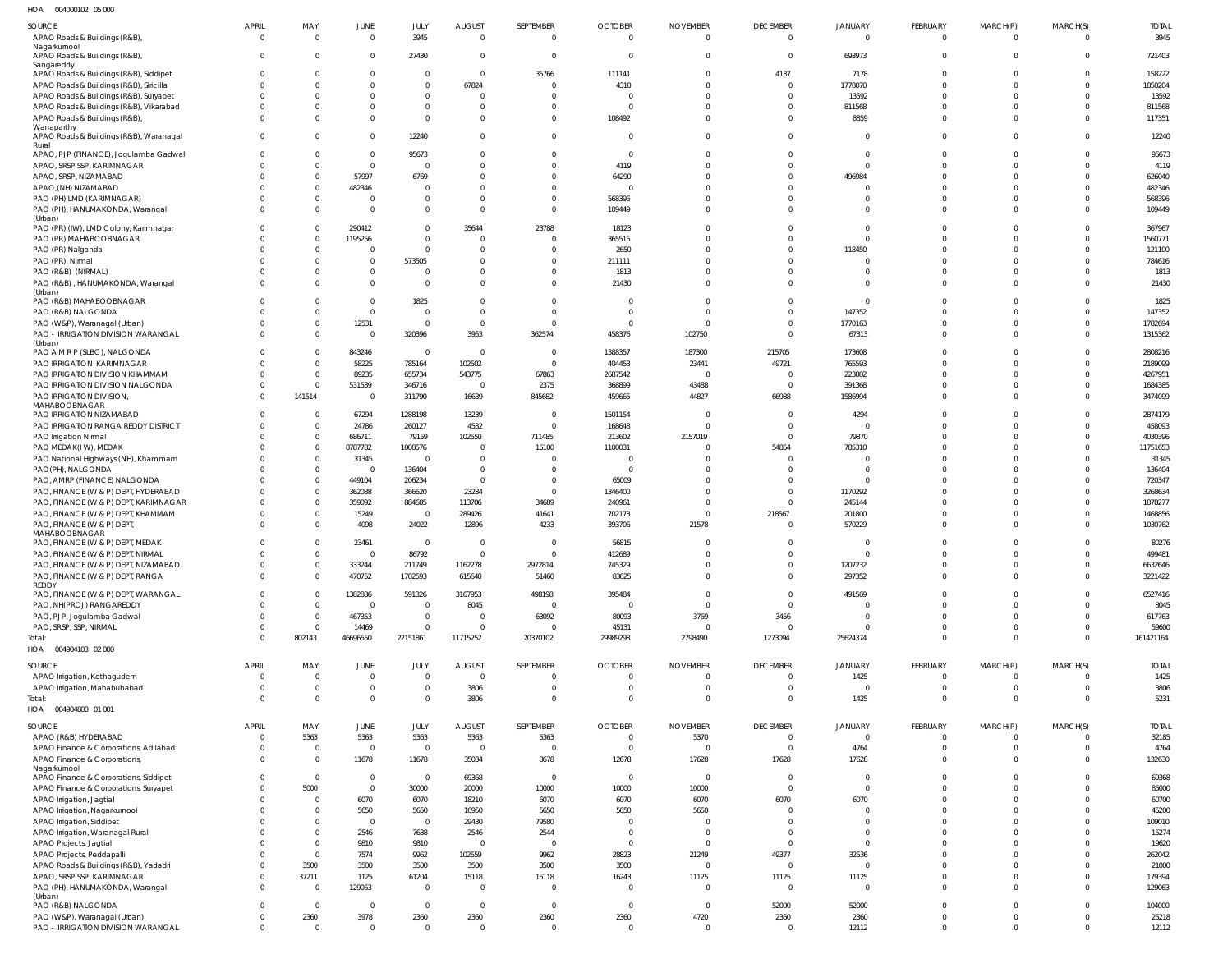HOA 004000102 05 000

| SOURCE | APRIL | MAY | JUNE | JULY | AUGUST | SEPTEMBER | OCTOBER | NOVEMBER | DECEMBER | JANUARY | FEBRUARY | MARCH(P) | MARCH(S) | TOTAL |
|---|---|---|---|---|---|---|---|---|---|---|---|---|---|---|
| APAO Roads & Buildings (R&B), Nagarkurnool | 0 | 0 | 0 | 3945 | 0 | 0 | 0 | 0 | 0 | 0 | 0 | 0 | 0 | 3945 |
| APAO Roads & Buildings (R&B), Sangareddy | 0 | 0 | 0 | 27430 | 0 | 0 | 0 | 0 | 0 | 693973 | 0 | 0 | 0 | 721403 |
| APAO Roads & Buildings (R&B), Siddipet | 0 | 0 | 0 | 0 | 0 | 35766 | 111141 | 0 | 4137 | 7178 | 0 | 0 | 0 | 158222 |
| APAO Roads & Buildings (R&B), Siricilla | 0 | 0 | 0 | 0 | 67824 | 0 | 4310 | 0 | 0 | 1778070 | 0 | 0 | 0 | 1850204 |
| APAO Roads & Buildings (R&B), Suryapet | 0 | 0 | 0 | 0 | 0 | 0 | 0 | 0 | 0 | 13592 | 0 | 0 | 0 | 13592 |
| APAO Roads & Buildings (R&B), Vikarabad | 0 | 0 | 0 | 0 | 0 | 0 | 0 | 0 | 0 | 811568 | 0 | 0 | 0 | 811568 |
| APAO Roads & Buildings (R&B), Wanaparthy | 0 | 0 | 0 | 0 | 0 | 0 | 108492 | 0 | 0 | 8859 | 0 | 0 | 0 | 117351 |
| APAO Roads & Buildings (R&B), Waranagal Rural | 0 | 0 | 0 | 12240 | 0 | 0 | 0 | 0 | 0 | 0 | 0 | 0 | 0 | 12240 |
| APAO, PJP (FINANCE), Jogulamba Gadwal | 0 | 0 | 0 | 95673 | 0 | 0 | 0 | 0 | 0 | 0 | 0 | 0 | 0 | 95673 |
| APAO, SRSP SSP, KARIMNAGAR | 0 | 0 | 0 | 0 | 0 | 0 | 4119 | 0 | 0 | 0 | 0 | 0 | 0 | 4119 |
| APAO, SRSP, NIZAMABAD | 0 | 0 | 57997 | 6769 | 0 | 0 | 64290 | 0 | 0 | 496984 | 0 | 0 | 0 | 626040 |
| APAO,(NH) NIZAMABAD | 0 | 0 | 482346 | 0 | 0 | 0 | 0 | 0 | 0 | 0 | 0 | 0 | 0 | 482346 |
| PAO (PH) LMD (KARIMNAGAR) | 0 | 0 | 0 | 0 | 0 | 0 | 568396 | 0 | 0 | 0 | 0 | 0 | 0 | 568396 |
| PAO (PH), HANUMAKONDA, Warangal (Urban) | 0 | 0 | 0 | 0 | 0 | 0 | 109449 | 0 | 0 | 0 | 0 | 0 | 0 | 109449 |
| PAO (PR) (IW), LMD Colony, Karimnagar | 0 | 0 | 290412 | 0 | 35644 | 23788 | 18123 | 0 | 0 | 0 | 0 | 0 | 0 | 367967 |
| PAO (PR) MAHABOOBNAGAR | 0 | 0 | 1195256 | 0 | 0 | 0 | 365515 | 0 | 0 | 0 | 0 | 0 | 0 | 1560771 |
| PAO (PR) Nalgonda | 0 | 0 | 0 | 0 | 0 | 0 | 2650 | 0 | 0 | 118450 | 0 | 0 | 0 | 121100 |
| PAO (PR), Nirmal | 0 | 0 | 0 | 573505 | 0 | 0 | 211111 | 0 | 0 | 0 | 0 | 0 | 0 | 784616 |
| PAO (R&B) (NIRMAL) | 0 | 0 | 0 | 0 | 0 | 0 | 1813 | 0 | 0 | 0 | 0 | 0 | 0 | 1813 |
| PAO (R&B) , HANUMAKONDA, Warangal (Urban) | 0 | 0 | 0 | 0 | 0 | 0 | 21430 | 0 | 0 | 0 | 0 | 0 | 0 | 21430 |
| PAO (R&B) MAHABOOBNAGAR | 0 | 0 | 0 | 1825 | 0 | 0 | 0 | 0 | 0 | 0 | 0 | 0 | 0 | 1825 |
| PAO (R&B) NALGONDA | 0 | 0 | 0 | 0 | 0 | 0 | 0 | 0 | 0 | 147352 | 0 | 0 | 0 | 147352 |
| PAO (W&P), Waranagal (Urban) | 0 | 0 | 12531 | 0 | 0 | 0 | 0 | 0 | 0 | 1770163 | 0 | 0 | 0 | 1782694 |
| PAO - IRRIGATION DIVISION WARANGAL (Urban) | 0 | 0 | 0 | 320396 | 3953 | 362574 | 458376 | 102750 | 0 | 67313 | 0 | 0 | 0 | 1315362 |
| PAO A M R P (SLBC), NALGONDA | 0 | 0 | 843246 | 0 | 0 | 0 | 1388357 | 187300 | 215705 | 173608 | 0 | 0 | 0 | 2808216 |
| PAO IRRIGATION KARIMNAGAR | 0 | 0 | 58225 | 785164 | 102502 | 0 | 404453 | 23441 | 49721 | 765593 | 0 | 0 | 0 | 2189099 |
| PAO IRRIGATION DIVISION KHAMMAM | 0 | 0 | 89235 | 655734 | 543775 | 67863 | 2687542 | 0 | 0 | 223802 | 0 | 0 | 0 | 4267951 |
| PAO IRRIGATION DIVISION NALGONDA | 0 | 0 | 531539 | 346716 | 0 | 2375 | 368899 | 43488 | 0 | 391368 | 0 | 0 | 0 | 1684385 |
| PAO IRRIGATION DIVISION, MAHABOOBNAGAR | 0 | 141514 | 0 | 311790 | 16639 | 845682 | 459665 | 44827 | 66988 | 1586994 | 0 | 0 | 0 | 3474099 |
| PAO IRRIGATION NIZAMABAD | 0 | 0 | 67294 | 1288198 | 13239 | 0 | 1501154 | 0 | 0 | 4294 | 0 | 0 | 0 | 2874179 |
| PAO IRRIGATION RANGA REDDY DISTRICT | 0 | 0 | 24786 | 260127 | 4532 | 0 | 168648 | 0 | 0 | 0 | 0 | 0 | 0 | 458093 |
| PAO Irrigation Nirmal | 0 | 0 | 686711 | 79159 | 102550 | 711485 | 213602 | 2157019 | 0 | 79870 | 0 | 0 | 0 | 4030396 |
| PAO MEDAK(IW), MEDAK | 0 | 0 | 8787782 | 1008576 | 0 | 15100 | 1100031 | 0 | 54854 | 785310 | 0 | 0 | 0 | 11751653 |
| PAO National Highways (NH), Khammam | 0 | 0 | 31345 | 0 | 0 | 0 | 0 | 0 | 0 | 0 | 0 | 0 | 0 | 31345 |
| PAO(PH), NALGONDA | 0 | 0 | 0 | 136404 | 0 | 0 | 0 | 0 | 0 | 0 | 0 | 0 | 0 | 136404 |
| PAO, AMRP (FINANCE) NALGONDA | 0 | 0 | 449104 | 206234 | 0 | 0 | 65009 | 0 | 0 | 0 | 0 | 0 | 0 | 720347 |
| PAO, FINANCE (W & P) DEPT, HYDERABAD | 0 | 0 | 362088 | 366620 | 23234 | 0 | 1346400 | 0 | 0 | 1170292 | 0 | 0 | 0 | 3268634 |
| PAO, FINANCE (W & P) DEPT, KARIMNAGAR | 0 | 0 | 359092 | 884685 | 113706 | 34689 | 240961 | 0 | 0 | 245144 | 0 | 0 | 0 | 1878277 |
| PAO, FINANCE (W & P) DEPT, KHAMMAM | 0 | 0 | 15249 | 0 | 289426 | 41641 | 702173 | 0 | 218567 | 201800 | 0 | 0 | 0 | 1468856 |
| PAO, FINANCE (W & P) DEPT, MAHABOOBNAGAR | 0 | 0 | 4098 | 24022 | 12896 | 4233 | 393706 | 21578 | 0 | 570229 | 0 | 0 | 0 | 1030762 |
| PAO, FINANCE (W & P) DEPT, MEDAK | 0 | 0 | 23461 | 0 | 0 | 0 | 56815 | 0 | 0 | 0 | 0 | 0 | 0 | 80276 |
| PAO, FINANCE (W & P) DEPT, NIRMAL | 0 | 0 | 0 | 86792 | 0 | 0 | 412689 | 0 | 0 | 0 | 0 | 0 | 0 | 499481 |
| PAO, FINANCE (W & P) DEPT, NIZAMABAD | 0 | 0 | 333244 | 211749 | 1162278 | 2972814 | 745329 | 0 | 0 | 1207232 | 0 | 0 | 0 | 6632646 |
| PAO, FINANCE (W & P) DEPT, RANGA REDDY | 0 | 0 | 470752 | 1702593 | 615640 | 51460 | 83625 | 0 | 0 | 297352 | 0 | 0 | 0 | 3221422 |
| PAO, FINANCE (W & P) DEPT, WARANGAL | 0 | 0 | 1382886 | 591326 | 3167953 | 498198 | 395484 | 0 | 0 | 491569 | 0 | 0 | 0 | 6527416 |
| PAO, NH(PROJ) RANGAREDDY | 0 | 0 | 0 | 0 | 8045 | 0 | 0 | 0 | 0 | 0 | 0 | 0 | 0 | 8045 |
| PAO, PJP, Jogulamba Gadwal | 0 | 0 | 467353 | 0 | 0 | 63092 | 80093 | 3769 | 3456 | 0 | 0 | 0 | 0 | 617763 |
| PAO, SRSP, SSP, NIRMAL | 0 | 0 | 14469 | 0 | 0 | 0 | 45131 | 0 | 0 | 0 | 0 | 0 | 0 | 59600 |
| Total: | 0 | 802143 | 46696550 | 22151861 | 11715252 | 20370102 | 29889298 | 2798490 | 1273094 | 25624374 | 0 | 0 | 0 | 161421164 |

HOA 004904103 02 000

| SOURCE | APRIL | MAY | JUNE | JULY | AUGUST | SEPTEMBER | OCTOBER | NOVEMBER | DECEMBER | JANUARY | FEBRUARY | MARCH(P) | MARCH(S) | TOTAL |
|---|---|---|---|---|---|---|---|---|---|---|---|---|---|---|
| APAO Irrigation, Kothagudem | 0 | 0 | 0 | 0 | 0 | 0 | 0 | 0 | 0 | 1425 | 0 | 0 | 0 | 1425 |
| APAO Irrigation, Mahabubabad | 0 | 0 | 0 | 0 | 3806 | 0 | 0 | 0 | 0 | 0 | 0 | 0 | 0 | 3806 |
| Total: | 0 | 0 | 0 | 0 | 3806 | 0 | 0 | 0 | 0 | 1425 | 0 | 0 | 0 | 5231 |

HOA 004904800 01 001

| SOURCE | APRIL | MAY | JUNE | JULY | AUGUST | SEPTEMBER | OCTOBER | NOVEMBER | DECEMBER | JANUARY | FEBRUARY | MARCH(P) | MARCH(S) | TOTAL |
|---|---|---|---|---|---|---|---|---|---|---|---|---|---|---|
| APAO (R&B) HYDERABAD | 0 | 5363 | 5363 | 5363 | 5363 | 5363 | 0 | 5370 | 0 | 0 | 0 | 0 | 0 | 32185 |
| APAO Finance & Corporations, Adilabad | 0 | 0 | 0 | 0 | 0 | 0 | 0 | 0 | 0 | 4764 | 0 | 0 | 0 | 4764 |
| APAO Finance & Corporations, Nagarkurnool | 0 | 0 | 11678 | 11678 | 35034 | 8678 | 12678 | 17628 | 17628 | 17628 | 0 | 0 | 0 | 132630 |
| APAO Finance & Corporations, Siddipet | 0 | 0 | 0 | 0 | 69368 | 0 | 0 | 0 | 0 | 0 | 0 | 0 | 0 | 69368 |
| APAO Finance & Corporations, Suryapet | 0 | 5000 | 0 | 30000 | 20000 | 10000 | 10000 | 10000 | 0 | 0 | 0 | 0 | 0 | 85000 |
| APAO Irrigation, Jagtial | 0 | 0 | 6070 | 6070 | 18210 | 6070 | 6070 | 6070 | 6070 | 6070 | 0 | 0 | 0 | 60700 |
| APAO Irrigation, Nagarkurnool | 0 | 0 | 5650 | 5650 | 16950 | 5650 | 5650 | 5650 | 0 | 0 | 0 | 0 | 0 | 45200 |
| APAO Irrigation, Siddipet | 0 | 0 | 0 | 0 | 29430 | 79580 | 0 | 0 | 0 | 0 | 0 | 0 | 0 | 109010 |
| APAO Irrigation, Waranagal Rural | 0 | 0 | 2546 | 7638 | 2546 | 2544 | 0 | 0 | 0 | 0 | 0 | 0 | 0 | 15274 |
| APAO Projects, Jagtial | 0 | 0 | 9810 | 9810 | 0 | 0 | 0 | 0 | 0 | 0 | 0 | 0 | 0 | 19620 |
| APAO Projects, Peddapalli | 0 | 0 | 7574 | 9962 | 102559 | 9962 | 28823 | 21249 | 49377 | 32536 | 0 | 0 | 0 | 262042 |
| APAO Roads & Buildings (R&B), Yadadri | 0 | 3500 | 3500 | 3500 | 3500 | 3500 | 3500 | 0 | 0 | 0 | 0 | 0 | 0 | 21000 |
| APAO, SRSP SSP, KARIMNAGAR | 0 | 37211 | 1125 | 61204 | 15118 | 15118 | 16243 | 11125 | 11125 | 11125 | 0 | 0 | 0 | 179394 |
| PAO (PH), HANUMAKONDA, Warangal (Urban) | 0 | 0 | 129063 | 0 | 0 | 0 | 0 | 0 | 0 | 0 | 0 | 0 | 0 | 129063 |
| PAO (R&B) NALGONDA | 0 | 0 | 0 | 0 | 0 | 0 | 0 | 0 | 52000 | 52000 | 0 | 0 | 0 | 104000 |
| PAO (W&P), Waranagal (Urban) | 0 | 2360 | 3978 | 2360 | 2360 | 2360 | 2360 | 4720 | 2360 | 2360 | 0 | 0 | 0 | 25218 |
| PAO - IRRIGATION DIVISION WARANGAL | 0 | 0 | 0 | 0 | 0 | 0 | 0 | 0 | 0 | 12112 | 0 | 0 | 0 | 12112 |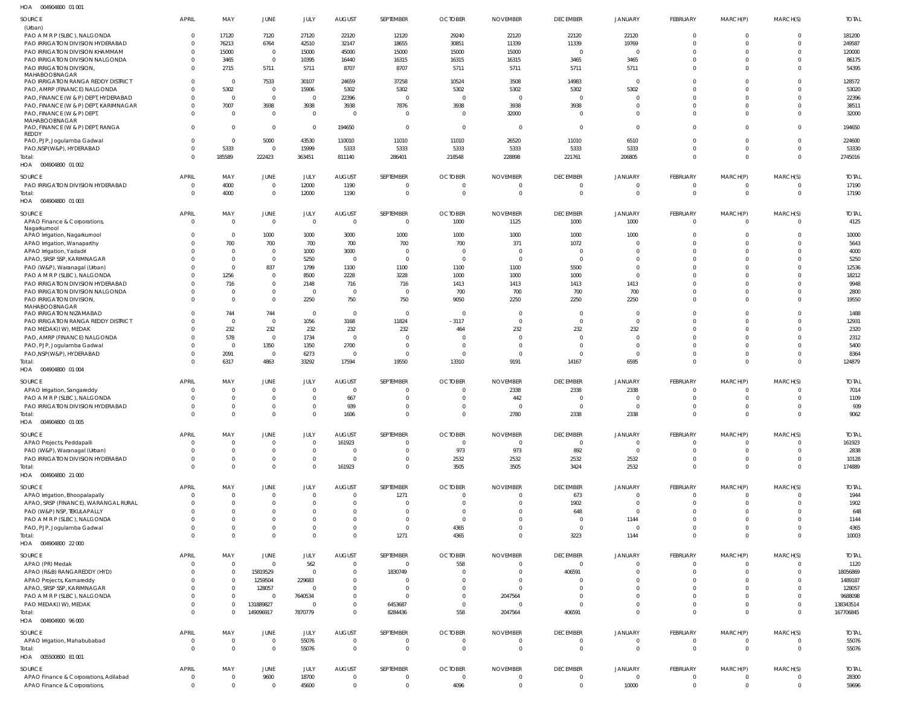HOA 004904800 01 001

| SOURCE | APRIL | MAY | JUNE | JULY | AUGUST | SEPTEMBER | OCTOBER | NOVEMBER | DECEMBER | JANUARY | FEBRUARY | MARCH(P) | MARCH(S) | TOTAL |
|---|---|---|---|---|---|---|---|---|---|---|---|---|---|---|
| (Urban) | | | | | | | | | | | | | | |
| PAO A M R P (SLBC), NALGONDA | 0 | 17120 | 7120 | 27120 | 22120 | 12120 | 29240 | 22120 | 22120 | 22120 | 0 | 0 | 0 | 181200 |
| PAO IRRIGATION DIVISION HYDERABAD | 0 | 76213 | 6764 | 42510 | 32147 | 18655 | 30851 | 11339 | 11339 | 19769 | 0 | 0 | 0 | 249587 |
| PAO IRRIGATION DIVISION KHAMMAM | 0 | 15000 | 0 | 15000 | 45000 | 15000 | 15000 | 15000 | 0 | 0 | 0 | 0 | 0 | 120000 |
| PAO IRRIGATION DIVISION NALGONDA | 0 | 3465 | 0 | 10395 | 16440 | 16315 | 16315 | 16315 | 3465 | 3465 | 0 | 0 | 0 | 86175 |
| PAO IRRIGATION DIVISION, MAHABOOBNAGAR | 0 | 2715 | 5711 | 5711 | 8707 | 8707 | 5711 | 5711 | 5711 | 5711 | 0 | 0 | 0 | 54395 |
| PAO IRRIGATION RANGA REDDY DISTRICT | 0 | 0 | 7533 | 30107 | 24659 | 37258 | 10524 | 3508 | 14983 | 0 | 0 | 0 | 0 | 128572 |
| PAO, AMRP (FINANCE) NALGONDA | 0 | 5302 | 0 | 15906 | 5302 | 5302 | 5302 | 5302 | 5302 | 5302 | 0 | 0 | 0 | 53020 |
| PAO, FINANCE (W & P) DEPT, HYDERABAD | 0 | 0 | 0 | 0 | 22396 | 0 | 0 | 0 | 0 | 0 | 0 | 0 | 0 | 22396 |
| PAO, FINANCE (W & P) DEPT, KARIMNAGAR | 0 | 7007 | 3938 | 3938 | 3938 | 7876 | 3938 | 3938 | 3938 | 0 | 0 | 0 | 0 | 38511 |
| PAO, FINANCE (W & P) DEPT, MAHABOOBNAGAR | 0 | 0 | 0 | 0 | 0 | 0 | 0 | 32000 | 0 | 0 | 0 | 0 | 0 | 32000 |
| PAO, FINANCE (W & P) DEPT, RANGA REDDY | 0 | 0 | 0 | 0 | 194650 | 0 | 0 | 0 | 0 | 0 | 0 | 0 | 0 | 194650 |
| PAO, PJP, Jogulamba Gadwal | 0 | 0 | 5000 | 43530 | 110010 | 11010 | 11010 | 26520 | 11010 | 6510 | 0 | 0 | 0 | 224600 |
| PAO,NSP(W&P), HYDERABAD | 0 | 5333 | 0 | 15999 | 5333 | 5333 | 5333 | 5333 | 5333 | 5333 | 0 | 0 | 0 | 53330 |
| Total: | 0 | 185589 | 222423 | 363451 | 811140 | 286401 | 218548 | 228898 | 221761 | 206805 | 0 | 0 | 0 | 2745016 |

HOA 004904800 01 002

| SOURCE | APRIL | MAY | JUNE | JULY | AUGUST | SEPTEMBER | OCTOBER | NOVEMBER | DECEMBER | JANUARY | FEBRUARY | MARCH(P) | MARCH(S) | TOTAL |
|---|---|---|---|---|---|---|---|---|---|---|---|---|---|---|
| PAO IRRIGATION DIVISION HYDERABAD | 0 | 4000 | 0 | 12000 | 1190 | 0 | 0 | 0 | 0 | 0 | 0 | 0 | 0 | 17190 |
| Total: | 0 | 4000 | 0 | 12000 | 1190 | 0 | 0 | 0 | 0 | 0 | 0 | 0 | 0 | 17190 |

HOA 004904800 01 003

| SOURCE | APRIL | MAY | JUNE | JULY | AUGUST | SEPTEMBER | OCTOBER | NOVEMBER | DECEMBER | JANUARY | FEBRUARY | MARCH(P) | MARCH(S) | TOTAL |
|---|---|---|---|---|---|---|---|---|---|---|---|---|---|---|
| APAO Finance & Corporations, Nagarkurnool | 0 | 0 | 0 | 0 | 0 | 0 | 1000 | 1125 | 1000 | 1000 | 0 | 0 | 0 | 4125 |
| APAO Irrigation, Nagarkurnool | 0 | 0 | 1000 | 1000 | 3000 | 1000 | 1000 | 1000 | 1000 | 1000 | 0 | 0 | 0 | 10000 |
| APAO Irrigation, Wanaparthy | 0 | 700 | 700 | 700 | 700 | 700 | 700 | 371 | 1072 | 0 | 0 | 0 | 0 | 5643 |
| APAO Irrigation, Yadadri | 0 | 0 | 0 | 1000 | 3000 | 0 | 0 | 0 | 0 | 0 | 0 | 0 | 0 | 4000 |
| APAO, SRSP SSP, KARIMNAGAR | 0 | 0 | 0 | 5250 | 0 | 0 | 0 | 0 | 0 | 0 | 0 | 0 | 0 | 5250 |
| PAO (W&P), Waranagal (Urban) | 0 | 0 | 837 | 1799 | 1100 | 1100 | 1100 | 1100 | 5500 | 0 | 0 | 0 | 0 | 12536 |
| PAO A M R P (SLBC), NALGONDA | 0 | 1256 | 0 | 8500 | 2228 | 3228 | 1000 | 1000 | 1000 | 0 | 0 | 0 | 0 | 18212 |
| PAO IRRIGATION DIVISION HYDERABAD | 0 | 716 | 0 | 2148 | 716 | 716 | 1413 | 1413 | 1413 | 1413 | 0 | 0 | 0 | 9948 |
| PAO IRRIGATION DIVISION NALGONDA | 0 | 0 | 0 | 0 | 0 | 0 | 700 | 700 | 700 | 700 | 0 | 0 | 0 | 2800 |
| PAO IRRIGATION DIVISION, MAHABOOBNAGAR | 0 | 0 | 0 | 2250 | 750 | 750 | 9050 | 2250 | 2250 | 2250 | 0 | 0 | 0 | 19550 |
| PAO IRRIGATION NIZAMABAD | 0 | 744 | 744 | 0 | 0 | 0 | 0 | 0 | 0 | 0 | 0 | 0 | 0 | 1488 |
| PAO IRRIGATION RANGA REDDY DISTRICT | 0 | 0 | 0 | 1056 | 3168 | 11824 | -3117 | 0 | 0 | 0 | 0 | 0 | 0 | 12931 |
| PAO MEDAK(IW), MEDAK | 0 | 232 | 232 | 232 | 232 | 232 | 464 | 232 | 232 | 232 | 0 | 0 | 0 | 2320 |
| PAO, AMRP (FINANCE) NALGONDA | 0 | 578 | 0 | 1734 | 0 | 0 | 0 | 0 | 0 | 0 | 0 | 0 | 0 | 2312 |
| PAO, PJP, Jogulamba Gadwal | 0 | 0 | 1350 | 1350 | 2700 | 0 | 0 | 0 | 0 | 0 | 0 | 0 | 0 | 5400 |
| PAO,NSP(W&P), HYDERABAD | 0 | 2091 | 0 | 6273 | 0 | 0 | 0 | 0 | 0 | 0 | 0 | 0 | 0 | 8364 |
| Total: | 0 | 6317 | 4863 | 33292 | 17594 | 19550 | 13310 | 9191 | 14167 | 6595 | 0 | 0 | 0 | 124879 |

HOA 004904800 01 004

| SOURCE | APRIL | MAY | JUNE | JULY | AUGUST | SEPTEMBER | OCTOBER | NOVEMBER | DECEMBER | JANUARY | FEBRUARY | MARCH(P) | MARCH(S) | TOTAL |
|---|---|---|---|---|---|---|---|---|---|---|---|---|---|---|
| APAO Irrigation, Sangareddy | 0 | 0 | 0 | 0 | 0 | 0 | 0 | 2338 | 2338 | 2338 | 0 | 0 | 0 | 7014 |
| PAO A M R P (SLBC), NALGONDA | 0 | 0 | 0 | 0 | 667 | 0 | 0 | 442 | 0 | 0 | 0 | 0 | 0 | 1109 |
| PAO IRRIGATION DIVISION HYDERABAD | 0 | 0 | 0 | 0 | 939 | 0 | 0 | 0 | 0 | 0 | 0 | 0 | 0 | 939 |
| Total: | 0 | 0 | 0 | 0 | 1606 | 0 | 0 | 2780 | 2338 | 2338 | 0 | 0 | 0 | 9062 |

HOA 004904800 01 005

| SOURCE | APRIL | MAY | JUNE | JULY | AUGUST | SEPTEMBER | OCTOBER | NOVEMBER | DECEMBER | JANUARY | FEBRUARY | MARCH(P) | MARCH(S) | TOTAL |
|---|---|---|---|---|---|---|---|---|---|---|---|---|---|---|
| APAO Projects, Peddapalli | 0 | 0 | 0 | 0 | 161923 | 0 | 0 | 0 | 0 | 0 | 0 | 0 | 0 | 161923 |
| PAO (W&P), Waranagal (Urban) | 0 | 0 | 0 | 0 | 0 | 0 | 973 | 973 | 892 | 0 | 0 | 0 | 0 | 2838 |
| PAO IRRIGATION DIVISION HYDERABAD | 0 | 0 | 0 | 0 | 0 | 0 | 2532 | 2532 | 2532 | 2532 | 0 | 0 | 0 | 10128 |
| Total: | 0 | 0 | 0 | 0 | 161923 | 0 | 3505 | 3505 | 3424 | 2532 | 0 | 0 | 0 | 174889 |

HOA 004904800 21 000

| SOURCE | APRIL | MAY | JUNE | JULY | AUGUST | SEPTEMBER | OCTOBER | NOVEMBER | DECEMBER | JANUARY | FEBRUARY | MARCH(P) | MARCH(S) | TOTAL |
|---|---|---|---|---|---|---|---|---|---|---|---|---|---|---|
| APAO Irrigation, Bhoopalapally | 0 | 0 | 0 | 0 | 0 | 1271 | 0 | 0 | 673 | 0 | 0 | 0 | 0 | 1944 |
| APAO, SRSP (FINANCE), WARANGAL RURAL | 0 | 0 | 0 | 0 | 0 | 0 | 0 | 0 | 1902 | 0 | 0 | 0 | 0 | 1902 |
| PAO (W&P) NSP, TEKULAPALLY | 0 | 0 | 0 | 0 | 0 | 0 | 0 | 0 | 648 | 0 | 0 | 0 | 0 | 648 |
| PAO A M R P (SLBC), NALGONDA | 0 | 0 | 0 | 0 | 0 | 0 | 0 | 0 | 0 | 1144 | 0 | 0 | 0 | 1144 |
| PAO, PJP, Jogulamba Gadwal | 0 | 0 | 0 | 0 | 0 | 0 | 4365 | 0 | 0 | 0 | 0 | 0 | 0 | 4365 |
| Total: | 0 | 0 | 0 | 0 | 0 | 1271 | 4365 | 0 | 3223 | 1144 | 0 | 0 | 0 | 10003 |

HOA 004904800 22 000

| SOURCE | APRIL | MAY | JUNE | JULY | AUGUST | SEPTEMBER | OCTOBER | NOVEMBER | DECEMBER | JANUARY | FEBRUARY | MARCH(P) | MARCH(S) | TOTAL |
|---|---|---|---|---|---|---|---|---|---|---|---|---|---|---|
| APAO (PR) Medak | 0 | 0 | 0 | 562 | 0 | 0 | 558 | 0 | 0 | 0 | 0 | 0 | 0 | 1120 |
| APAO (R&B) RANGAREDDY (HYD) | 0 | 0 | 15819529 | 0 | 0 | 1830749 | 0 | 0 | 406591 | 0 | 0 | 0 | 0 | 18056869 |
| APAO Projects, Kamareddy | 0 | 0 | 1259504 | 229683 | 0 | 0 | 0 | 0 | 0 | 0 | 0 | 0 | 0 | 1489187 |
| APAO, SRSP SSP, KARIMNAGAR | 0 | 0 | 128057 | 0 | 0 | 0 | 0 | 0 | 0 | 0 | 0 | 0 | 0 | 128057 |
| PAO A M R P (SLBC), NALGONDA | 0 | 0 | 0 | 7640534 | 0 | 0 | 0 | 2047564 | 0 | 0 | 0 | 0 | 0 | 9688098 |
| PAO MEDAK(IW), MEDAK | 0 | 0 | 131889827 | 0 | 0 | 6453687 | 0 | 0 | 0 | 0 | 0 | 0 | 0 | 138343514 |
| Total: | 0 | 0 | 149096917 | 7870779 | 0 | 8284436 | 558 | 2047564 | 406591 | 0 | 0 | 0 | 0 | 167706845 |

HOA 004904900 96 000

| SOURCE | APRIL | MAY | JUNE | JULY | AUGUST | SEPTEMBER | OCTOBER | NOVEMBER | DECEMBER | JANUARY | FEBRUARY | MARCH(P) | MARCH(S) | TOTAL |
|---|---|---|---|---|---|---|---|---|---|---|---|---|---|---|
| APAO Irrigation, Mahabubabad | 0 | 0 | 0 | 55076 | 0 | 0 | 0 | 0 | 0 | 0 | 0 | 0 | 0 | 55076 |
| Total: | 0 | 0 | 0 | 55076 | 0 | 0 | 0 | 0 | 0 | 0 | 0 | 0 | 0 | 55076 |

HOA 005500800 81 001

| SOURCE | APRIL | MAY | JUNE | JULY | AUGUST | SEPTEMBER | OCTOBER | NOVEMBER | DECEMBER | JANUARY | FEBRUARY | MARCH(P) | MARCH(S) | TOTAL |
|---|---|---|---|---|---|---|---|---|---|---|---|---|---|---|
| APAO Finance & Corporations, Adilabad | 0 | 0 | 9600 | 18700 | 0 | 0 | 0 | 0 | 0 | 0 | 0 | 0 | 0 | 28300 |
| APAO Finance & Corporations, | 0 | 0 | 0 | 45600 | 0 | 0 | 4096 | 0 | 0 | 10000 | 0 | 0 | 0 | 59696 |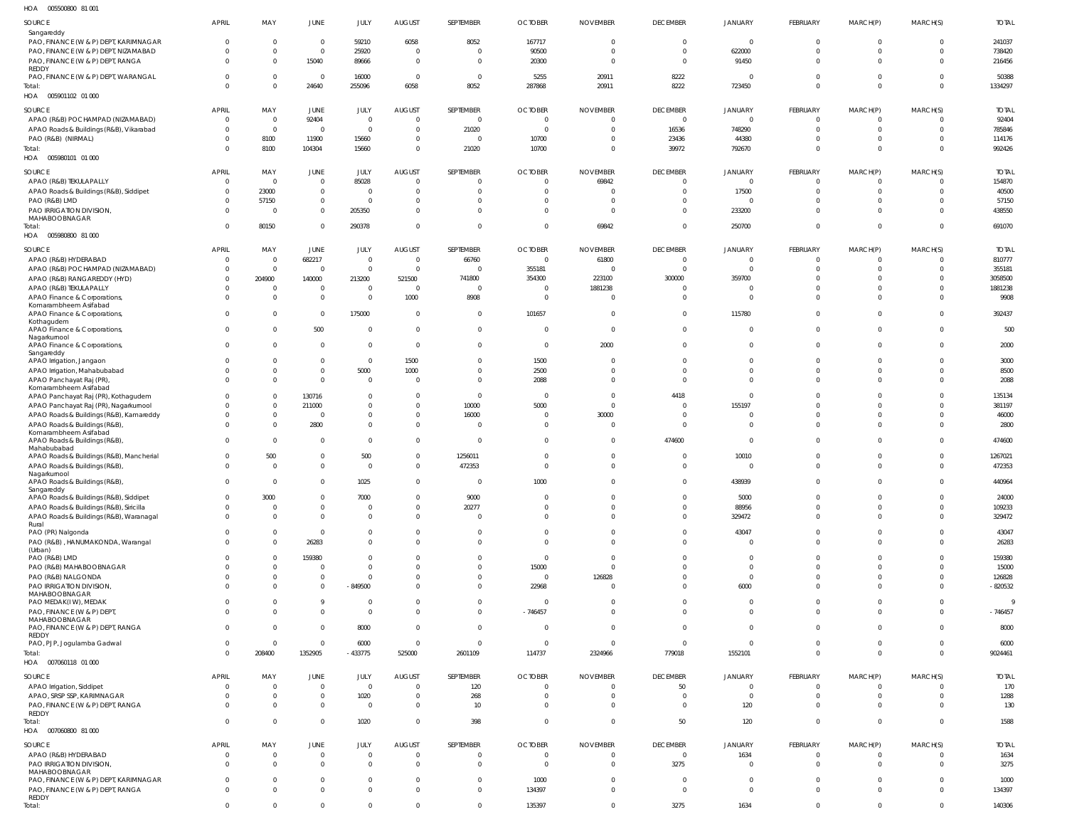HOA 005500800 81 001

| SOURCE | APRIL | MAY | JUNE | JULY | AUGUST | SEPTEMBER | OCTOBER | NOVEMBER | DECEMBER | JANUARY | FEBRUARY | MARCH(P) | MARCH(S) | TOTAL |
|---|---|---|---|---|---|---|---|---|---|---|---|---|---|---|
| Sangareddy | | | | | | | | | | | | | | |
| PAO, FINANCE (W & P) DEPT, KARIMNAGAR | 0 | 0 | 0 | 59210 | 6058 | 8052 | 167717 | 0 | 0 | 0 | 0 | 0 | 0 | 241037 |
| PAO, FINANCE (W & P) DEPT, NIZAMABAD | 0 | 0 | 0 | 25920 | 0 | 0 | 90500 | 0 | 0 | 622000 | 0 | 0 | 0 | 738420 |
| PAO, FINANCE (W & P) DEPT, RANGA REDDY | 0 | 0 | 15040 | 89666 | 0 | 0 | 20300 | 0 | 0 | 91450 | 0 | 0 | 0 | 216456 |
| PAO, FINANCE (W & P) DEPT, WARANGAL | 0 | 0 | 0 | 16000 | 0 | 0 | 5255 | 20911 | 8222 | 0 | 0 | 0 | 0 | 50388 |
| Total: | 0 | 0 | 24640 | 255096 | 6058 | 8052 | 287868 | 20911 | 8222 | 723450 | 0 | 0 | 0 | 1334297 |

HOA 005901102 01 000

| SOURCE | APRIL | MAY | JUNE | JULY | AUGUST | SEPTEMBER | OCTOBER | NOVEMBER | DECEMBER | JANUARY | FEBRUARY | MARCH(P) | MARCH(S) | TOTAL |
|---|---|---|---|---|---|---|---|---|---|---|---|---|---|---|
| APAO (R&B) POCHAMPAD (NIZAMABAD) | 0 | 0 | 92404 | 0 | 0 | 0 | 0 | 0 | 0 | 0 | 0 | 0 | 0 | 92404 |
| APAO Roads & Buildings (R&B), Vikarabad | 0 | 0 | 0 | 0 | 0 | 21020 | 0 | 0 | 16536 | 748290 | 0 | 0 | 0 | 785846 |
| PAO (R&B) (NIRMAL) | 0 | 8100 | 11900 | 15660 | 0 | 0 | 10700 | 0 | 23436 | 44380 | 0 | 0 | 0 | 114176 |
| Total: | 0 | 8100 | 104304 | 15660 | 0 | 21020 | 10700 | 0 | 39972 | 792670 | 0 | 0 | 0 | 992426 |

HOA 005980101 01 000

| SOURCE | APRIL | MAY | JUNE | JULY | AUGUST | SEPTEMBER | OCTOBER | NOVEMBER | DECEMBER | JANUARY | FEBRUARY | MARCH(P) | MARCH(S) | TOTAL |
|---|---|---|---|---|---|---|---|---|---|---|---|---|---|---|
| APAO (R&B) TEKULAPALLY | 0 | 0 | 0 | 85028 | 0 | 0 | 0 | 69842 | 0 | 0 | 0 | 0 | 0 | 154870 |
| APAO Roads & Buildings (R&B), Siddipet | 0 | 23000 | 0 | 0 | 0 | 0 | 0 | 0 | 0 | 17500 | 0 | 0 | 0 | 40500 |
| PAO (R&B) LMD | 0 | 57150 | 0 | 0 | 0 | 0 | 0 | 0 | 0 | 0 | 0 | 0 | 0 | 57150 |
| PAO IRRIGATION DIVISION, MAHABOOBNAGAR | 0 | 0 | 0 | 205350 | 0 | 0 | 0 | 0 | 0 | 233200 | 0 | 0 | 0 | 438550 |
| Total: | 0 | 80150 | 0 | 290378 | 0 | 0 | 0 | 69842 | 0 | 250700 | 0 | 0 | 0 | 691070 |

HOA 005980800 81 000

| SOURCE | APRIL | MAY | JUNE | JULY | AUGUST | SEPTEMBER | OCTOBER | NOVEMBER | DECEMBER | JANUARY | FEBRUARY | MARCH(P) | MARCH(S) | TOTAL |
|---|---|---|---|---|---|---|---|---|---|---|---|---|---|---|
| APAO (R&B) HYDERABAD | 0 | 0 | 682217 | 0 | 0 | 66760 | 0 | 61800 | 0 | 0 | 0 | 0 | 0 | 810777 |
| APAO (R&B) POCHAMPAD (NIZAMABAD) | 0 | 0 | 0 | 0 | 0 | 0 | 355181 | 0 | 0 | 0 | 0 | 0 | 0 | 355181 |
| APAO (R&B) RANGAREDDY (HYD) | 0 | 204900 | 140000 | 213200 | 521500 | 741800 | 354300 | 223100 | 300000 | 359700 | 0 | 0 | 0 | 3058500 |
| APAO (R&B) TEKULAPALLY | 0 | 0 | 0 | 0 | 0 | 0 | 0 | 1881238 | 0 | 0 | 0 | 0 | 0 | 1881238 |
| APAO Finance & Corporations, Komarambheem Asifabad | 0 | 0 | 0 | 0 | 1000 | 8908 | 0 | 0 | 0 | 0 | 0 | 0 | 0 | 9908 |
| APAO Finance & Corporations, Kothagudem | 0 | 0 | 0 | 175000 | 0 | 0 | 101657 | 0 | 0 | 115780 | 0 | 0 | 0 | 392437 |
| APAO Finance & Corporations, Nagarkurnool | 0 | 0 | 500 | 0 | 0 | 0 | 0 | 0 | 0 | 0 | 0 | 0 | 0 | 500 |
| APAO Finance & Corporations, Sangareddy | 0 | 0 | 0 | 0 | 0 | 0 | 0 | 2000 | 0 | 0 | 0 | 0 | 0 | 2000 |
| APAO Irrigation, Jangaon | 0 | 0 | 0 | 0 | 1500 | 0 | 1500 | 0 | 0 | 0 | 0 | 0 | 0 | 3000 |
| APAO Irrigation, Mahabubabad | 0 | 0 | 0 | 5000 | 1000 | 0 | 2500 | 0 | 0 | 0 | 0 | 0 | 0 | 8500 |
| APAO Panchayat Raj (PR), Komarambheem Asifabad | 0 | 0 | 0 | 0 | 0 | 0 | 2088 | 0 | 0 | 0 | 0 | 0 | 0 | 2088 |
| APAO Panchayat Raj (PR), Kothagudem | 0 | 0 | 130716 | 0 | 0 | 0 | 0 | 0 | 4418 | 0 | 0 | 0 | 0 | 135134 |
| APAO Panchayat Raj (PR), Nagarkurnool | 0 | 0 | 211000 | 0 | 0 | 10000 | 5000 | 0 | 0 | 155197 | 0 | 0 | 0 | 381197 |
| APAO Roads & Buildings (R&B), Kamareddy | 0 | 0 | 0 | 0 | 0 | 16000 | 0 | 30000 | 0 | 0 | 0 | 0 | 0 | 46000 |
| APAO Roads & Buildings (R&B), Komarambheem Asifabad | 0 | 0 | 2800 | 0 | 0 | 0 | 0 | 0 | 0 | 0 | 0 | 0 | 0 | 2800 |
| APAO Roads & Buildings (R&B), Mahabubabad | 0 | 0 | 0 | 0 | 0 | 0 | 0 | 0 | 474600 | 0 | 0 | 0 | 0 | 474600 |
| APAO Roads & Buildings (R&B), Mancherial | 0 | 500 | 0 | 500 | 0 | 1256011 | 0 | 0 | 0 | 10010 | 0 | 0 | 0 | 1267021 |
| APAO Roads & Buildings (R&B), Nagarkurnool | 0 | 0 | 0 | 0 | 0 | 472353 | 0 | 0 | 0 | 0 | 0 | 0 | 0 | 472353 |
| APAO Roads & Buildings (R&B), Sangareddy | 0 | 0 | 0 | 1025 | 0 | 0 | 1000 | 0 | 0 | 438939 | 0 | 0 | 0 | 440964 |
| APAO Roads & Buildings (R&B), Siddipet | 0 | 3000 | 0 | 7000 | 0 | 9000 | 0 | 0 | 0 | 5000 | 0 | 0 | 0 | 24000 |
| APAO Roads & Buildings (R&B), Siricilla | 0 | 0 | 0 | 0 | 0 | 20277 | 0 | 0 | 0 | 88956 | 0 | 0 | 0 | 109233 |
| APAO Roads & Buildings (R&B), Waranagal Rural | 0 | 0 | 0 | 0 | 0 | 0 | 0 | 0 | 0 | 329472 | 0 | 0 | 0 | 329472 |
| PAO (PR) Nalgonda | 0 | 0 | 0 | 0 | 0 | 0 | 0 | 0 | 0 | 43047 | 0 | 0 | 0 | 43047 |
| PAO (R&B) , HANUMAKONDA, Warangal (Urban) | 0 | 0 | 26283 | 0 | 0 | 0 | 0 | 0 | 0 | 0 | 0 | 0 | 0 | 26283 |
| PAO (R&B) LMD | 0 | 0 | 159380 | 0 | 0 | 0 | 0 | 0 | 0 | 0 | 0 | 0 | 0 | 159380 |
| PAO (R&B) MAHABOOBNAGAR | 0 | 0 | 0 | 0 | 0 | 0 | 15000 | 0 | 0 | 0 | 0 | 0 | 0 | 15000 |
| PAO (R&B) NALGONDA | 0 | 0 | 0 | 0 | 0 | 0 | 0 | 126828 | 0 | 0 | 0 | 0 | 0 | 126828 |
| PAO IRRIGATION DIVISION, MAHABOOBNAGAR | 0 | 0 | 0 | -849500 | 0 | 0 | 22968 | 0 | 0 | 6000 | 0 | 0 | 0 | -820532 |
| PAO MEDAK(IW), MEDAK | 0 | 0 | 9 | 0 | 0 | 0 | 0 | 0 | 0 | 0 | 0 | 0 | 0 | 9 |
| PAO, FINANCE (W & P) DEPT, MAHABOOBNAGAR | 0 | 0 | 0 | 0 | 0 | 0 | -746457 | 0 | 0 | 0 | 0 | 0 | 0 | -746457 |
| PAO, FINANCE (W & P) DEPT, RANGA REDDY | 0 | 0 | 0 | 8000 | 0 | 0 | 0 | 0 | 0 | 0 | 0 | 0 | 0 | 8000 |
| PAO, PJP, Jogulamba Gadwal | 0 | 0 | 0 | 6000 | 0 | 0 | 0 | 0 | 0 | 0 | 0 | 0 | 0 | 6000 |
| Total: | 0 | 208400 | 1352905 | -433775 | 525000 | 2601109 | 114737 | 2324966 | 779018 | 1552101 | 0 | 0 | 0 | 9024461 |

HOA 007060118 01 000

| SOURCE | APRIL | MAY | JUNE | JULY | AUGUST | SEPTEMBER | OCTOBER | NOVEMBER | DECEMBER | JANUARY | FEBRUARY | MARCH(P) | MARCH(S) | TOTAL |
|---|---|---|---|---|---|---|---|---|---|---|---|---|---|---|
| APAO Irrigation, Siddipet | 0 | 0 | 0 | 0 | 0 | 120 | 0 | 0 | 50 | 0 | 0 | 0 | 0 | 170 |
| APAO, SRSP SSP, KARIMNAGAR | 0 | 0 | 0 | 1020 | 0 | 268 | 0 | 0 | 0 | 0 | 0 | 0 | 0 | 1288 |
| PAO, FINANCE (W & P) DEPT, RANGA REDDY | 0 | 0 | 0 | 0 | 0 | 10 | 0 | 0 | 0 | 120 | 0 | 0 | 0 | 130 |
| Total: | 0 | 0 | 0 | 1020 | 0 | 398 | 0 | 0 | 50 | 120 | 0 | 0 | 0 | 1588 |

HOA 007060800 81 000

| SOURCE | APRIL | MAY | JUNE | JULY | AUGUST | SEPTEMBER | OCTOBER | NOVEMBER | DECEMBER | JANUARY | FEBRUARY | MARCH(P) | MARCH(S) | TOTAL |
|---|---|---|---|---|---|---|---|---|---|---|---|---|---|---|
| APAO (R&B) HYDERABAD | 0 | 0 | 0 | 0 | 0 | 0 | 0 | 0 | 0 | 1634 | 0 | 0 | 0 | 1634 |
| PAO IRRIGATION DIVISION, MAHABOOBNAGAR | 0 | 0 | 0 | 0 | 0 | 0 | 0 | 0 | 3275 | 0 | 0 | 0 | 0 | 3275 |
| PAO, FINANCE (W & P) DEPT, KARIMNAGAR | 0 | 0 | 0 | 0 | 0 | 0 | 1000 | 0 | 0 | 0 | 0 | 0 | 0 | 1000 |
| PAO, FINANCE (W & P) DEPT, RANGA REDDY | 0 | 0 | 0 | 0 | 0 | 0 | 134397 | 0 | 0 | 0 | 0 | 0 | 0 | 134397 |
| Total: | 0 | 0 | 0 | 0 | 0 | 0 | 135397 | 0 | 3275 | 1634 | 0 | 0 | 0 | 140306 |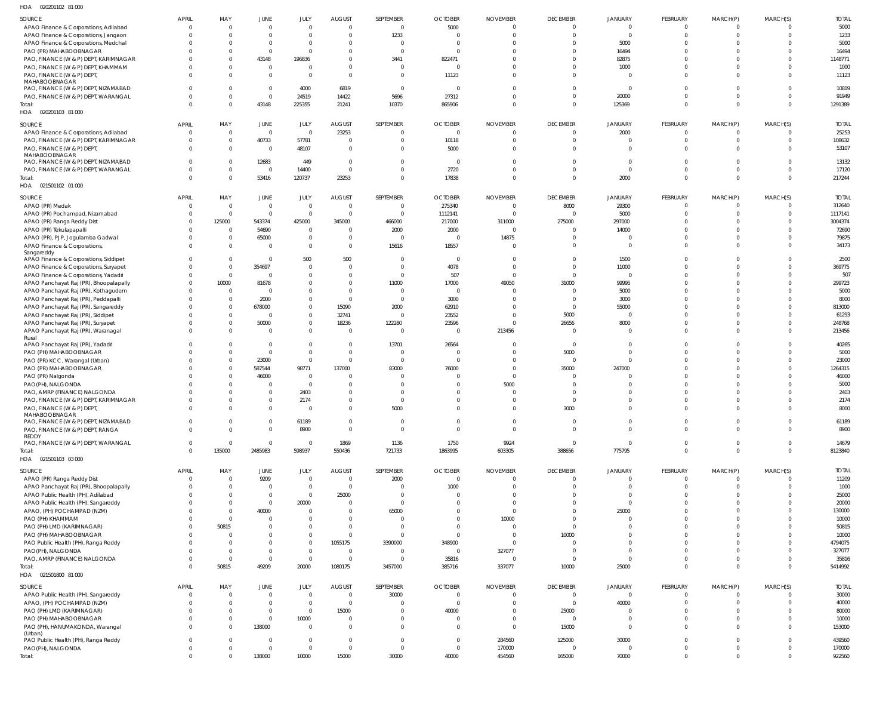HOA 020201102 81 000

| SOURCE | APRIL | MAY | JUNE | JULY | AUGUST | SEPTEMBER | OCTOBER | NOVEMBER | DECEMBER | JANUARY | FEBRUARY | MARCH(P) | MARCH(S) | TOTAL |
|---|---|---|---|---|---|---|---|---|---|---|---|---|---|---|
| APAO Finance & Corporations, Adilabad | 0 | 0 | 0 | 0 | 0 | 0 | 5000 | 0 | 0 | 0 | 0 | 0 | 0 | 5000 |
| APAO Finance & Corporations, Jangaon | 0 | 0 | 0 | 0 | 0 | 1233 | 0 | 0 | 0 | 0 | 0 | 0 | 0 | 1233 |
| APAO Finance & Corporations, Medchal | 0 | 0 | 0 | 0 | 0 | 0 | 0 | 0 | 0 | 5000 | 0 | 0 | 0 | 5000 |
| PAO (PR) MAHABOOBNAGAR | 0 | 0 | 0 | 0 | 0 | 0 | 0 | 0 | 0 | 16494 | 0 | 0 | 0 | 16494 |
| PAO, FINANCE (W & P) DEPT, KARIMNAGAR | 0 | 0 | 43148 | 196836 | 0 | 3441 | 822471 | 0 | 0 | 82875 | 0 | 0 | 0 | 1148771 |
| PAO, FINANCE (W & P) DEPT, KHAMMAM | 0 | 0 | 0 | 0 | 0 | 0 | 0 | 0 | 0 | 1000 | 0 | 0 | 0 | 1000 |
| PAO, FINANCE (W & P) DEPT, MAHABOOBNAGAR | 0 | 0 | 0 | 0 | 0 | 0 | 11123 | 0 | 0 | 0 | 0 | 0 | 0 | 11123 |
| PAO, FINANCE (W & P) DEPT, NIZAMABAD | 0 | 0 | 0 | 4000 | 6819 | 0 | 0 | 0 | 0 | 0 | 0 | 0 | 0 | 10819 |
| PAO, FINANCE (W & P) DEPT, WARANGAL | 0 | 0 | 0 | 24519 | 14422 | 5696 | 27312 | 0 | 0 | 20000 | 0 | 0 | 0 | 91949 |
| Total: | 0 | 0 | 43148 | 225355 | 21241 | 10370 | 865906 | 0 | 0 | 125369 | 0 | 0 | 0 | 1291389 |

HOA 020201103 81 000

| SOURCE | APRIL | MAY | JUNE | JULY | AUGUST | SEPTEMBER | OCTOBER | NOVEMBER | DECEMBER | JANUARY | FEBRUARY | MARCH(P) | MARCH(S) | TOTAL |
|---|---|---|---|---|---|---|---|---|---|---|---|---|---|---|
| APAO Finance & Corporations, Adilabad | 0 | 0 | 0 | 0 | 23253 | 0 | 0 | 0 | 0 | 2000 | 0 | 0 | 0 | 25253 |
| PAO, FINANCE (W & P) DEPT, KARIMNAGAR | 0 | 0 | 40733 | 57781 | 0 | 0 | 10118 | 0 | 0 | 0 | 0 | 0 | 0 | 108632 |
| PAO, FINANCE (W & P) DEPT, MAHABOOBNAGAR | 0 | 0 | 0 | 48107 | 0 | 0 | 5000 | 0 | 0 | 0 | 0 | 0 | 0 | 53107 |
| PAO, FINANCE (W & P) DEPT, NIZAMABAD | 0 | 0 | 12683 | 449 | 0 | 0 | 0 | 0 | 0 | 0 | 0 | 0 | 0 | 13132 |
| PAO, FINANCE (W & P) DEPT, WARANGAL | 0 | 0 | 0 | 14400 | 0 | 0 | 2720 | 0 | 0 | 0 | 0 | 0 | 0 | 17120 |
| Total: | 0 | 0 | 53416 | 120737 | 23253 | 0 | 17838 | 0 | 0 | 2000 | 0 | 0 | 0 | 217244 |

HOA 021501102 01 000

| SOURCE | APRIL | MAY | JUNE | JULY | AUGUST | SEPTEMBER | OCTOBER | NOVEMBER | DECEMBER | JANUARY | FEBRUARY | MARCH(P) | MARCH(S) | TOTAL |
|---|---|---|---|---|---|---|---|---|---|---|---|---|---|---|
| APAO (PR) Medak | 0 | 0 | 0 | 0 | 0 | 0 | 275340 | 0 | 8000 | 29300 | 0 | 0 | 0 | 312640 |
| APAO (PR) Pochampad, Nizamabad | 0 | 0 | 0 | 0 | 0 | 0 | 1112141 | 0 | 0 | 5000 | 0 | 0 | 0 | 1117141 |
| APAO (PR) Ranga Reddy Dist | 0 | 125000 | 543374 | 425000 | 345000 | 466000 | 217000 | 311000 | 275000 | 297000 | 0 | 0 | 0 | 3004374 |
| APAO (PR) Tekulapalli | 0 | 0 | 54690 | 0 | 0 | 2000 | 2000 | 0 | 0 | 14000 | 0 | 0 | 0 | 72690 |
| APAO (PR), PJP, Jogulamba Gadwal | 0 | 0 | 65000 | 0 | 0 | 0 | 0 | 14875 | 0 | 0 | 0 | 0 | 0 | 79875 |
| APAO Finance & Corporations, Sangareddy | 0 | 0 | 0 | 0 | 0 | 15616 | 18557 | 0 | 0 | 0 | 0 | 0 | 0 | 34173 |
| APAO Finance & Corporations, Siddipet | 0 | 0 | 0 | 500 | 500 | 0 | 0 | 0 | 0 | 1500 | 0 | 0 | 0 | 2500 |
| APAO Finance & Corporations, Suryapet | 0 | 0 | 354697 | 0 | 0 | 0 | 4078 | 0 | 0 | 11000 | 0 | 0 | 0 | 369775 |
| APAO Finance & Corporations, Yadadri | 0 | 0 | 0 | 0 | 0 | 0 | 507 | 0 | 0 | 0 | 0 | 0 | 0 | 507 |
| APAO Panchayat Raj (PR), Bhoopalapally | 0 | 10000 | 81678 | 0 | 0 | 11000 | 17000 | 49050 | 31000 | 99995 | 0 | 0 | 0 | 299723 |
| APAO Panchayat Raj (PR), Kothagudem | 0 | 0 | 0 | 0 | 0 | 0 | 0 | 0 | 0 | 5000 | 0 | 0 | 0 | 5000 |
| APAO Panchayat Raj (PR), Peddapalli | 0 | 0 | 2000 | 0 | 0 | 0 | 3000 | 0 | 0 | 3000 | 0 | 0 | 0 | 8000 |
| APAO Panchayat Raj (PR), Sangareddy | 0 | 0 | 678000 | 0 | 15090 | 2000 | 62910 | 0 | 0 | 55000 | 0 | 0 | 0 | 813000 |
| APAO Panchayat Raj (PR), Siddipet | 0 | 0 | 0 | 0 | 32741 | 0 | 23552 | 0 | 5000 | 0 | 0 | 0 | 0 | 61293 |
| APAO Panchayat Raj (PR), Suryapet | 0 | 0 | 50000 | 0 | 18236 | 122280 | 23596 | 0 | 26656 | 8000 | 0 | 0 | 0 | 248768 |
| APAO Panchayat Raj (PR), Waranagal Rural | 0 | 0 | 0 | 0 | 0 | 0 | 0 | 213456 | 0 | 0 | 0 | 0 | 0 | 213456 |
| APAO Panchayat Raj (PR), Yadadri | 0 | 0 | 0 | 0 | 0 | 13701 | 26564 | 0 | 0 | 0 | 0 | 0 | 0 | 40265 |
| PAO (PH) MAHABOOBNAGAR | 0 | 0 | 0 | 0 | 0 | 0 | 0 | 0 | 5000 | 0 | 0 | 0 | 0 | 5000 |
| PAO (PR) KCC, Warangal (Urban) | 0 | 0 | 23000 | 0 | 0 | 0 | 0 | 0 | 0 | 0 | 0 | 0 | 0 | 23000 |
| PAO (PR) MAHABOOBNAGAR | 0 | 0 | 587544 | 98771 | 137000 | 83000 | 76000 | 0 | 35000 | 247000 | 0 | 0 | 0 | 1264315 |
| PAO (PR) Nalgonda | 0 | 0 | 46000 | 0 | 0 | 0 | 0 | 0 | 0 | 0 | 0 | 0 | 0 | 46000 |
| PAO(PH), NALGONDA | 0 | 0 | 0 | 0 | 0 | 0 | 0 | 5000 | 0 | 0 | 0 | 0 | 0 | 5000 |
| PAO, AMRP (FINANCE) NALGONDA | 0 | 0 | 0 | 2403 | 0 | 0 | 0 | 0 | 0 | 0 | 0 | 0 | 0 | 2403 |
| PAO, FINANCE (W & P) DEPT, KARIMNAGAR | 0 | 0 | 0 | 2174 | 0 | 0 | 0 | 0 | 0 | 0 | 0 | 0 | 0 | 2174 |
| PAO, FINANCE (W & P) DEPT, MAHABOOBNAGAR | 0 | 0 | 0 | 0 | 0 | 5000 | 0 | 0 | 3000 | 0 | 0 | 0 | 0 | 8000 |
| PAO, FINANCE (W & P) DEPT, NIZAMABAD | 0 | 0 | 0 | 61189 | 0 | 0 | 0 | 0 | 0 | 0 | 0 | 0 | 0 | 61189 |
| PAO, FINANCE (W & P) DEPT, RANGA REDDY | 0 | 0 | 0 | 8900 | 0 | 0 | 0 | 0 | 0 | 0 | 0 | 0 | 0 | 8900 |
| PAO, FINANCE (W & P) DEPT, WARANGAL | 0 | 0 | 0 | 0 | 1869 | 1136 | 1750 | 9924 | 0 | 0 | 0 | 0 | 0 | 14679 |
| Total: | 0 | 135000 | 2485983 | 598937 | 550436 | 721733 | 1863995 | 603305 | 388656 | 775795 | 0 | 0 | 0 | 8123840 |

HOA 021501103 03 000

| SOURCE | APRIL | MAY | JUNE | JULY | AUGUST | SEPTEMBER | OCTOBER | NOVEMBER | DECEMBER | JANUARY | FEBRUARY | MARCH(P) | MARCH(S) | TOTAL |
|---|---|---|---|---|---|---|---|---|---|---|---|---|---|---|
| APAO (PR) Ranga Reddy Dist | 0 | 0 | 9209 | 0 | 0 | 2000 | 0 | 0 | 0 | 0 | 0 | 0 | 0 | 11209 |
| APAO Panchayat Raj (PR), Bhoopalapally | 0 | 0 | 0 | 0 | 0 | 0 | 1000 | 0 | 0 | 0 | 0 | 0 | 0 | 1000 |
| APAO Public Health (PH), Adilabad | 0 | 0 | 0 | 0 | 25000 | 0 | 0 | 0 | 0 | 0 | 0 | 0 | 0 | 25000 |
| APAO Public Health (PH), Sangareddy | 0 | 0 | 0 | 20000 | 0 | 0 | 0 | 0 | 0 | 0 | 0 | 0 | 0 | 20000 |
| APAO, (PH) POCHAMPAD (NZM) | 0 | 0 | 40000 | 0 | 0 | 65000 | 0 | 0 | 0 | 25000 | 0 | 0 | 0 | 130000 |
| PAO (PH) KHAMMAM | 0 | 0 | 0 | 0 | 0 | 0 | 0 | 10000 | 0 | 0 | 0 | 0 | 0 | 10000 |
| PAO (PH) LMD (KARIMNAGAR) | 0 | 50815 | 0 | 0 | 0 | 0 | 0 | 0 | 0 | 0 | 0 | 0 | 0 | 50815 |
| PAO (PH) MAHABOOBNAGAR | 0 | 0 | 0 | 0 | 0 | 0 | 0 | 0 | 10000 | 0 | 0 | 0 | 0 | 10000 |
| PAO Public Health (PH), Ranga Reddy | 0 | 0 | 0 | 0 | 1055175 | 3390000 | 348900 | 0 | 0 | 0 | 0 | 0 | 0 | 4794075 |
| PAO(PH), NALGONDA | 0 | 0 | 0 | 0 | 0 | 0 | 0 | 327077 | 0 | 0 | 0 | 0 | 0 | 327077 |
| PAO, AMRP (FINANCE) NALGONDA | 0 | 0 | 0 | 0 | 0 | 0 | 35816 | 0 | 0 | 0 | 0 | 0 | 0 | 35816 |
| Total: | 0 | 50815 | 49209 | 20000 | 1080175 | 3457000 | 385716 | 337077 | 10000 | 25000 | 0 | 0 | 0 | 5414992 |

HOA 021501800 81 000

| SOURCE | APRIL | MAY | JUNE | JULY | AUGUST | SEPTEMBER | OCTOBER | NOVEMBER | DECEMBER | JANUARY | FEBRUARY | MARCH(P) | MARCH(S) | TOTAL |
|---|---|---|---|---|---|---|---|---|---|---|---|---|---|---|
| APAO Public Health (PH), Sangareddy | 0 | 0 | 0 | 0 | 0 | 30000 | 0 | 0 | 0 | 0 | 0 | 0 | 0 | 30000 |
| APAO, (PH) POCHAMPAD (NZM) | 0 | 0 | 0 | 0 | 0 | 0 | 0 | 0 | 0 | 40000 | 0 | 0 | 0 | 40000 |
| PAO (PH) LMD (KARIMNAGAR) | 0 | 0 | 0 | 0 | 15000 | 0 | 40000 | 0 | 25000 | 0 | 0 | 0 | 0 | 80000 |
| PAO (PH) MAHABOOBNAGAR | 0 | 0 | 0 | 10000 | 0 | 0 | 0 | 0 | 0 | 0 | 0 | 0 | 0 | 10000 |
| PAO (PH), HANUMAKONDA, Warangal (Urban) | 0 | 0 | 138000 | 0 | 0 | 0 | 0 | 0 | 15000 | 0 | 0 | 0 | 0 | 153000 |
| PAO Public Health (PH), Ranga Reddy | 0 | 0 | 0 | 0 | 0 | 0 | 0 | 284560 | 125000 | 30000 | 0 | 0 | 0 | 439560 |
| PAO(PH), NALGONDA | 0 | 0 | 0 | 0 | 0 | 0 | 0 | 170000 | 0 | 0 | 0 | 0 | 0 | 170000 |
| Total: | 0 | 0 | 138000 | 10000 | 15000 | 30000 | 40000 | 454560 | 165000 | 70000 | 0 | 0 | 0 | 922560 |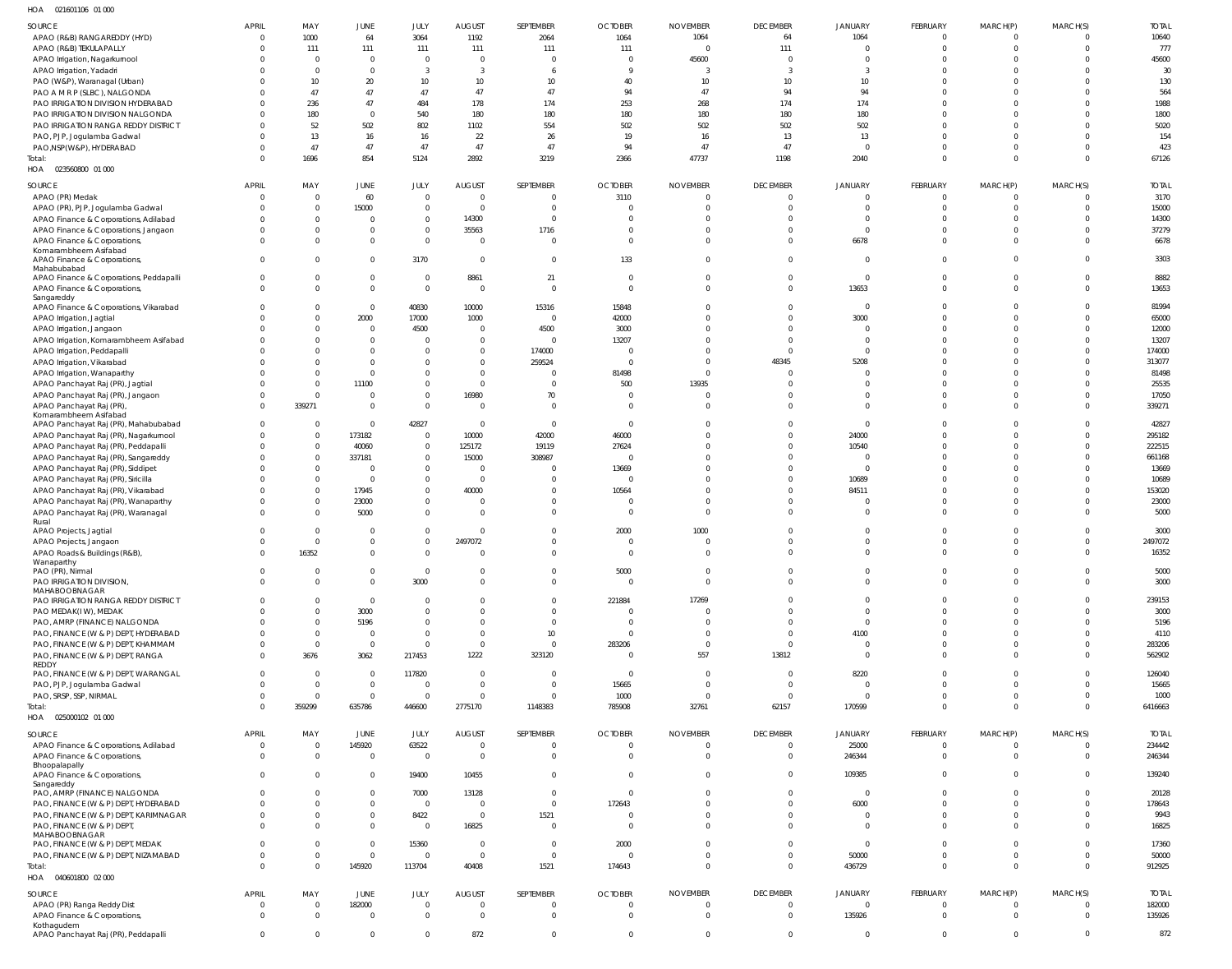HOA 021601106 01 000

| SOURCE | APRIL | MAY | JUNE | JULY | AUGUST | SEPTEMBER | OCTOBER | NOVEMBER | DECEMBER | JANUARY | FEBRUARY | MARCH(P) | MARCH(S) | TOTAL |
|---|---|---|---|---|---|---|---|---|---|---|---|---|---|---|
| APAO (R&B) RANGAREDDY (HYD) | 0 | 1000 | 64 | 3064 | 1192 | 2064 | 1064 | 1064 | 64 | 1064 | 0 | 0 | 0 | 10640 |
| APAO (R&B) TEKULAPALLY | 0 | 111 | 111 | 111 | 111 | 111 | 111 | 0 | 111 | 0 | 0 | 0 | 0 | 777 |
| APAO Irrigation, Nagarkurnool | 0 | 0 | 0 | 0 | 0 | 0 | 0 | 45600 | 0 | 0 | 0 | 0 | 0 | 45600 |
| APAO Irrigation, Yadadri | 0 | 0 | 0 | 3 | 3 | 6 | 9 | 3 | 3 | 3 | 0 | 0 | 0 | 30 |
| PAO (W&P), Waranagal (Urban) | 0 | 10 | 20 | 10 | 10 | 10 | 40 | 10 | 10 | 10 | 0 | 0 | 0 | 130 |
| PAO A M R P (SLBC), NALGONDA | 0 | 47 | 47 | 47 | 47 | 47 | 94 | 47 | 94 | 94 | 0 | 0 | 0 | 564 |
| PAO IRRIGATION DIVISION HYDERABAD | 0 | 236 | 47 | 484 | 178 | 174 | 253 | 268 | 174 | 174 | 0 | 0 | 0 | 1988 |
| PAO IRRIGATION DIVISION NALGONDA | 0 | 180 | 0 | 540 | 180 | 180 | 180 | 180 | 180 | 180 | 0 | 0 | 0 | 1800 |
| PAO IRRIGATION RANGA REDDY DISTRICT | 0 | 52 | 502 | 802 | 1102 | 554 | 502 | 502 | 502 | 502 | 0 | 0 | 0 | 5020 |
| PAO, PJP, Jogulamba Gadwal | 0 | 13 | 16 | 16 | 22 | 26 | 19 | 16 | 13 | 13 | 0 | 0 | 0 | 154 |
| PAO,NSP(W&P), HYDERABAD | 0 | 47 | 47 | 47 | 47 | 47 | 94 | 47 | 47 | 0 | 0 | 0 | 0 | 423 |
| Total: | 0 | 1696 | 854 | 5124 | 2892 | 3219 | 2366 | 47737 | 1198 | 2040 | 0 | 0 | 0 | 67126 |

HOA 023560800 01 000

| SOURCE | APRIL | MAY | JUNE | JULY | AUGUST | SEPTEMBER | OCTOBER | NOVEMBER | DECEMBER | JANUARY | FEBRUARY | MARCH(P) | MARCH(S) | TOTAL |
|---|---|---|---|---|---|---|---|---|---|---|---|---|---|---|
| APAO (PR) Medak | 0 | 0 | 60 | 0 | 0 | 0 | 3110 | 0 | 0 | 0 | 0 | 0 | 0 | 3170 |
| APAO (PR), PJP, Jogulamba Gadwal | 0 | 0 | 15000 | 0 | 0 | 0 | 0 | 0 | 0 | 0 | 0 | 0 | 0 | 15000 |
| APAO Finance & Corporations, Adilabad | 0 | 0 | 0 | 0 | 14300 | 0 | 0 | 0 | 0 | 0 | 0 | 0 | 0 | 14300 |
| APAO Finance & Corporations, Jangaon | 0 | 0 | 0 | 0 | 35563 | 1716 | 0 | 0 | 0 | 0 | 0 | 0 | 0 | 37279 |
| APAO Finance & Corporations, Komarambheem Asifabad | 0 | 0 | 0 | 0 | 0 | 0 | 0 | 0 | 0 | 6678 | 0 | 0 | 0 | 6678 |
| APAO Finance & Corporations, Mahabubabad | 0 | 0 | 0 | 3170 | 0 | 0 | 133 | 0 | 0 | 0 | 0 | 0 | 0 | 3303 |
| APAO Finance & Corporations, Peddapalli | 0 | 0 | 0 | 0 | 8861 | 21 | 0 | 0 | 0 | 0 | 0 | 0 | 0 | 8882 |
| APAO Finance & Corporations, Sangareddy | 0 | 0 | 0 | 0 | 0 | 0 | 0 | 0 | 0 | 13653 | 0 | 0 | 0 | 13653 |
| APAO Finance & Corporations, Vikarabad | 0 | 0 | 0 | 40830 | 10000 | 15316 | 15848 | 0 | 0 | 0 | 0 | 0 | 0 | 81994 |
| APAO Irrigation, Jagtial | 0 | 0 | 2000 | 17000 | 1000 | 0 | 42000 | 0 | 0 | 3000 | 0 | 0 | 0 | 65000 |
| APAO Irrigation, Jangaon | 0 | 0 | 0 | 4500 | 0 | 4500 | 3000 | 0 | 0 | 0 | 0 | 0 | 0 | 12000 |
| APAO Irrigation, Komarambheem Asifabad | 0 | 0 | 0 | 0 | 0 | 0 | 13207 | 0 | 0 | 0 | 0 | 0 | 0 | 13207 |
| APAO Irrigation, Peddapalli | 0 | 0 | 0 | 0 | 0 | 174000 | 0 | 0 | 0 | 0 | 0 | 0 | 0 | 174000 |
| APAO Irrigation, Vikarabad | 0 | 0 | 0 | 0 | 0 | 259524 | 0 | 0 | 48345 | 5208 | 0 | 0 | 0 | 313077 |
| APAO Irrigation, Wanaparthy | 0 | 0 | 0 | 0 | 0 | 0 | 81498 | 0 | 0 | 0 | 0 | 0 | 0 | 81498 |
| APAO Panchayat Raj (PR), Jagtial | 0 | 0 | 11100 | 0 | 0 | 0 | 500 | 13935 | 0 | 0 | 0 | 0 | 0 | 25535 |
| APAO Panchayat Raj (PR), Jangaon | 0 | 0 | 0 | 0 | 16980 | 70 | 0 | 0 | 0 | 0 | 0 | 0 | 0 | 17050 |
| APAO Panchayat Raj (PR), Komarambheem Asifabad | 0 | 339271 | 0 | 0 | 0 | 0 | 0 | 0 | 0 | 0 | 0 | 0 | 0 | 339271 |
| APAO Panchayat Raj (PR), Mahabubabad | 0 | 0 | 0 | 42827 | 0 | 0 | 0 | 0 | 0 | 0 | 0 | 0 | 0 | 42827 |
| APAO Panchayat Raj (PR), Nagarkurnool | 0 | 0 | 173182 | 0 | 10000 | 42000 | 46000 | 0 | 0 | 24000 | 0 | 0 | 0 | 295182 |
| APAO Panchayat Raj (PR), Peddapalli | 0 | 0 | 40060 | 0 | 125172 | 19119 | 27624 | 0 | 0 | 10540 | 0 | 0 | 0 | 222515 |
| APAO Panchayat Raj (PR), Sangareddy | 0 | 0 | 337181 | 0 | 15000 | 308987 | 0 | 0 | 0 | 0 | 0 | 0 | 0 | 661168 |
| APAO Panchayat Raj (PR), Siddipet | 0 | 0 | 0 | 0 | 0 | 0 | 13669 | 0 | 0 | 0 | 0 | 0 | 0 | 13669 |
| APAO Panchayat Raj (PR), Siricilla | 0 | 0 | 0 | 0 | 0 | 0 | 0 | 0 | 0 | 10689 | 0 | 0 | 0 | 10689 |
| APAO Panchayat Raj (PR), Vikarabad | 0 | 0 | 17945 | 0 | 40000 | 0 | 10564 | 0 | 0 | 84511 | 0 | 0 | 0 | 153020 |
| APAO Panchayat Raj (PR), Wanaparthy | 0 | 0 | 23000 | 0 | 0 | 0 | 0 | 0 | 0 | 0 | 0 | 0 | 0 | 23000 |
| APAO Panchayat Raj (PR), Waranagal Rural | 0 | 0 | 5000 | 0 | 0 | 0 | 0 | 0 | 0 | 0 | 0 | 0 | 0 | 5000 |
| APAO Projects, Jagtial | 0 | 0 | 0 | 0 | 0 | 0 | 2000 | 1000 | 0 | 0 | 0 | 0 | 0 | 3000 |
| APAO Projects, Jangaon | 0 | 0 | 0 | 0 | 2497072 | 0 | 0 | 0 | 0 | 0 | 0 | 0 | 0 | 2497072 |
| APAO Roads & Buildings (R&B), Wanaparthy | 0 | 16352 | 0 | 0 | 0 | 0 | 0 | 0 | 0 | 0 | 0 | 0 | 0 | 16352 |
| PAO (PR), Nirmal | 0 | 0 | 0 | 0 | 0 | 0 | 5000 | 0 | 0 | 0 | 0 | 0 | 0 | 5000 |
| PAO IRRIGATION DIVISION, MAHABOOBNAGAR | 0 | 0 | 0 | 3000 | 0 | 0 | 0 | 0 | 0 | 0 | 0 | 0 | 0 | 3000 |
| PAO IRRIGATION RANGA REDDY DISTRICT | 0 | 0 | 0 | 0 | 0 | 0 | 221884 | 17269 | 0 | 0 | 0 | 0 | 0 | 239153 |
| PAO MEDAK(IW), MEDAK | 0 | 0 | 3000 | 0 | 0 | 0 | 0 | 0 | 0 | 0 | 0 | 0 | 0 | 3000 |
| PAO, AMRP (FINANCE) NALGONDA | 0 | 0 | 5196 | 0 | 0 | 0 | 0 | 0 | 0 | 0 | 0 | 0 | 0 | 5196 |
| PAO, FINANCE (W & P) DEPT, HYDERABAD | 0 | 0 | 0 | 0 | 0 | 10 | 0 | 0 | 0 | 4100 | 0 | 0 | 0 | 4110 |
| PAO, FINANCE (W & P) DEPT, KHAMMAM | 0 | 0 | 0 | 0 | 0 | 0 | 283206 | 0 | 0 | 0 | 0 | 0 | 0 | 283206 |
| PAO, FINANCE (W & P) DEPT, RANGA REDDY | 0 | 3676 | 3062 | 217453 | 1222 | 323120 | 0 | 557 | 13812 | 0 | 0 | 0 | 0 | 562902 |
| PAO, FINANCE (W & P) DEPT, WARANGAL | 0 | 0 | 0 | 117820 | 0 | 0 | 0 | 0 | 0 | 8220 | 0 | 0 | 0 | 126040 |
| PAO, PJP, Jogulamba Gadwal | 0 | 0 | 0 | 0 | 0 | 0 | 15665 | 0 | 0 | 0 | 0 | 0 | 0 | 15665 |
| PAO, SRSP, SSP, NIRMAL | 0 | 0 | 0 | 0 | 0 | 0 | 1000 | 0 | 0 | 0 | 0 | 0 | 0 | 1000 |
| Total: | 0 | 359299 | 635786 | 446600 | 2775170 | 1148383 | 785908 | 32761 | 62157 | 170599 | 0 | 0 | 0 | 6416663 |

HOA 025000102 01 000

| SOURCE | APRIL | MAY | JUNE | JULY | AUGUST | SEPTEMBER | OCTOBER | NOVEMBER | DECEMBER | JANUARY | FEBRUARY | MARCH(P) | MARCH(S) | TOTAL |
|---|---|---|---|---|---|---|---|---|---|---|---|---|---|---|
| APAO Finance & Corporations, Adilabad | 0 | 0 | 145920 | 63522 | 0 | 0 | 0 | 0 | 0 | 25000 | 0 | 0 | 0 | 234442 |
| APAO Finance & Corporations, Bhoopalapally | 0 | 0 | 0 | 0 | 0 | 0 | 0 | 0 | 0 | 246344 | 0 | 0 | 0 | 246344 |
| APAO Finance & Corporations, Sangareddy | 0 | 0 | 0 | 19400 | 10455 | 0 | 0 | 0 | 0 | 109385 | 0 | 0 | 0 | 139240 |
| PAO, AMRP (FINANCE) NALGONDA | 0 | 0 | 0 | 7000 | 13128 | 0 | 0 | 0 | 0 | 0 | 0 | 0 | 0 | 20128 |
| PAO, FINANCE (W & P) DEPT, HYDERABAD | 0 | 0 | 0 | 0 | 0 | 0 | 172643 | 0 | 0 | 6000 | 0 | 0 | 0 | 178643 |
| PAO, FINANCE (W & P) DEPT, KARIMNAGAR | 0 | 0 | 0 | 8422 | 0 | 1521 | 0 | 0 | 0 | 0 | 0 | 0 | 0 | 9943 |
| PAO, FINANCE (W & P) DEPT, MAHABOOBNAGAR | 0 | 0 | 0 | 0 | 16825 | 0 | 0 | 0 | 0 | 0 | 0 | 0 | 0 | 16825 |
| PAO, FINANCE (W & P) DEPT, MEDAK | 0 | 0 | 0 | 15360 | 0 | 0 | 2000 | 0 | 0 | 0 | 0 | 0 | 0 | 17360 |
| PAO, FINANCE (W & P) DEPT, NIZAMABAD | 0 | 0 | 0 | 0 | 0 | 0 | 0 | 0 | 0 | 50000 | 0 | 0 | 0 | 50000 |
| Total: | 0 | 0 | 145920 | 113704 | 40408 | 1521 | 174643 | 0 | 0 | 436729 | 0 | 0 | 0 | 912925 |

HOA 040601800 02 000

| SOURCE | APRIL | MAY | JUNE | JULY | AUGUST | SEPTEMBER | OCTOBER | NOVEMBER | DECEMBER | JANUARY | FEBRUARY | MARCH(P) | MARCH(S) | TOTAL |
|---|---|---|---|---|---|---|---|---|---|---|---|---|---|---|
| APAO (PR) Ranga Reddy Dist | 0 | 0 | 182000 | 0 | 0 | 0 | 0 | 0 | 0 | 0 | 0 | 0 | 0 | 182000 |
| APAO Finance & Corporations, Kothagudem | 0 | 0 | 0 | 0 | 0 | 0 | 0 | 0 | 0 | 135926 | 0 | 0 | 0 | 135926 |
| APAO Panchayat Raj (PR), Peddapalli | 0 | 0 | 0 | 0 | 872 | 0 | 0 | 0 | 0 | 0 | 0 | 0 | 0 | 872 |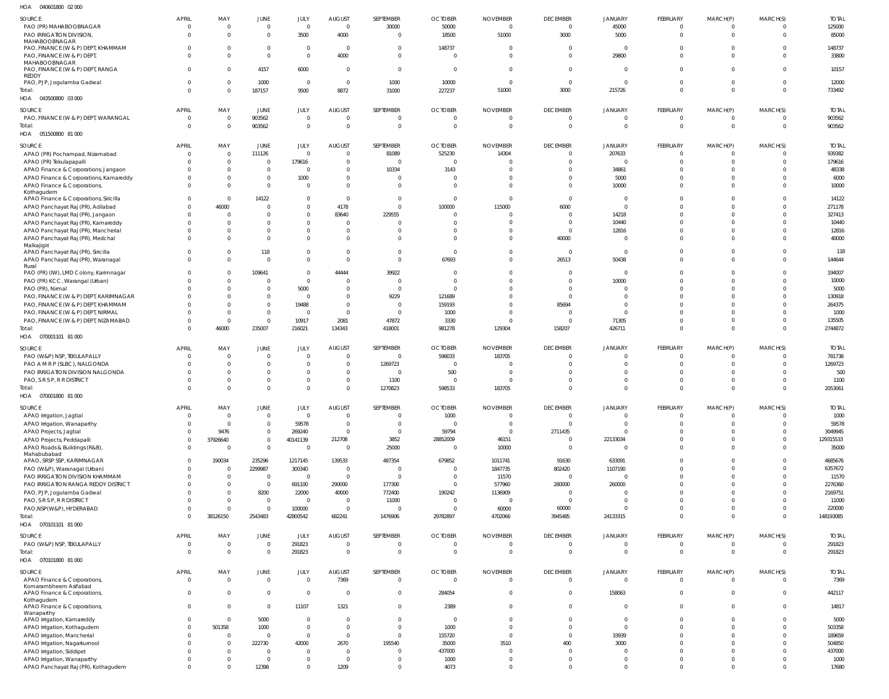HOA 040601800 02 000

| SOURCE | APRIL | MAY | JUNE | JULY | AUGUST | SEPTEMBER | OCTOBER | NOVEMBER | DECEMBER | JANUARY | FEBRUARY | MARCH(P) | MARCH(S) | TOTAL |
|---|---|---|---|---|---|---|---|---|---|---|---|---|---|---|
| PAO (PR) MAHABOOBNAGAR | 0 | 0 | 0 | 0 | 0 | 30000 | 50000 | 0 | 0 | 45000 | 0 | 0 | 0 | 125000 |
| PAO IRRIGATION DIVISION, MAHABOOBNAGAR | 0 | 0 | 0 | 3500 | 4000 | 0 | 18500 | 51000 | 3000 | 5000 | 0 | 0 | 0 | 85000 |
| PAO, FINANCE (W & P) DEPT, KHAMMAM | 0 | 0 | 0 | 0 | 0 | 0 | 148737 | 0 | 0 | 0 | 0 | 0 | 0 | 148737 |
| PAO, FINANCE (W & P) DEPT, MAHABOOBNAGAR | 0 | 0 | 0 | 0 | 4000 | 0 | 0 | 0 | 0 | 29800 | 0 | 0 | 0 | 33800 |
| PAO, FINANCE (W & P) DEPT, RANGA REDDY | 0 | 0 | 4157 | 6000 | 0 | 0 | 0 | 0 | 0 | 0 | 0 | 0 | 0 | 10157 |
| PAO, PJP, Jogulamba Gadwal | 0 | 0 | 1000 | 0 | 0 | 1000 | 10000 | 0 | 0 | 0 | 0 | 0 | 0 | 12000 |
| Total: | 0 | 0 | 187157 | 9500 | 8872 | 31000 | 227237 | 51000 | 3000 | 215726 | 0 | 0 | 0 | 733492 |

HOA 043500800 03 000

| SOURCE | APRIL | MAY | JUNE | JULY | AUGUST | SEPTEMBER | OCTOBER | NOVEMBER | DECEMBER | JANUARY | FEBRUARY | MARCH(P) | MARCH(S) | TOTAL |
|---|---|---|---|---|---|---|---|---|---|---|---|---|---|---|
| PAO, FINANCE (W & P) DEPT, WARANGAL | 0 | 0 | 903562 | 0 | 0 | 0 | 0 | 0 | 0 | 0 | 0 | 0 | 0 | 903562 |
| Total: | 0 | 0 | 903562 | 0 | 0 | 0 | 0 | 0 | 0 | 0 | 0 | 0 | 0 | 903562 |

HOA 051500800 81 000

| SOURCE | APRIL | MAY | JUNE | JULY | AUGUST | SEPTEMBER | OCTOBER | NOVEMBER | DECEMBER | JANUARY | FEBRUARY | MARCH(P) | MARCH(S) | TOTAL |
|---|---|---|---|---|---|---|---|---|---|---|---|---|---|---|
| APAO (PR) Pochampad, Nizamabad | 0 | 0 | 111126 | 0 | 0 | 81089 | 525230 | 14304 | 0 | 207633 | 0 | 0 | 0 | 939382 |
| APAO (PR) Tekulapapalli | 0 | 0 | 0 | 179616 | 0 | 0 | 0 | 0 | 0 | 0 | 0 | 0 | 0 | 179616 |
| APAO Finance & Corporations, Jangaon | 0 | 0 | 0 | 0 | 0 | 10334 | 3143 | 0 | 0 | 34861 | 0 | 0 | 0 | 48338 |
| APAO Finance & Corporations, Kamareddy | 0 | 0 | 0 | 1000 | 0 | 0 | 0 | 0 | 0 | 5000 | 0 | 0 | 0 | 6000 |
| APAO Finance & Corporations, Kothagudem | 0 | 0 | 0 | 0 | 0 | 0 | 0 | 0 | 0 | 10000 | 0 | 0 | 0 | 10000 |
| APAO Finance & Corporations, Siricilla | 0 | 0 | 14122 | 0 | 0 | 0 | 0 | 0 | 0 | 0 | 0 | 0 | 0 | 14122 |
| APAO Panchayat Raj (PR), Adilabad | 0 | 46000 | 0 | 0 | 4178 | 0 | 100000 | 115000 | 6000 | 0 | 0 | 0 | 0 | 271178 |
| APAO Panchayat Raj (PR), Jangaon | 0 | 0 | 0 | 0 | 83640 | 229555 | 0 | 0 | 0 | 14218 | 0 | 0 | 0 | 327413 |
| APAO Panchayat Raj (PR), Kamareddy | 0 | 0 | 0 | 0 | 0 | 0 | 0 | 0 | 0 | 10440 | 0 | 0 | 0 | 10440 |
| APAO Panchayat Raj (PR), Mancherial | 0 | 0 | 0 | 0 | 0 | 0 | 0 | 0 | 0 | 12816 | 0 | 0 | 0 | 12816 |
| APAO Panchayat Raj (PR), Medchal Malkajigiri | 0 | 0 | 0 | 0 | 0 | 0 | 0 | 0 | 40000 | 0 | 0 | 0 | 0 | 40000 |
| APAO Panchayat Raj (PR), Siricilla | 0 | 0 | 118 | 0 | 0 | 0 | 0 | 0 | 0 | 0 | 0 | 0 | 0 | 118 |
| APAO Panchayat Raj (PR), Waranagal Rural | 0 | 0 | 0 | 0 | 0 | 0 | 67693 | 0 | 26513 | 50438 | 0 | 0 | 0 | 144644 |
| PAO (PR) (IW), LMD Colony, Karimnagar | 0 | 0 | 109641 | 0 | 44444 | 39922 | 0 | 0 | 0 | 0 | 0 | 0 | 0 | 194007 |
| PAO (PR) KCC, Warangal (Urban) | 0 | 0 | 0 | 0 | 0 | 0 | 0 | 0 | 0 | 10000 | 0 | 0 | 0 | 10000 |
| PAO (PR), Nirmal | 0 | 0 | 0 | 5000 | 0 | 0 | 0 | 0 | 0 | 0 | 0 | 0 | 0 | 5000 |
| PAO, FINANCE (W & P) DEPT, KARIMNAGAR | 0 | 0 | 0 | 0 | 0 | 9229 | 121689 | 0 | 0 | 0 | 0 | 0 | 0 | 130918 |
| PAO, FINANCE (W & P) DEPT, KHAMMAM | 0 | 0 | 0 | 19488 | 0 | 0 | 159193 | 0 | 85694 | 0 | 0 | 0 | 0 | 264375 |
| PAO, FINANCE (W & P) DEPT, NIRMAL | 0 | 0 | 0 | 0 | 0 | 0 | 1000 | 0 | 0 | 0 | 0 | 0 | 0 | 1000 |
| PAO, FINANCE (W & P) DEPT, NIZAMABAD | 0 | 0 | 0 | 10917 | 2081 | 47872 | 3330 | 0 | 0 | 71305 | 0 | 0 | 0 | 135505 |
| Total: | 0 | 46000 | 235007 | 216021 | 134343 | 418001 | 981278 | 129304 | 158207 | 426711 | 0 | 0 | 0 | 2744872 |

HOA 070001101 81 000

| SOURCE | APRIL | MAY | JUNE | JULY | AUGUST | SEPTEMBER | OCTOBER | NOVEMBER | DECEMBER | JANUARY | FEBRUARY | MARCH(P) | MARCH(S) | TOTAL |
|---|---|---|---|---|---|---|---|---|---|---|---|---|---|---|
| PAO (W&P) NSP, TEKULAPALLY | 0 | 0 | 0 | 0 | 0 | 0 | 598033 | 183705 | 0 | 0 | 0 | 0 | 0 | 781738 |
| PAO A M R P (SLBC), NALGONDA | 0 | 0 | 0 | 0 | 0 | 1269723 | 0 | 0 | 0 | 0 | 0 | 0 | 0 | 1269723 |
| PAO IRRIGATION DIVISION NALGONDA | 0 | 0 | 0 | 0 | 0 | 0 | 500 | 0 | 0 | 0 | 0 | 0 | 0 | 500 |
| PAO, S R S P, R R DISTRICT | 0 | 0 | 0 | 0 | 0 | 1100 | 0 | 0 | 0 | 0 | 0 | 0 | 0 | 1100 |
| Total: | 0 | 0 | 0 | 0 | 0 | 1270823 | 598533 | 183705 | 0 | 0 | 0 | 0 | 0 | 2053061 |

HOA 070001800 81 000

| SOURCE | APRIL | MAY | JUNE | JULY | AUGUST | SEPTEMBER | OCTOBER | NOVEMBER | DECEMBER | JANUARY | FEBRUARY | MARCH(P) | MARCH(S) | TOTAL |
|---|---|---|---|---|---|---|---|---|---|---|---|---|---|---|
| APAO Irrigation, Jagtial | 0 | 0 | 0 | 0 | 0 | 0 | 1000 | 0 | 0 | 0 | 0 | 0 | 0 | 1000 |
| APAO Irrigation, Wanaparthy | 0 | 0 | 0 | 59578 | 0 | 0 | 0 | 0 | 0 | 0 | 0 | 0 | 0 | 59578 |
| APAO Projects, Jagtial | 0 | 9476 | 0 | 269240 | 0 | 0 | 59794 | 0 | 2711435 | 0 | 0 | 0 | 0 | 3049945 |
| APAO Projects, Peddapalli | 0 | 37926640 | 0 | 40141139 | 212708 | 3852 | 28852009 | 46151 | 0 | 22133034 | 0 | 0 | 0 | 129315533 |
| APAO Roads & Buildings (R&B), Mahabubabad | 0 | 0 | 0 | 0 | 0 | 25000 | 0 | 10000 | 0 | 0 | 0 | 0 | 0 | 35000 |
| APAO, SRSP SSP, KARIMNAGAR | 0 | 190034 | 235296 | 1217145 | 139533 | 487354 | 679852 | 1011741 | 91630 | 633091 | 0 | 0 | 0 | 4685676 |
| PAO (W&P), Waranagal (Urban) | 0 | 0 | 2299987 | 300340 | 0 | 0 | 0 | 1847735 | 802420 | 1107190 | 0 | 0 | 0 | 6357672 |
| PAO IRRIGATION DIVISION KHAMMAM | 0 | 0 | 0 | 0 | 0 | 0 | 0 | 11570 | 0 | 0 | 0 | 0 | 0 | 11570 |
| PAO IRRIGATION RANGA REDDY DISTRICT | 0 | 0 | 0 | 691100 | 290000 | 177300 | 0 | 577960 | 280000 | 260000 | 0 | 0 | 0 | 2276360 |
| PAO, PJP, Jogulamba Gadwal | 0 | 0 | 8200 | 22000 | 40000 | 772400 | 190242 | 1136909 | 0 | 0 | 0 | 0 | 0 | 2169751 |
| PAO, S R S P, R R DISTRICT | 0 | 0 | 0 | 0 | 0 | 11000 | 0 | 0 | 0 | 0 | 0 | 0 | 0 | 11000 |
| PAO,NSP(W&P), HYDERABAD | 0 | 0 | 0 | 100000 | 0 | 0 | 0 | 60000 | 60000 | 0 | 0 | 0 | 0 | 220000 |
| Total: | 0 | 38126150 | 2543483 | 42800542 | 682241 | 1476906 | 29782897 | 4702066 | 3945485 | 24133315 | 0 | 0 | 0 | 148193085 |

HOA 070101101 81 000

| SOURCE | APRIL | MAY | JUNE | JULY | AUGUST | SEPTEMBER | OCTOBER | NOVEMBER | DECEMBER | JANUARY | FEBRUARY | MARCH(P) | MARCH(S) | TOTAL |
|---|---|---|---|---|---|---|---|---|---|---|---|---|---|---|
| PAO (W&P) NSP, TEKULAPALLY | 0 | 0 | 0 | 291823 | 0 | 0 | 0 | 0 | 0 | 0 | 0 | 0 | 0 | 291823 |
| Total: | 0 | 0 | 0 | 291823 | 0 | 0 | 0 | 0 | 0 | 0 | 0 | 0 | 0 | 291823 |

HOA 070101800 81 000

| SOURCE | APRIL | MAY | JUNE | JULY | AUGUST | SEPTEMBER | OCTOBER | NOVEMBER | DECEMBER | JANUARY | FEBRUARY | MARCH(P) | MARCH(S) | TOTAL |
|---|---|---|---|---|---|---|---|---|---|---|---|---|---|---|
| APAO Finance & Corporations, Komarambheem Asifabad | 0 | 0 | 0 | 0 | 7369 | 0 | 0 | 0 | 0 | 0 | 0 | 0 | 0 | 7369 |
| APAO Finance & Corporations, Kothagudem | 0 | 0 | 0 | 0 | 0 | 0 | 284054 | 0 | 0 | 158063 | 0 | 0 | 0 | 442117 |
| APAO Finance & Corporations, Wanaparthy | 0 | 0 | 0 | 11107 | 1321 | 0 | 2389 | 0 | 0 | 0 | 0 | 0 | 0 | 14817 |
| APAO Irrigation, Kamareddy | 0 | 0 | 5000 | 0 | 0 | 0 | 0 | 0 | 0 | 0 | 0 | 0 | 0 | 5000 |
| APAO Irrigation, Kothagudem | 0 | 501358 | 1000 | 0 | 0 | 0 | 1000 | 0 | 0 | 0 | 0 | 0 | 0 | 503358 |
| APAO Irrigation, Mancherial | 0 | 0 | 0 | 0 | 0 | 0 | 155720 | 0 | 0 | 33939 | 0 | 0 | 0 | 189659 |
| APAO Irrigation, Nagarkurnool | 0 | 0 | 222730 | 42000 | 2670 | 195540 | 35000 | 3510 | 400 | 3000 | 0 | 0 | 0 | 504850 |
| APAO Irrigation, Siddipet | 0 | 0 | 0 | 0 | 0 | 0 | 437000 | 0 | 0 | 0 | 0 | 0 | 0 | 437000 |
| APAO Irrigation, Wanaparthy | 0 | 0 | 0 | 0 | 0 | 0 | 1000 | 0 | 0 | 0 | 0 | 0 | 0 | 1000 |
| APAO Panchayat Raj (PR), Kothagudem | 0 | 0 | 12398 | 0 | 1209 | 0 | 4073 | 0 | 0 | 0 | 0 | 0 | 0 | 17680 |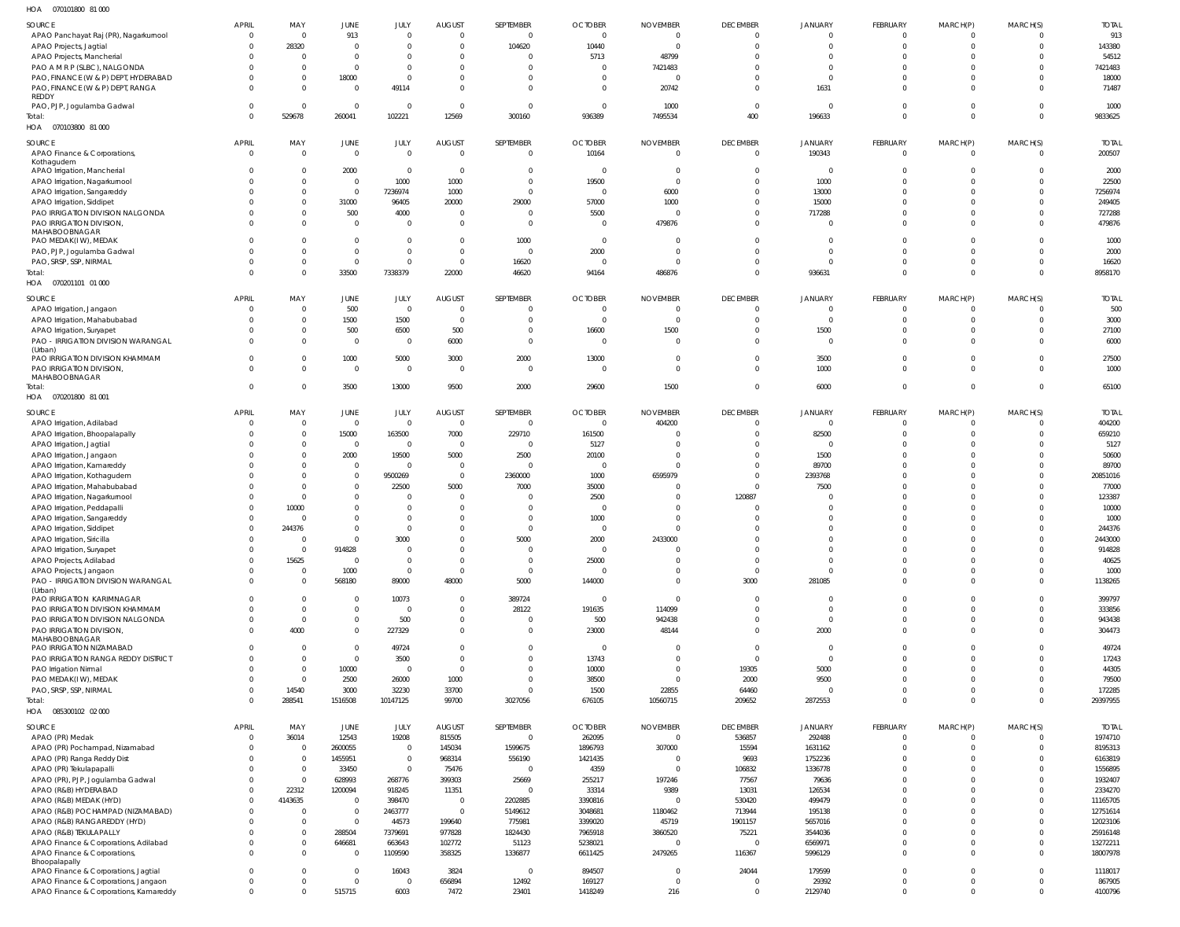HOA 070101800 81 000

| SOURCE | APRIL | MAY | JUNE | JULY | AUGUST | SEPTEMBER | OCTOBER | NOVEMBER | DECEMBER | JANUARY | FEBRUARY | MARCH(P) | MARCH(S) | TOTAL |
|---|---|---|---|---|---|---|---|---|---|---|---|---|---|---|
| APAO Panchayat Raj (PR), Nagarkurnool | 0 | 0 | 913 | 0 | 0 | 0 | 0 | 0 | 0 | 0 | 0 | 0 | 0 | 913 |
| APAO Projects, Jagtial | 0 | 28320 | 0 | 0 | 0 | 104620 | 10440 | 0 | 0 | 0 | 0 | 0 | 0 | 143380 |
| APAO Projects, Mancherial | 0 | 0 | 0 | 0 | 0 | 0 | 5713 | 48799 | 0 | 0 | 0 | 0 | 0 | 54512 |
| PAO A M R P (SLBC), NALGONDA | 0 | 0 | 0 | 0 | 0 | 0 | 0 | 7421483 | 0 | 0 | 0 | 0 | 0 | 7421483 |
| PAO, FINANCE (W & P) DEPT, HYDERABAD | 0 | 0 | 18000 | 0 | 0 | 0 | 0 | 0 | 0 | 0 | 0 | 0 | 0 | 18000 |
| PAO, FINANCE (W & P) DEPT, RANGA REDDY | 0 | 0 | 0 | 49114 | 0 | 0 | 0 | 20742 | 0 | 1631 | 0 | 0 | 0 | 71487 |
| PAO, PJP, Jogulamba Gadwal | 0 | 0 | 0 | 0 | 0 | 0 | 0 | 1000 | 0 | 0 | 0 | 0 | 0 | 1000 |
| Total: | 0 | 529678 | 260041 | 102221 | 12569 | 300160 | 936389 | 7495534 | 400 | 196633 | 0 | 0 | 0 | 9833625 |

HOA 070103800 81 000

| SOURCE | APRIL | MAY | JUNE | JULY | AUGUST | SEPTEMBER | OCTOBER | NOVEMBER | DECEMBER | JANUARY | FEBRUARY | MARCH(P) | MARCH(S) | TOTAL |
|---|---|---|---|---|---|---|---|---|---|---|---|---|---|---|
| APAO Finance & Corporations, Kothagudem | 0 | 0 | 0 | 0 | 0 | 0 | 10164 | 0 | 0 | 190343 | 0 | 0 | 0 | 200507 |
| APAO Irrigation, Mancherial | 0 | 0 | 2000 | 0 | 0 | 0 | 0 | 0 | 0 | 0 | 0 | 0 | 0 | 2000 |
| APAO Irrigation, Nagarkurnool | 0 | 0 | 0 | 1000 | 1000 | 0 | 19500 | 0 | 0 | 1000 | 0 | 0 | 0 | 22500 |
| APAO Irrigation, Sangareddy | 0 | 0 | 0 | 7236974 | 1000 | 0 | 0 | 6000 | 0 | 13000 | 0 | 0 | 0 | 7256974 |
| APAO Irrigation, Siddipet | 0 | 0 | 31000 | 96405 | 20000 | 29000 | 57000 | 1000 | 0 | 15000 | 0 | 0 | 0 | 249405 |
| PAO IRRIGATION DIVISION NALGONDA | 0 | 0 | 500 | 4000 | 0 | 0 | 5500 | 0 | 0 | 717288 | 0 | 0 | 0 | 727288 |
| PAO IRRIGATION DIVISION, MAHABOOBNAGAR | 0 | 0 | 0 | 0 | 0 | 0 | 0 | 479876 | 0 | 0 | 0 | 0 | 0 | 479876 |
| PAO MEDAK(IW), MEDAK | 0 | 0 | 0 | 0 | 0 | 1000 | 0 | 0 | 0 | 0 | 0 | 0 | 0 | 1000 |
| PAO, PJP, Jogulamba Gadwal | 0 | 0 | 0 | 0 | 0 | 0 | 2000 | 0 | 0 | 0 | 0 | 0 | 0 | 2000 |
| PAO, SRSP, SSP, NIRMAL | 0 | 0 | 0 | 0 | 0 | 16620 | 0 | 0 | 0 | 0 | 0 | 0 | 0 | 16620 |
| Total: | 0 | 0 | 33500 | 7338379 | 22000 | 46620 | 94164 | 486876 | 0 | 936631 | 0 | 0 | 0 | 8958170 |

HOA 070201101 01 000

| SOURCE | APRIL | MAY | JUNE | JULY | AUGUST | SEPTEMBER | OCTOBER | NOVEMBER | DECEMBER | JANUARY | FEBRUARY | MARCH(P) | MARCH(S) | TOTAL |
|---|---|---|---|---|---|---|---|---|---|---|---|---|---|---|
| APAO Irrigation, Jangaon | 0 | 0 | 500 | 0 | 0 | 0 | 0 | 0 | 0 | 0 | 0 | 0 | 0 | 500 |
| APAO Irrigation, Mahabubabad | 0 | 0 | 1500 | 1500 | 0 | 0 | 0 | 0 | 0 | 0 | 0 | 0 | 0 | 3000 |
| APAO Irrigation, Suryapet | 0 | 0 | 500 | 6500 | 500 | 0 | 16600 | 1500 | 0 | 1500 | 0 | 0 | 0 | 27100 |
| PAO - IRRIGATION DIVISION WARANGAL (Urban) | 0 | 0 | 0 | 0 | 6000 | 0 | 0 | 0 | 0 | 0 | 0 | 0 | 0 | 6000 |
| PAO IRRIGATION DIVISION KHAMMAM | 0 | 0 | 1000 | 5000 | 3000 | 2000 | 13000 | 0 | 0 | 3500 | 0 | 0 | 0 | 27500 |
| PAO IRRIGATION DIVISION, MAHABOOBNAGAR | 0 | 0 | 0 | 0 | 0 | 0 | 0 | 0 | 0 | 1000 | 0 | 0 | 0 | 1000 |
| Total: | 0 | 0 | 3500 | 13000 | 9500 | 2000 | 29600 | 1500 | 0 | 6000 | 0 | 0 | 0 | 65100 |

HOA 070201800 81 001

| SOURCE | APRIL | MAY | JUNE | JULY | AUGUST | SEPTEMBER | OCTOBER | NOVEMBER | DECEMBER | JANUARY | FEBRUARY | MARCH(P) | MARCH(S) | TOTAL |
|---|---|---|---|---|---|---|---|---|---|---|---|---|---|---|
| APAO Irrigation, Adilabad | 0 | 0 | 0 | 0 | 0 | 0 | 0 | 404200 | 0 | 0 | 0 | 0 | 0 | 404200 |
| APAO Irrigation, Bhoopalapally | 0 | 0 | 15000 | 163500 | 7000 | 229710 | 161500 | 0 | 0 | 82500 | 0 | 0 | 0 | 659210 |
| APAO Irrigation, Jagtial | 0 | 0 | 0 | 0 | 0 | 0 | 5127 | 0 | 0 | 0 | 0 | 0 | 0 | 5127 |
| APAO Irrigation, Jangaon | 0 | 0 | 2000 | 19500 | 5000 | 2500 | 20100 | 0 | 0 | 1500 | 0 | 0 | 0 | 50600 |
| APAO Irrigation, Kamareddy | 0 | 0 | 0 | 0 | 0 | 0 | 0 | 0 | 0 | 89700 | 0 | 0 | 0 | 89700 |
| APAO Irrigation, Kothagudem | 0 | 0 | 0 | 9500269 | 0 | 2360000 | 1000 | 6595979 | 0 | 2393768 | 0 | 0 | 0 | 20851016 |
| APAO Irrigation, Mahabubabad | 0 | 0 | 0 | 22500 | 5000 | 7000 | 35000 | 0 | 0 | 7500 | 0 | 0 | 0 | 77000 |
| APAO Irrigation, Nagarkurnool | 0 | 0 | 0 | 0 | 0 | 0 | 2500 | 0 | 120887 | 0 | 0 | 0 | 0 | 123387 |
| APAO Irrigation, Peddapalli | 0 | 10000 | 0 | 0 | 0 | 0 | 0 | 0 | 0 | 0 | 0 | 0 | 0 | 10000 |
| APAO Irrigation, Sangareddy | 0 | 0 | 0 | 0 | 0 | 0 | 1000 | 0 | 0 | 0 | 0 | 0 | 0 | 1000 |
| APAO Irrigation, Siddipet | 0 | 244376 | 0 | 0 | 0 | 0 | 0 | 0 | 0 | 0 | 0 | 0 | 0 | 244376 |
| APAO Irrigation, Siricilla | 0 | 0 | 0 | 3000 | 0 | 5000 | 2000 | 2433000 | 0 | 0 | 0 | 0 | 0 | 2443000 |
| APAO Irrigation, Suryapet | 0 | 0 | 914828 | 0 | 0 | 0 | 0 | 0 | 0 | 0 | 0 | 0 | 0 | 914828 |
| APAO Projects, Adilabad | 0 | 15625 | 0 | 0 | 0 | 0 | 25000 | 0 | 0 | 0 | 0 | 0 | 0 | 40625 |
| APAO Projects, Jangaon | 0 | 0 | 1000 | 0 | 0 | 0 | 0 | 0 | 0 | 0 | 0 | 0 | 0 | 1000 |
| PAO - IRRIGATION DIVISION WARANGAL (Urban) | 0 | 0 | 568180 | 89000 | 48000 | 5000 | 144000 | 0 | 3000 | 281085 | 0 | 0 | 0 | 1138265 |
| PAO IRRIGATION KARIMNAGAR | 0 | 0 | 0 | 10073 | 0 | 389724 | 0 | 0 | 0 | 0 | 0 | 0 | 0 | 399797 |
| PAO IRRIGATION DIVISION KHAMMAM | 0 | 0 | 0 | 0 | 0 | 28122 | 191635 | 114099 | 0 | 0 | 0 | 0 | 0 | 333856 |
| PAO IRRIGATION DIVISION NALGONDA | 0 | 0 | 0 | 500 | 0 | 0 | 500 | 942438 | 0 | 0 | 0 | 0 | 0 | 943438 |
| PAO IRRIGATION DIVISION, MAHABOOBNAGAR | 0 | 4000 | 0 | 227329 | 0 | 0 | 23000 | 48144 | 0 | 2000 | 0 | 0 | 0 | 304473 |
| PAO IRRIGATION NIZAMABAD | 0 | 0 | 0 | 49724 | 0 | 0 | 0 | 0 | 0 | 0 | 0 | 0 | 0 | 49724 |
| PAO IRRIGATION RANGA REDDY DISTRICT | 0 | 0 | 0 | 3500 | 0 | 0 | 13743 | 0 | 0 | 0 | 0 | 0 | 0 | 17243 |
| PAO Irrigation Nirmal | 0 | 0 | 10000 | 0 | 0 | 0 | 10000 | 0 | 19305 | 5000 | 0 | 0 | 0 | 44305 |
| PAO MEDAK(IW), MEDAK | 0 | 0 | 2500 | 26000 | 1000 | 0 | 38500 | 0 | 2000 | 9500 | 0 | 0 | 0 | 79500 |
| PAO, SRSP, SSP, NIRMAL | 0 | 14540 | 3000 | 32230 | 33700 | 0 | 1500 | 22855 | 64460 | 0 | 0 | 0 | 0 | 172285 |
| Total: | 0 | 288541 | 1516508 | 10147125 | 99700 | 3027056 | 676105 | 10560715 | 209652 | 2872553 | 0 | 0 | 0 | 29397955 |

HOA 085300102 02 000

| SOURCE | APRIL | MAY | JUNE | JULY | AUGUST | SEPTEMBER | OCTOBER | NOVEMBER | DECEMBER | JANUARY | FEBRUARY | MARCH(P) | MARCH(S) | TOTAL |
|---|---|---|---|---|---|---|---|---|---|---|---|---|---|---|
| APAO (PR) Medak | 0 | 36014 | 12543 | 19208 | 815505 | 0 | 262095 | 0 | 536857 | 292488 | 0 | 0 | 0 | 1974710 |
| APAO (PR) Pochampad, Nizamabad | 0 | 0 | 2600055 | 0 | 145034 | 1599675 | 1896793 | 307000 | 15594 | 1631162 | 0 | 0 | 0 | 8195313 |
| APAO (PR) Ranga Reddy Dist | 0 | 0 | 1455951 | 0 | 968314 | 556190 | 1421435 | 0 | 9693 | 1752236 | 0 | 0 | 0 | 6163819 |
| APAO (PR) Tekulapalli | 0 | 0 | 33450 | 0 | 75476 | 0 | 4359 | 0 | 106832 | 1336778 | 0 | 0 | 0 | 1556895 |
| APAO (PR), PJP, Jogulamba Gadwal | 0 | 0 | 628993 | 268776 | 399303 | 25669 | 255217 | 197246 | 77567 | 79636 | 0 | 0 | 0 | 1932407 |
| APAO (R&B) HYDERABAD | 0 | 22312 | 1200094 | 918245 | 11351 | 0 | 33314 | 9389 | 13031 | 126534 | 0 | 0 | 0 | 2334270 |
| APAO (R&B) MEDAK (HYD) | 0 | 4143635 | 0 | 398470 | 0 | 2202885 | 3390816 | 0 | 530420 | 499479 | 0 | 0 | 0 | 11165705 |
| APAO (R&B) POCHAMPAD (NIZAMABAD) | 0 | 0 | 0 | 2463777 | 0 | 5149612 | 3048681 | 1180462 | 713944 | 195138 | 0 | 0 | 0 | 12751614 |
| APAO (R&B) RANGAREDDY (HYD) | 0 | 0 | 0 | 44573 | 199640 | 775981 | 3399020 | 45719 | 1901157 | 5657016 | 0 | 0 | 0 | 12023106 |
| APAO (R&B) TEKULAPALLY | 0 | 0 | 288504 | 7379691 | 977828 | 1824430 | 7965918 | 3860520 | 75221 | 3544036 | 0 | 0 | 0 | 25916148 |
| APAO Finance & Corporations, Adilabad | 0 | 0 | 646681 | 663643 | 102772 | 51123 | 5238021 | 0 | 0 | 6569971 | 0 | 0 | 0 | 13272211 |
| APAO Finance & Corporations, Bhoopalapally | 0 | 0 | 0 | 1109590 | 358325 | 1336877 | 6611425 | 2479265 | 116367 | 5996129 | 0 | 0 | 0 | 18007978 |
| APAO Finance & Corporations, Jagtial | 0 | 0 | 0 | 16043 | 3824 | 0 | 894507 | 0 | 24044 | 179599 | 0 | 0 | 0 | 1118017 |
| APAO Finance & Corporations, Jangaon | 0 | 0 | 0 | 0 | 656894 | 12492 | 169127 | 0 | 0 | 29392 | 0 | 0 | 0 | 867905 |
| APAO Finance & Corporations, Kamareddy | 0 | 0 | 515715 | 6003 | 7472 | 23401 | 1418249 | 216 | 0 | 2129740 | 0 | 0 | 0 | 4100796 |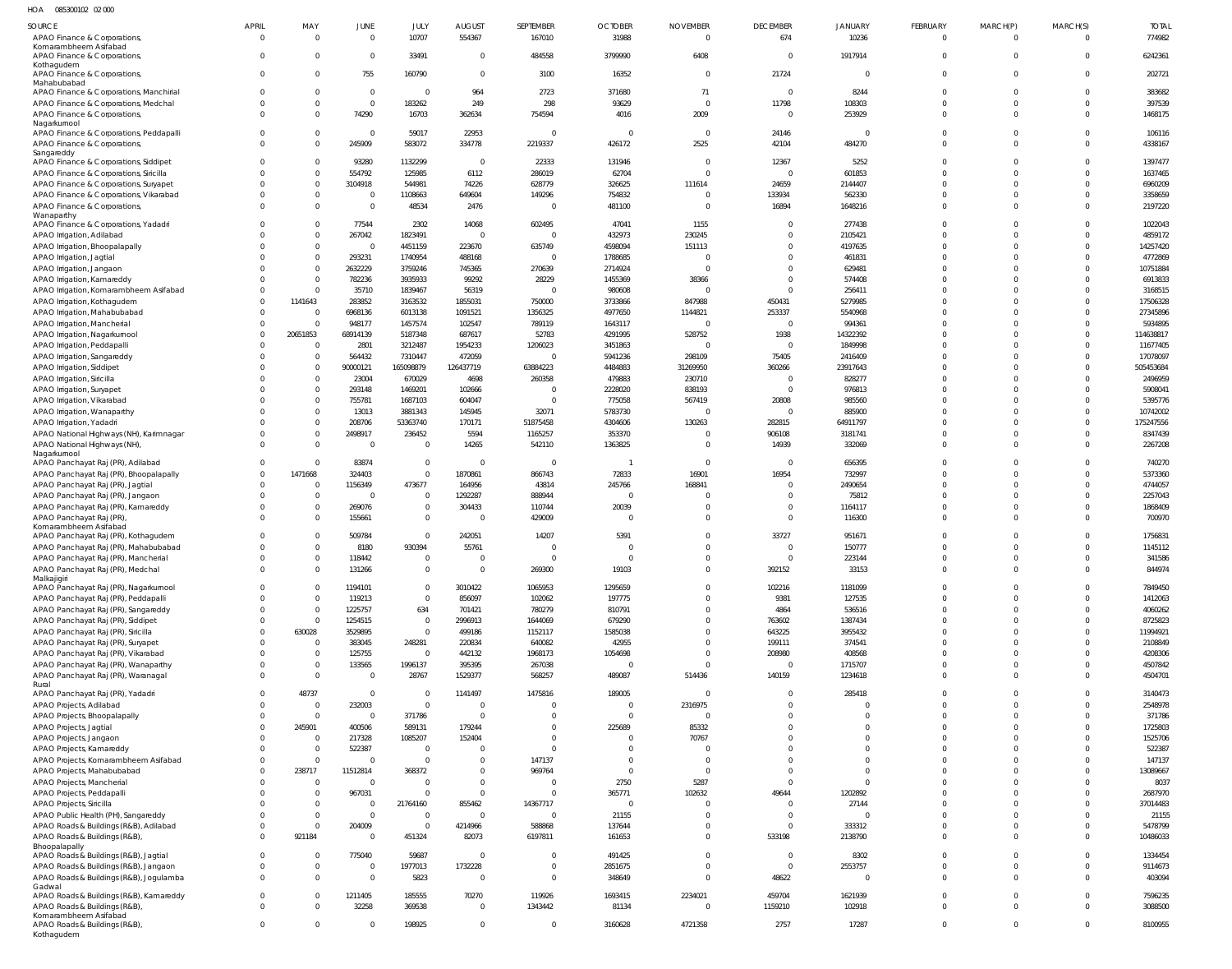HOA 085300102 02 000

| SOURCE | APRIL | MAY | JUNE | JULY | AUGUST | SEPTEMBER | OCTOBER | NOVEMBER | DECEMBER | JANUARY | FEBRUARY | MARCH(P) | MARCH(S) | TOTAL |
|---|---|---|---|---|---|---|---|---|---|---|---|---|---|---|
| APAO Finance & Corporations, Komarambheem Asifabad | 0 | 0 | 0 | 10707 | 554367 | 167010 | 31988 | 0 | 674 | 10236 | 0 | 0 | 0 | 774982 |
| APAO Finance & Corporations, Kothagudem | 0 | 0 | 0 | 33491 | 0 | 484558 | 3799990 | 6408 | 0 | 1917914 | 0 | 0 | 0 | 6242361 |
| APAO Finance & Corporations, Mahabubabad | 0 | 0 | 755 | 160790 | 0 | 3100 | 16352 | 0 | 21724 | 0 | 0 | 0 | 0 | 202721 |
| APAO Finance & Corporations, Manchirial | 0 | 0 | 0 | 0 | 964 | 2723 | 371680 | 71 | 0 | 8244 | 0 | 0 | 0 | 383682 |
| APAO Finance & Corporations, Medchal | 0 | 0 | 0 | 183262 | 249 | 298 | 93629 | 0 | 11798 | 108303 | 0 | 0 | 0 | 397539 |
| APAO Finance & Corporations, Nagarkurnool | 0 | 0 | 74290 | 16703 | 362634 | 754594 | 4016 | 2009 | 0 | 253929 | 0 | 0 | 0 | 1468175 |
| APAO Finance & Corporations, Peddapalli | 0 | 0 | 0 | 59017 | 22953 | 0 | 0 | 0 | 24146 | 0 | 0 | 0 | 0 | 106116 |
| APAO Finance & Corporations, Sangareddy | 0 | 0 | 245909 | 583072 | 334778 | 2219337 | 426172 | 2525 | 42104 | 484270 | 0 | 0 | 0 | 4338167 |
| APAO Finance & Corporations, Siddipet | 0 | 0 | 93280 | 1132299 | 0 | 22333 | 131946 | 0 | 12367 | 5252 | 0 | 0 | 0 | 1397477 |
| APAO Finance & Corporations, Siricilla | 0 | 0 | 554792 | 125985 | 6112 | 286019 | 62704 | 0 | 0 | 601853 | 0 | 0 | 0 | 1637465 |
| APAO Finance & Corporations, Suryapet | 0 | 0 | 3104918 | 544981 | 74226 | 628779 | 326625 | 111614 | 24659 | 2144407 | 0 | 0 | 0 | 6960209 |
| APAO Finance & Corporations, Vikarabad | 0 | 0 | 0 | 1108663 | 649604 | 149296 | 754832 | 0 | 133934 | 562330 | 0 | 0 | 0 | 3358659 |
| APAO Finance & Corporations, Wanaparthy | 0 | 0 | 0 | 48534 | 2476 | 0 | 481100 | 0 | 16894 | 1648216 | 0 | 0 | 0 | 2197220 |
| APAO Finance & Corporations, Yadadri | 0 | 0 | 77544 | 2302 | 14068 | 602495 | 47041 | 1155 | 0 | 277438 | 0 | 0 | 0 | 1022043 |
| APAO Irrigation, Adilabad | 0 | 0 | 267042 | 1823491 | 0 | 0 | 432973 | 230245 | 0 | 2105421 | 0 | 0 | 0 | 4859172 |
| APAO Irrigation, Bhoopalapally | 0 | 0 | 0 | 4451159 | 223670 | 635749 | 4598094 | 151113 | 0 | 4197635 | 0 | 0 | 0 | 14257420 |
| APAO Irrigation, Jagtial | 0 | 0 | 293231 | 1740954 | 488168 | 0 | 1788685 | 0 | 0 | 461831 | 0 | 0 | 0 | 4772869 |
| APAO Irrigation, Jangaon | 0 | 0 | 2632229 | 3759246 | 745365 | 270639 | 2714924 | 0 | 0 | 629481 | 0 | 0 | 0 | 10751884 |
| APAO Irrigation, Kamareddy | 0 | 0 | 782236 | 3935933 | 99292 | 28229 | 1455369 | 38366 | 0 | 574408 | 0 | 0 | 0 | 6913833 |
| APAO Irrigation, Komarambheem Asifabad | 0 | 0 | 35710 | 1839467 | 56319 | 0 | 980608 | 0 | 0 | 256411 | 0 | 0 | 0 | 3168515 |
| APAO Irrigation, Kothagudem | 0 | 1141643 | 283852 | 3163532 | 1855031 | 750000 | 3733866 | 847988 | 450431 | 5279985 | 0 | 0 | 0 | 17506328 |
| APAO Irrigation, Mahabubabad | 0 | 0 | 6968136 | 6013138 | 1091521 | 1356325 | 4977650 | 1144821 | 253337 | 5540968 | 0 | 0 | 0 | 27345896 |
| APAO Irrigation, Mancherial | 0 | 0 | 948177 | 1457574 | 102547 | 789119 | 1643117 | 0 | 0 | 994361 | 0 | 0 | 0 | 5934895 |
| APAO Irrigation, Nagarkurnool | 0 | 20651853 | 68914139 | 5187348 | 687617 | 52783 | 4291995 | 528752 | 1938 | 14322392 | 0 | 0 | 0 | 114638817 |
| APAO Irrigation, Peddapalli | 0 | 0 | 2801 | 3212487 | 1954233 | 1206023 | 3451863 | 0 | 0 | 1849998 | 0 | 0 | 0 | 11677405 |
| APAO Irrigation, Sangareddy | 0 | 0 | 564432 | 7310447 | 472059 | 0 | 5941236 | 298109 | 75405 | 2416409 | 0 | 0 | 0 | 17078097 |
| APAO Irrigation, Siddipet | 0 | 0 | 90000121 | 165098879 | 126437719 | 63884223 | 4484883 | 31269950 | 360266 | 23917643 | 0 | 0 | 0 | 505453684 |
| APAO Irrigation, Siricilla | 0 | 0 | 23004 | 670029 | 4698 | 260358 | 479883 | 230710 | 0 | 828277 | 0 | 0 | 0 | 2496959 |
| APAO Irrigation, Suryapet | 0 | 0 | 293148 | 1469201 | 102666 | 0 | 2228020 | 838193 | 0 | 976813 | 0 | 0 | 0 | 5908041 |
| APAO Irrigation, Vikarabad | 0 | 0 | 755781 | 1687103 | 604047 | 0 | 775058 | 567419 | 20808 | 985560 | 0 | 0 | 0 | 5395776 |
| APAO Irrigation, Wanaparthy | 0 | 0 | 13013 | 3881343 | 145945 | 32071 | 5783730 | 0 | 0 | 885900 | 0 | 0 | 0 | 10742002 |
| APAO Irrigation, Yadadri | 0 | 0 | 208706 | 53363740 | 170171 | 51875458 | 4304606 | 130263 | 282815 | 64911797 | 0 | 0 | 0 | 175247556 |
| APAO National Highways (NH), Karimnagar | 0 | 0 | 2498917 | 236452 | 5594 | 1165257 | 353370 | 0 | 906108 | 3181741 | 0 | 0 | 0 | 8347439 |
| APAO National Highways (NH), Nagarkurnool | 0 | 0 | 0 | 0 | 14265 | 542110 | 1363825 | 0 | 14939 | 332069 | 0 | 0 | 0 | 2267208 |
| APAO Panchayat Raj (PR), Adilabad | 0 | 0 | 83874 | 0 | 0 | 0 | 1 | 0 | 0 | 656395 | 0 | 0 | 0 | 740270 |
| APAO Panchayat Raj (PR), Bhoopalapally | 0 | 1471668 | 324403 | 0 | 1870861 | 866743 | 72833 | 16901 | 16954 | 732997 | 0 | 0 | 0 | 5373360 |
| APAO Panchayat Raj (PR), Jagtial | 0 | 0 | 1156349 | 473677 | 164956 | 43814 | 245766 | 168841 | 0 | 2490654 | 0 | 0 | 0 | 4744057 |
| APAO Panchayat Raj (PR), Jangaon | 0 | 0 | 0 | 0 | 1292287 | 888944 | 0 | 0 | 0 | 75812 | 0 | 0 | 0 | 2257043 |
| APAO Panchayat Raj (PR), Kamareddy | 0 | 0 | 269076 | 0 | 304433 | 110744 | 20039 | 0 | 0 | 1164117 | 0 | 0 | 0 | 1868409 |
| APAO Panchayat Raj (PR), Komarambheem Asifabad | 0 | 0 | 155661 | 0 | 0 | 429009 | 0 | 0 | 0 | 116300 | 0 | 0 | 0 | 700970 |
| APAO Panchayat Raj (PR), Kothagudem | 0 | 0 | 509784 | 0 | 242051 | 14207 | 5391 | 0 | 33727 | 951671 | 0 | 0 | 0 | 1756831 |
| APAO Panchayat Raj (PR), Mahabubabad | 0 | 0 | 8180 | 930394 | 55761 | 0 | 0 | 0 | 0 | 150777 | 0 | 0 | 0 | 1145112 |
| APAO Panchayat Raj (PR), Mancherial | 0 | 0 | 118442 | 0 | 0 | 0 | 0 | 0 | 0 | 223144 | 0 | 0 | 0 | 341586 |
| APAO Panchayat Raj (PR), Medchal Malkajigiri | 0 | 0 | 131266 | 0 | 0 | 269300 | 19103 | 0 | 392152 | 33153 | 0 | 0 | 0 | 844974 |
| APAO Panchayat Raj (PR), Nagarkurnool | 0 | 0 | 1194101 | 0 | 3010422 | 1065953 | 1295659 | 0 | 102216 | 1181099 | 0 | 0 | 0 | 7849450 |
| APAO Panchayat Raj (PR), Peddapalli | 0 | 0 | 119213 | 0 | 856097 | 102062 | 197775 | 0 | 9381 | 127535 | 0 | 0 | 0 | 1412063 |
| APAO Panchayat Raj (PR), Sangareddy | 0 | 0 | 1225757 | 634 | 701421 | 780279 | 810791 | 0 | 4864 | 536516 | 0 | 0 | 0 | 4060262 |
| APAO Panchayat Raj (PR), Siddipet | 0 | 0 | 1254515 | 0 | 2996913 | 1644069 | 679290 | 0 | 763602 | 1387434 | 0 | 0 | 0 | 8725823 |
| APAO Panchayat Raj (PR), Siricilla | 0 | 630028 | 3529895 | 0 | 499186 | 1152117 | 1585038 | 0 | 643225 | 3955432 | 0 | 0 | 0 | 11994921 |
| APAO Panchayat Raj (PR), Suryapet | 0 | 0 | 383045 | 248281 | 220834 | 640082 | 42955 | 0 | 199111 | 374541 | 0 | 0 | 0 | 2108849 |
| APAO Panchayat Raj (PR), Vikarabad | 0 | 0 | 125755 | 0 | 442132 | 1968173 | 1054698 | 0 | 208980 | 408568 | 0 | 0 | 0 | 4208306 |
| APAO Panchayat Raj (PR), Wanaparthy | 0 | 0 | 133565 | 1996137 | 395395 | 267038 | 0 | 0 | 0 | 1715707 | 0 | 0 | 0 | 4507842 |
| APAO Panchayat Raj (PR), Waranagal Rural | 0 | 0 | 0 | 28767 | 1529377 | 568257 | 489087 | 514436 | 140159 | 1234618 | 0 | 0 | 0 | 4504701 |
| APAO Panchayat Raj (PR), Yadadri | 0 | 48737 | 0 | 0 | 1141497 | 1475816 | 189005 | 0 | 0 | 285418 | 0 | 0 | 0 | 3140473 |
| APAO Projects, Adilabad | 0 | 0 | 232003 | 0 | 0 | 0 | 0 | 2316975 | 0 | 0 | 0 | 0 | 0 | 2548978 |
| APAO Projects, Bhoopalapally | 0 | 0 | 0 | 371786 | 0 | 0 | 0 | 0 | 0 | 0 | 0 | 0 | 0 | 371786 |
| APAO Projects, Jagtial | 0 | 245901 | 400506 | 589131 | 179244 | 0 | 225689 | 85332 | 0 | 0 | 0 | 0 | 0 | 1725803 |
| APAO Projects, Jangaon | 0 | 0 | 217328 | 1085207 | 152404 | 0 | 0 | 70767 | 0 | 0 | 0 | 0 | 0 | 1525706 |
| APAO Projects, Kamareddy | 0 | 0 | 522387 | 0 | 0 | 0 | 0 | 0 | 0 | 0 | 0 | 0 | 0 | 522387 |
| APAO Projects, Komarambheem Asifabad | 0 | 0 | 0 | 0 | 0 | 147137 | 0 | 0 | 0 | 0 | 0 | 0 | 0 | 147137 |
| APAO Projects, Mahabubabad | 0 | 238717 | 11512814 | 368372 | 0 | 969764 | 0 | 0 | 0 | 0 | 0 | 0 | 0 | 13089667 |
| APAO Projects, Mancherial | 0 | 0 | 0 | 0 | 0 | 0 | 2750 | 5287 | 0 | 0 | 0 | 0 | 0 | 8037 |
| APAO Projects, Peddapalli | 0 | 0 | 967031 | 0 | 0 | 0 | 365771 | 102632 | 49644 | 1202892 | 0 | 0 | 0 | 2687970 |
| APAO Projects, Siricilla | 0 | 0 | 0 | 21764160 | 855462 | 14367717 | 0 | 0 | 0 | 27144 | 0 | 0 | 0 | 37014483 |
| APAO Public Health (PH), Sangareddy | 0 | 0 | 0 | 0 | 0 | 0 | 21155 | 0 | 0 | 0 | 0 | 0 | 0 | 21155 |
| APAO Roads & Buildings (R&B), Adilabad | 0 | 0 | 204009 | 0 | 4214966 | 588868 | 137644 | 0 | 0 | 333312 | 0 | 0 | 0 | 5478799 |
| APAO Roads & Buildings (R&B), Bhoopalapally | 0 | 921184 | 0 | 451324 | 82073 | 6197811 | 161653 | 0 | 533198 | 2138790 | 0 | 0 | 0 | 10486033 |
| APAO Roads & Buildings (R&B), Jagtial | 0 | 0 | 775040 | 59687 | 0 | 0 | 491425 | 0 | 0 | 8302 | 0 | 0 | 0 | 1334454 |
| APAO Roads & Buildings (R&B), Jangaon | 0 | 0 | 0 | 1977013 | 1732228 | 0 | 2851675 | 0 | 0 | 2553757 | 0 | 0 | 0 | 9114673 |
| APAO Roads & Buildings (R&B), Jogulamba Gadwal | 0 | 0 | 0 | 5823 | 0 | 0 | 348649 | 0 | 48622 | 0 | 0 | 0 | 0 | 403094 |
| APAO Roads & Buildings (R&B), Kamareddy | 0 | 0 | 1211405 | 185555 | 70270 | 119926 | 1693415 | 2234021 | 459704 | 1621939 | 0 | 0 | 0 | 7596235 |
| APAO Roads & Buildings (R&B), Komarambheem Asifabad | 0 | 0 | 32258 | 369538 | 0 | 1343442 | 81134 | 0 | 1159210 | 102918 | 0 | 0 | 0 | 3088500 |
| APAO Roads & Buildings (R&B), Kothagudem | 0 | 0 | 0 | 198925 | 0 | 0 | 3160628 | 4721358 | 2757 | 17287 | 0 | 0 | 0 | 8100955 |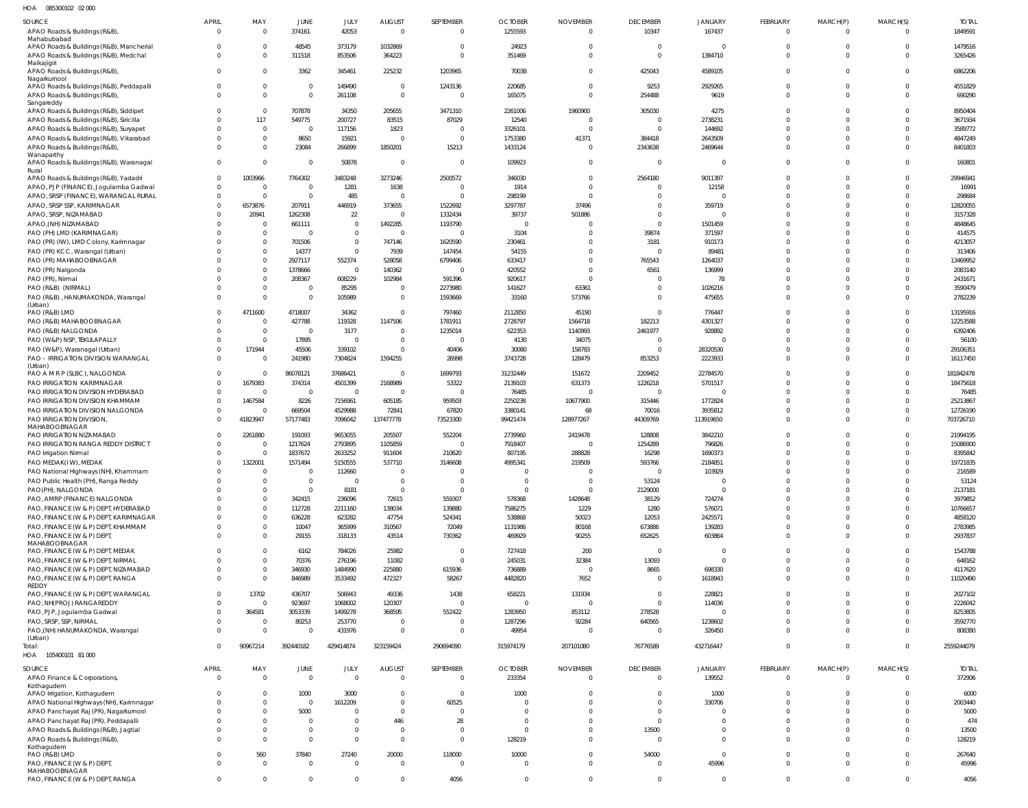HOA 085300102 02 000

| SOURCE | APRIL | MAY | JUNE | JULY | AUGUST | SEPTEMBER | OCTOBER | NOVEMBER | DECEMBER | JANUARY | FEBRUARY | MARCH(P) | MARCH(S) | TOTAL |
|---|---|---|---|---|---|---|---|---|---|---|---|---|---|---|
| APAO Roads & Buildings (R&B), Mahabubabad | 0 | 0 | 374161 | 42053 | 0 | 0 | 1255593 | 0 | 10347 | 167437 | 0 | 0 | 0 | 1849591 |
| APAO Roads & Buildings (R&B), Mancherial | 0 | 0 | 48545 | 373179 | 1032869 | 0 | 24923 | 0 | 0 | 0 | 0 | 0 | 0 | 1479516 |
| APAO Roads & Buildings (R&B), Medchal Malkajigiri | 0 | 0 | 311518 | 853506 | 364223 | 0 | 351469 | 0 | 0 | 1384710 | 0 | 0 | 0 | 3265426 |
| APAO Roads & Buildings (R&B), Nagarkurnool | 0 | 0 | 3362 | 345461 | 225232 | 1203965 | 70038 | 0 | 425043 | 4589105 | 0 | 0 | 0 | 6862206 |
| APAO Roads & Buildings (R&B), Peddapalli | 0 | 0 | 0 | 149490 | 0 | 1243136 | 220685 | 0 | 9253 | 2929265 | 0 | 0 | 0 | 4551829 |
| APAO Roads & Buildings (R&B), Sangareddy | 0 | 0 | 0 | 261108 | 0 | 0 | 165075 | 0 | 254488 | 9619 | 0 | 0 | 0 | 690290 |
| APAO Roads & Buildings (R&B), Siddipet | 0 | 0 | 707878 | 34350 | 205655 | 3471310 | 2261006 | 1960900 | 305030 | 4275 | 0 | 0 | 0 | 8950404 |
| APAO Roads & Buildings (R&B), Siricilla | 0 | 117 | 549775 | 200727 | 83515 | 87029 | 12540 | 0 | 0 | 2738231 | 0 | 0 | 0 | 3671934 |
| APAO Roads & Buildings (R&B), Suryapet | 0 | 0 | 0 | 117156 | 1823 | 0 | 3326101 | 0 | 0 | 144692 | 0 | 0 | 0 | 3589772 |
| APAO Roads & Buildings (R&B), Vikarabad | 0 | 0 | 8650 | 15921 | 0 | 0 | 1753380 | 41371 | 384418 | 2643509 | 0 | 0 | 0 | 4847249 |
| APAO Roads & Buildings (R&B), Wanaparthy | 0 | 0 | 23084 | 266899 | 1850201 | 15213 | 1433124 | 0 | 2343638 | 2469644 | 0 | 0 | 0 | 8401803 |
| APAO Roads & Buildings (R&B), Waranagal Rural | 0 | 0 | 0 | 50878 | 0 | 0 | 109923 | 0 | 0 | 0 | 0 | 0 | 0 | 160801 |
| APAO Roads & Buildings (R&B), Yadadri | 0 | 1003966 | 7764302 | 3483248 | 3273246 | 2500572 | 346030 | 0 | 2564180 | 9011397 | 0 | 0 | 0 | 29946941 |
| APAO, PJP (FINANCE), Jogulamba Gadwal | 0 | 0 | 0 | 1281 | 1638 | 0 | 1914 | 0 | 0 | 12158 | 0 | 0 | 0 | 16991 |
| APAO, SRSP (FINANCE), WARANGAL RURAL | 0 | 0 | 0 | 485 | 0 | 0 | 298199 | 0 | 0 | 0 | 0 | 0 | 0 | 298684 |
| APAO, SRSP SSP, KARIMNAGAR | 0 | 6573876 | 207911 | 446919 | 373655 | 1522692 | 3297787 | 37496 | 0 | 359719 | 0 | 0 | 0 | 12820055 |
| APAO, SRSP, NIZAMABAD | 0 | 20941 | 1262308 | 22 | 0 | 1332434 | 39737 | 501886 | 0 | 0 | 0 | 0 | 0 | 3157328 |
| APAO,(NH) NIZAMABAD | 0 | 0 | 661111 | 0 | 1492285 | 1193790 | 0 | 0 | 0 | 1501459 | 0 | 0 | 0 | 4848645 |
| PAO (PH) LMD (KARIMNAGAR) | 0 | 0 | 0 | 0 | 0 | 0 | 3104 | 0 | 39874 | 371597 | 0 | 0 | 0 | 414575 |
| PAO (PR) (IW), LMD Colony, Karimnagar | 0 | 0 | 701506 | 0 | 747146 | 1620590 | 230461 | 0 | 3181 | 910173 | 0 | 0 | 0 | 4213057 |
| PAO (PR) KCC, Warangal (Urban) | 0 | 0 | 14377 | 0 | 7939 | 147454 | 54155 | 0 | 0 | 89481 | 0 | 0 | 0 | 313406 |
| PAO (PR) MAHABOOBNAGAR | 0 | 0 | 2927117 | 552374 | 528058 | 6799406 | 633417 | 0 | 765543 | 1264037 | 0 | 0 | 0 | 13469952 |
| PAO (PR) Nalgonda | 0 | 0 | 1378666 | 0 | 140362 | 0 | 420552 | 0 | 6561 | 136999 | 0 | 0 | 0 | 2083140 |
| PAO (PR), Nirmal | 0 | 0 | 208367 | 608229 | 102984 | 591396 | 920617 | 0 | 0 | 78 | 0 | 0 | 0 | 2431671 |
| PAO (R&B) (NIRMAL) | 0 | 0 | 0 | 85295 | 0 | 2273980 | 141627 | 63361 | 0 | 1026216 | 0 | 0 | 0 | 3590479 |
| PAO (R&B) , HANUMAKONDA, Warangal (Urban) | 0 | 0 | 0 | 105989 | 0 | 1593669 | 33160 | 573766 | 0 | 475655 | 0 | 0 | 0 | 2782239 |
| PAO (R&B) LMD | 0 | 4711600 | 4718007 | 34362 | 0 | 797460 | 2112850 | 45190 | 0 | 776447 | 0 | 0 | 0 | 13195916 |
| PAO (R&B) MAHABOOBNAGAR | 0 | 0 | 427788 | 119328 | 1147506 | 1781911 | 2728797 | 1564718 | 182213 | 4301327 | 0 | 0 | 0 | 12253588 |
| PAO (R&B) NALGONDA | 0 | 0 | 0 | 3177 | 0 | 1235014 | 622353 | 1140993 | 2461977 | 928892 | 0 | 0 | 0 | 6392406 |
| PAO (W&P) NSP, TEKULAPALLY | 0 | 0 | 17895 | 0 | 0 | 0 | 4130 | 34075 | 0 | 0 | 0 | 0 | 0 | 56100 |
| PAO (W&P), Waranagal (Urban) | 0 | 171944 | 45506 | 339102 | 0 | 40406 | 30080 | 158783 | 0 | 28320530 | 0 | 0 | 0 | 29106351 |
| PAO - IRRIGATION DIVISION WARANGAL (Urban) | 0 | 0 | 241980 | 7304824 | 1594255 | 26998 | 3743728 | 128479 | 853253 | 2223933 | 0 | 0 | 0 | 16117450 |
| PAO A M R P (SLBC), NALGONDA | 0 | 0 | 86078121 | 37686421 | 0 | 1699793 | 31232449 | 151672 | 2209452 | 22784570 | 0 | 0 | 0 | 181842478 |
| PAO IRRIGATION KARIMNAGAR | 0 | 1679383 | 374314 | 4501399 | 2168989 | 53322 | 2139103 | 631373 | 1226218 | 5701517 | 0 | 0 | 0 | 18475618 |
| PAO IRRIGATION DIVISION HYDERABAD | 0 | 0 | 0 | 0 | 0 | 0 | 76485 | 0 | 0 | 0 | 0 | 0 | 0 | 76485 |
| PAO IRRIGATION DIVISION KHAMMAM | 0 | 1467584 | 8226 | 7156961 | 605185 | 959503 | 2250238 | 10677900 | 315446 | 1772824 | 0 | 0 | 0 | 25213867 |
| PAO IRRIGATION DIVISION NALGONDA | 0 | 0 | 669504 | 4529988 | 72841 | 67820 | 3380141 | 68 | 70016 | 3935812 | 0 | 0 | 0 | 12726190 |
| PAO IRRIGATION DIVISION, MAHABOOBNAGAR | 0 | 41823947 | 57177483 | 7096042 | 137477778 | 73523300 | 99421474 | 128977267 | 44309769 | 113919650 | 0 | 0 | 0 | 703726710 |
| PAO IRRIGATION NIZAMABAD | 0 | 2261880 | 191093 | 9653055 | 205507 | 552204 | 2739960 | 2419478 | 128808 | 3842210 | 0 | 0 | 0 | 21994195 |
| PAO IRRIGATION RANGA REDDY DISTRICT | 0 | 0 | 1217624 | 2793895 | 1105859 | 0 | 7918407 | 0 | 1254289 | 796826 | 0 | 0 | 0 | 15086900 |
| PAO Irrigation Nirmal | 0 | 0 | 1837672 | 2633252 | 911604 | 210620 | 807195 | 288828 | 16298 | 1690373 | 0 | 0 | 0 | 8395842 |
| PAO MEDAK(IW), MEDAK | 0 | 1322001 | 1571494 | 5150555 | 537710 | 3146608 | 4995341 | 219509 | 593766 | 2184851 | 0 | 0 | 0 | 19721835 |
| PAO National Highways (NH), Khammam | 0 | 0 | 0 | 112660 | 0 | 0 | 0 | 0 | 0 | 103929 | 0 | 0 | 0 | 216589 |
| PAO Public Health (PH), Ranga Reddy | 0 | 0 | 0 | 0 | 0 | 0 | 0 | 0 | 53124 | 0 | 0 | 0 | 0 | 53124 |
| PAO(PH), NALGONDA | 0 | 0 | 0 | 8181 | 0 | 0 | 0 | 0 | 2129000 | 0 | 0 | 0 | 0 | 2137181 |
| PAO, AMRP (FINANCE) NALGONDA | 0 | 0 | 342415 | 236096 | 72615 | 559307 | 578368 | 1428648 | 38129 | 724274 | 0 | 0 | 0 | 3979852 |
| PAO, FINANCE (W & P) DEPT, HYDERABAD | 0 | 0 | 112728 | 2211160 | 138034 | 139880 | 7586275 | 1229 | 1280 | 576071 | 0 | 0 | 0 | 10766657 |
| PAO, FINANCE (W & P) DEPT, KARIMNAGAR | 0 | 0 | 636228 | 623282 | 47754 | 524341 | 538868 | 50023 | 12053 | 2425571 | 0 | 0 | 0 | 4858120 |
| PAO, FINANCE (W & P) DEPT, KHAMMAM | 0 | 0 | 10047 | 365999 | 310567 | 72049 | 1131986 | 80168 | 673886 | 139283 | 0 | 0 | 0 | 2783985 |
| PAO, FINANCE (W & P) DEPT, MAHABOOBNAGAR | 0 | 0 | 29155 | 318133 | 43514 | 730362 | 469929 | 90255 | 652625 | 603864 | 0 | 0 | 0 | 2937837 |
| PAO, FINANCE (W & P) DEPT, MEDAK | 0 | 0 | 6162 | 784026 | 25982 | 0 | 727418 | 200 | 0 | 0 | 0 | 0 | 0 | 1543788 |
| PAO, FINANCE (W & P) DEPT, NIRMAL | 0 | 0 | 70376 | 276196 | 11082 | 0 | 245031 | 32384 | 13093 | 0 | 0 | 0 | 0 | 648162 |
| PAO, FINANCE (W & P) DEPT, NIZAMABAD | 0 | 0 | 346930 | 1484990 | 225880 | 615936 | 736889 | 0 | 8665 | 698330 | 0 | 0 | 0 | 4117620 |
| PAO, FINANCE (W & P) DEPT, RANGA REDDY | 0 | 0 | 846989 | 3533492 | 472327 | 58267 | 4482820 | 7652 | 0 | 1618943 | 0 | 0 | 0 | 11020490 |
| PAO, FINANCE (W & P) DEPT, WARANGAL | 0 | 13702 | 436707 | 506943 | 49336 | 1438 | 658221 | 131934 | 0 | 228821 | 0 | 0 | 0 | 2027102 |
| PAO, NH(PROJ) RANGAREDDY | 0 | 0 | 923697 | 1068002 | 120307 | 0 | 0 | 0 | 0 | 114036 | 0 | 0 | 0 | 2226042 |
| PAO, PJP, Jogulamba Gadwal | 0 | 364581 | 3053339 | 1499278 | 368595 | 552422 | 1283950 | 853112 | 278528 | 0 | 0 | 0 | 0 | 8253805 |
| PAO, SRSP, SSP, NIRMAL | 0 | 0 | 80253 | 253770 | 0 | 0 | 1287296 | 92284 | 640565 | 1238602 | 0 | 0 | 0 | 3592770 |
| PAO,(NH) HANUMAKONDA, Warangal (Urban) | 0 | 0 | 0 | 431976 | 0 | 0 | 49954 | 0 | 0 | 326450 | 0 | 0 | 0 | 808380 |
| Total: | 0 | 90967214 | 392440182 | 429414874 | 323159424 | 290694090 | 315974179 | 207101080 | 76776589 | 432716447 | 0 | 0 | 0 | 2559244079 |

HOA 105400101 81 000

| SOURCE | APRIL | MAY | JUNE | JULY | AUGUST | SEPTEMBER | OCTOBER | NOVEMBER | DECEMBER | JANUARY | FEBRUARY | MARCH(P) | MARCH(S) | TOTAL |
|---|---|---|---|---|---|---|---|---|---|---|---|---|---|---|
| APAO Finance & Corporations, Kothagudem | 0 | 0 | 0 | 0 | 0 | 0 | 233354 | 0 | 0 | 139552 | 0 | 0 | 0 | 372906 |
| APAO Irrigation, Kothagudem | 0 | 0 | 1000 | 3000 | 0 | 0 | 1000 | 0 | 0 | 1000 | 0 | 0 | 0 | 6000 |
| APAO National Highways (NH), Karimnagar | 0 | 0 | 0 | 1612209 | 0 | 60525 | 0 | 0 | 0 | 330706 | 0 | 0 | 0 | 2003440 |
| APAO Panchayat Raj (PR), Nagarkurnool | 0 | 0 | 5000 | 0 | 0 | 0 | 0 | 0 | 0 | 0 | 0 | 0 | 0 | 5000 |
| APAO Panchayat Raj (PR), Peddapalli | 0 | 0 | 0 | 0 | 446 | 28 | 0 | 0 | 0 | 0 | 0 | 0 | 0 | 474 |
| APAO Roads & Buildings (R&B), Jagtial | 0 | 0 | 0 | 0 | 0 | 0 | 0 | 0 | 13500 | 0 | 0 | 0 | 0 | 13500 |
| APAO Roads & Buildings (R&B), Kothagudem | 0 | 0 | 0 | 0 | 0 | 0 | 128219 | 0 | 0 | 0 | 0 | 0 | 0 | 128219 |
| PAO (R&B) LMD | 0 | 560 | 37840 | 27240 | 20000 | 118000 | 10000 | 0 | 54000 | 0 | 0 | 0 | 0 | 267640 |
| PAO, FINANCE (W & P) DEPT, MAHABOOBNAGAR | 0 | 0 | 0 | 0 | 0 | 0 | 0 | 0 | 0 | 45996 | 0 | 0 | 0 | 45996 |
| PAO, FINANCE (W & P) DEPT, RANGA | 0 | 0 | 0 | 0 | 0 | 4056 | 0 | 0 | 0 | 0 | 0 | 0 | 0 | 4056 |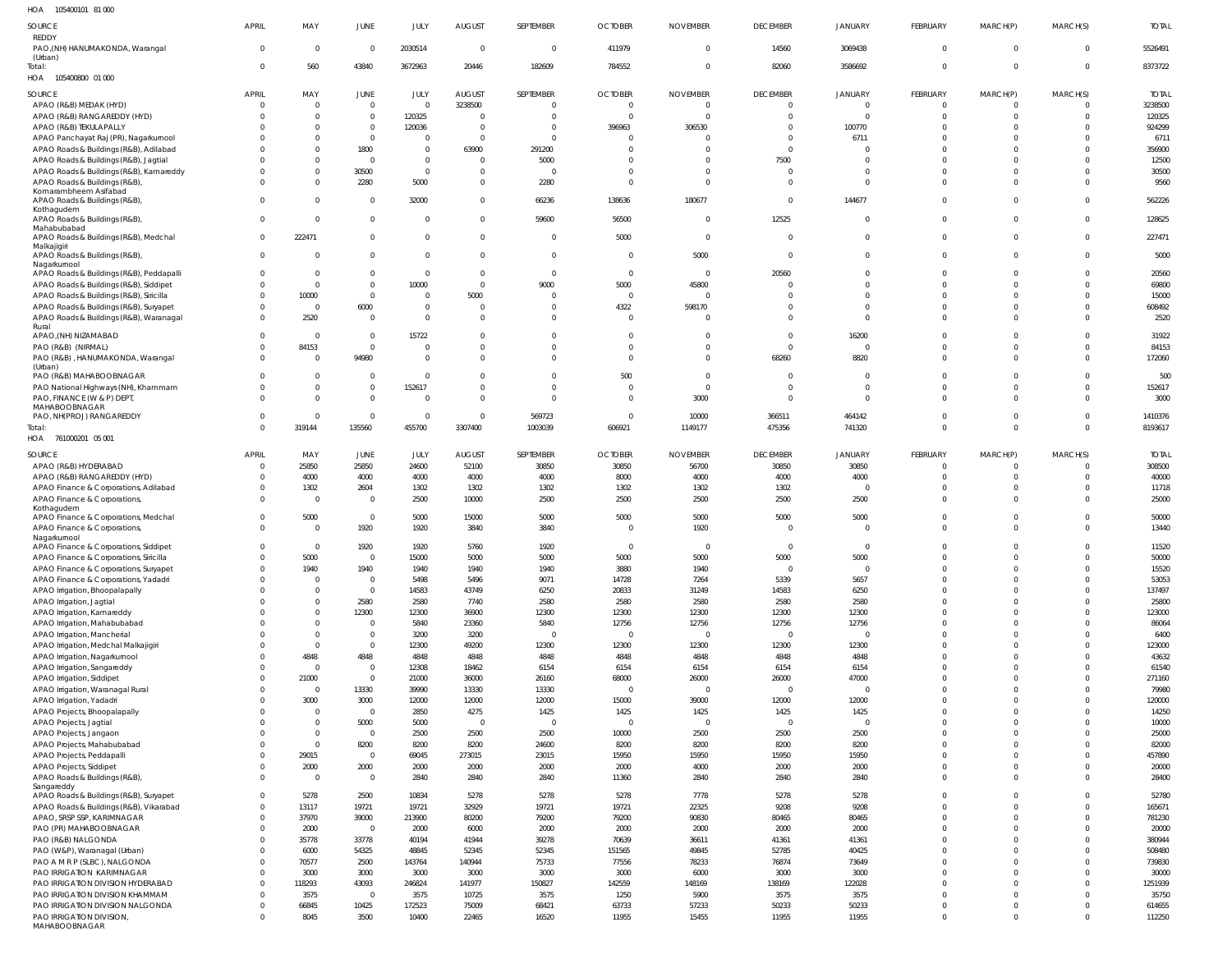HOA 105400101 81 000

| SOURCE | APRIL | MAY | JUNE | JULY | AUGUST | SEPTEMBER | OCTOBER | NOVEMBER | DECEMBER | JANUARY | FEBRUARY | MARCH(P) | MARCH(S) | TOTAL |
|---|---|---|---|---|---|---|---|---|---|---|---|---|---|---|
| REDDY | | | | | | | | | | | | | | |
| PAO,(NH) HANUMAKONDA, Warangal (Urban) | 0 | 0 | 0 | 2030514 | 0 | 0 | 411979 | 0 | 14560 | 3069438 | 0 | 0 | 0 | 5526491 |
| Total: | 0 | 560 | 43840 | 3672963 | 20446 | 182609 | 784552 | 0 | 82060 | 3586692 | 0 | 0 | 0 | 8373722 |

HOA 105400800 01 000

| SOURCE | APRIL | MAY | JUNE | JULY | AUGUST | SEPTEMBER | OCTOBER | NOVEMBER | DECEMBER | JANUARY | FEBRUARY | MARCH(P) | MARCH(S) | TOTAL |
|---|---|---|---|---|---|---|---|---|---|---|---|---|---|---|
| APAO (R&B) MEDAK (HYD) | 0 | 0 | 0 | 0 | 3238500 | 0 | 0 | 0 | 0 | 0 | 0 | 0 | 0 | 3238500 |
| APAO (R&B) RANGAREDDY (HYD) | 0 | 0 | 0 | 120325 | 0 | 0 | 0 | 0 | 0 | 0 | 0 | 0 | 0 | 120325 |
| APAO (R&B) TEKULAPALLY | 0 | 0 | 0 | 120036 | 0 | 0 | 396963 | 306530 | 0 | 100770 | 0 | 0 | 0 | 924299 |
| APAO Panchayat Raj (PR), Nagarkurnool | 0 | 0 | 0 | 0 | 0 | 0 | 0 | 0 | 0 | 6711 | 0 | 0 | 0 | 6711 |
| APAO Roads & Buildings (R&B), Adilabad | 0 | 0 | 1800 | 0 | 63900 | 291200 | 0 | 0 | 0 | 0 | 0 | 0 | 0 | 356900 |
| APAO Roads & Buildings (R&B), Jagtial | 0 | 0 | 0 | 0 | 0 | 5000 | 0 | 0 | 7500 | 0 | 0 | 0 | 0 | 12500 |
| APAO Roads & Buildings (R&B), Kamareddy | 0 | 0 | 30500 | 0 | 0 | 0 | 0 | 0 | 0 | 0 | 0 | 0 | 0 | 30500 |
| APAO Roads & Buildings (R&B), Komarambheem Asifabad | 0 | 0 | 2280 | 5000 | 0 | 2280 | 0 | 0 | 0 | 0 | 0 | 0 | 0 | 9560 |
| APAO Roads & Buildings (R&B), Kothagudem | 0 | 0 | 0 | 32000 | 0 | 66236 | 138636 | 180677 | 0 | 144677 | 0 | 0 | 0 | 562226 |
| APAO Roads & Buildings (R&B), Mahabubabad | 0 | 0 | 0 | 0 | 0 | 59600 | 56500 | 0 | 12525 | 0 | 0 | 0 | 0 | 128625 |
| APAO Roads & Buildings (R&B), Medchal Malkajigiri | 0 | 222471 | 0 | 0 | 0 | 0 | 5000 | 0 | 0 | 0 | 0 | 0 | 0 | 227471 |
| APAO Roads & Buildings (R&B), Nagarkurnool | 0 | 0 | 0 | 0 | 0 | 0 | 0 | 5000 | 0 | 0 | 0 | 0 | 0 | 5000 |
| APAO Roads & Buildings (R&B), Peddapalli | 0 | 0 | 0 | 0 | 0 | 0 | 0 | 0 | 20560 | 0 | 0 | 0 | 0 | 20560 |
| APAO Roads & Buildings (R&B), Siddipet | 0 | 0 | 0 | 10000 | 0 | 9000 | 5000 | 45800 | 0 | 0 | 0 | 0 | 0 | 69800 |
| APAO Roads & Buildings (R&B), Siricilla | 0 | 10000 | 0 | 0 | 5000 | 0 | 0 | 0 | 0 | 0 | 0 | 0 | 0 | 15000 |
| APAO Roads & Buildings (R&B), Suryapet | 0 | 0 | 6000 | 0 | 0 | 0 | 4322 | 598170 | 0 | 0 | 0 | 0 | 0 | 608492 |
| APAO Roads & Buildings (R&B), Waranagal Rural | 0 | 2520 | 0 | 0 | 0 | 0 | 0 | 0 | 0 | 0 | 0 | 0 | 0 | 2520 |
| APAO,(NH) NIZAMABAD | 0 | 0 | 0 | 15722 | 0 | 0 | 0 | 0 | 0 | 16200 | 0 | 0 | 0 | 31922 |
| PAO (R&B) (NIRMAL) | 0 | 84153 | 0 | 0 | 0 | 0 | 0 | 0 | 0 | 0 | 0 | 0 | 0 | 84153 |
| PAO (R&B) , HANUMAKONDA, Warangal (Urban) | 0 | 0 | 94980 | 0 | 0 | 0 | 0 | 0 | 68260 | 8820 | 0 | 0 | 0 | 172060 |
| PAO (R&B) MAHABOOBNAGAR | 0 | 0 | 0 | 0 | 0 | 0 | 500 | 0 | 0 | 0 | 0 | 0 | 0 | 500 |
| PAO National Highways (NH), Khammam | 0 | 0 | 0 | 152617 | 0 | 0 | 0 | 0 | 0 | 0 | 0 | 0 | 0 | 152617 |
| PAO, FINANCE (W & P) DEPT, MAHABOOBNAGAR | 0 | 0 | 0 | 0 | 0 | 0 | 0 | 3000 | 0 | 0 | 0 | 0 | 0 | 3000 |
| PAO, NH(PROJ) RANGAREDDY | 0 | 0 | 0 | 0 | 0 | 569723 | 0 | 10000 | 366511 | 464142 | 0 | 0 | 0 | 1410376 |
| Total: | 0 | 319144 | 135560 | 455700 | 3307400 | 1003039 | 606921 | 1149177 | 475356 | 741320 | 0 | 0 | 0 | 8193617 |

HOA 761000201 05 001

| SOURCE | APRIL | MAY | JUNE | JULY | AUGUST | SEPTEMBER | OCTOBER | NOVEMBER | DECEMBER | JANUARY | FEBRUARY | MARCH(P) | MARCH(S) | TOTAL |
|---|---|---|---|---|---|---|---|---|---|---|---|---|---|---|
| APAO (R&B) HYDERABAD | 0 | 25850 | 25850 | 24600 | 52100 | 30850 | 30850 | 56700 | 30850 | 30850 | 0 | 0 | 0 | 308500 |
| APAO (R&B) RANGAREDDY (HYD) | 0 | 4000 | 4000 | 4000 | 4000 | 4000 | 8000 | 4000 | 4000 | 4000 | 0 | 0 | 0 | 40000 |
| APAO Finance & Corporations, Adilabad | 0 | 1302 | 2604 | 1302 | 1302 | 1302 | 1302 | 1302 | 1302 | 0 | 0 | 0 | 0 | 11718 |
| APAO Finance & Corporations, Kothagudem | 0 | 0 | 0 | 2500 | 10000 | 2500 | 2500 | 2500 | 2500 | 2500 | 0 | 0 | 0 | 25000 |
| APAO Finance & Corporations, Medchal | 0 | 5000 | 0 | 5000 | 15000 | 5000 | 5000 | 5000 | 5000 | 5000 | 0 | 0 | 0 | 50000 |
| APAO Finance & Corporations, Nagarkurnool | 0 | 0 | 1920 | 1920 | 3840 | 3840 | 0 | 1920 | 0 | 0 | 0 | 0 | 0 | 13440 |
| APAO Finance & Corporations, Siddipet | 0 | 0 | 1920 | 1920 | 5760 | 1920 | 0 | 0 | 0 | 0 | 0 | 0 | 0 | 11520 |
| APAO Finance & Corporations, Siricilla | 0 | 5000 | 0 | 15000 | 5000 | 5000 | 5000 | 5000 | 5000 | 5000 | 0 | 0 | 0 | 50000 |
| APAO Finance & Corporations, Suryapet | 0 | 1940 | 1940 | 1940 | 1940 | 1940 | 3880 | 1940 | 0 | 0 | 0 | 0 | 0 | 15520 |
| APAO Finance & Corporations, Yadadri | 0 | 0 | 0 | 5498 | 5496 | 9071 | 14728 | 7264 | 5339 | 5657 | 0 | 0 | 0 | 53053 |
| APAO Irrigation, Bhoopalapally | 0 | 0 | 0 | 14583 | 43749 | 6250 | 20833 | 31249 | 14583 | 6250 | 0 | 0 | 0 | 137497 |
| APAO Irrigation, Jagtial | 0 | 0 | 2580 | 2580 | 7740 | 2580 | 2580 | 2580 | 2580 | 2580 | 0 | 0 | 0 | 25800 |
| APAO Irrigation, Kamareddy | 0 | 0 | 12300 | 12300 | 36900 | 12300 | 12300 | 12300 | 12300 | 12300 | 0 | 0 | 0 | 123000 |
| APAO Irrigation, Mahabubabad | 0 | 0 | 0 | 5840 | 23360 | 5840 | 12756 | 12756 | 12756 | 12756 | 0 | 0 | 0 | 86064 |
| APAO Irrigation, Mancherial | 0 | 0 | 0 | 3200 | 3200 | 0 | 0 | 0 | 0 | 0 | 0 | 0 | 0 | 6400 |
| APAO Irrigation, Medchal Malkajigiri | 0 | 0 | 0 | 12300 | 49200 | 12300 | 12300 | 12300 | 12300 | 12300 | 0 | 0 | 0 | 123000 |
| APAO Irrigation, Nagarkurnool | 0 | 4848 | 4848 | 4848 | 4848 | 4848 | 4848 | 4848 | 4848 | 4848 | 0 | 0 | 0 | 43632 |
| APAO Irrigation, Sangareddy | 0 | 0 | 0 | 12308 | 18462 | 6154 | 6154 | 6154 | 6154 | 6154 | 0 | 0 | 0 | 61540 |
| APAO Irrigation, Siddipet | 0 | 21000 | 0 | 21000 | 36000 | 26160 | 68000 | 26000 | 26000 | 47000 | 0 | 0 | 0 | 271160 |
| APAO Irrigation, Waranagal Rural | 0 | 0 | 13330 | 39990 | 13330 | 13330 | 0 | 0 | 0 | 0 | 0 | 0 | 0 | 79980 |
| APAO Irrigation, Yadadri | 0 | 3000 | 3000 | 12000 | 12000 | 12000 | 15000 | 39000 | 12000 | 12000 | 0 | 0 | 0 | 120000 |
| APAO Projects, Bhoopalapally | 0 | 0 | 0 | 2850 | 4275 | 1425 | 1425 | 1425 | 1425 | 1425 | 0 | 0 | 0 | 14250 |
| APAO Projects, Jagtial | 0 | 0 | 5000 | 5000 | 0 | 0 | 0 | 0 | 0 | 0 | 0 | 0 | 0 | 10000 |
| APAO Projects, Jangaon | 0 | 0 | 0 | 2500 | 2500 | 2500 | 10000 | 2500 | 2500 | 2500 | 0 | 0 | 0 | 25000 |
| APAO Projects, Mahabubabad | 0 | 0 | 8200 | 8200 | 8200 | 24600 | 8200 | 8200 | 8200 | 8200 | 0 | 0 | 0 | 82000 |
| APAO Projects, Peddapalli | 0 | 29015 | 0 | 69045 | 273015 | 23015 | 15950 | 15950 | 15950 | 15950 | 0 | 0 | 0 | 457890 |
| APAO Projects, Siddipet | 0 | 2000 | 2000 | 2000 | 2000 | 2000 | 2000 | 4000 | 2000 | 2000 | 0 | 0 | 0 | 20000 |
| APAO Roads & Buildings (R&B), Sangareddy | 0 | 0 | 0 | 2840 | 2840 | 2840 | 11360 | 2840 | 2840 | 2840 | 0 | 0 | 0 | 28400 |
| APAO Roads & Buildings (R&B), Suryapet | 0 | 5278 | 2500 | 10834 | 5278 | 5278 | 5278 | 7778 | 5278 | 5278 | 0 | 0 | 0 | 52780 |
| APAO Roads & Buildings (R&B), Vikarabad | 0 | 13117 | 19721 | 19721 | 32929 | 19721 | 19721 | 22325 | 9208 | 9208 | 0 | 0 | 0 | 165671 |
| APAO, SRSP SSP, KARIMNAGAR | 0 | 37970 | 39000 | 213900 | 80200 | 79200 | 79200 | 90830 | 80465 | 80465 | 0 | 0 | 0 | 781230 |
| PAO (PR) MAHABOOBNAGAR | 0 | 2000 | 0 | 2000 | 6000 | 2000 | 2000 | 2000 | 2000 | 2000 | 0 | 0 | 0 | 20000 |
| PAO (R&B) NALGONDA | 0 | 35778 | 33778 | 40194 | 41944 | 39278 | 70639 | 36611 | 41361 | 41361 | 0 | 0 | 0 | 380944 |
| PAO (W&P), Waranagal (Urban) | 0 | 6000 | 54325 | 48845 | 52345 | 52345 | 151565 | 49845 | 52785 | 40425 | 0 | 0 | 0 | 508480 |
| PAO A M R P (SLBC), NALGONDA | 0 | 70577 | 2500 | 143764 | 140944 | 75733 | 77556 | 78233 | 76874 | 73649 | 0 | 0 | 0 | 739830 |
| PAO IRRIGATION KARIMNAGAR | 0 | 3000 | 3000 | 3000 | 3000 | 3000 | 3000 | 6000 | 3000 | 3000 | 0 | 0 | 0 | 30000 |
| PAO IRRIGATION DIVISION HYDERABAD | 0 | 118293 | 43093 | 246824 | 141977 | 150827 | 142559 | 148169 | 138169 | 122028 | 0 | 0 | 0 | 1251939 |
| PAO IRRIGATION DIVISION KHAMMAM | 0 | 3575 | 0 | 3575 | 10725 | 3575 | 1250 | 5900 | 3575 | 3575 | 0 | 0 | 0 | 35750 |
| PAO IRRIGATION DIVISION NALGONDA | 0 | 66845 | 10425 | 172523 | 75009 | 68421 | 63733 | 57233 | 50233 | 50233 | 0 | 0 | 0 | 614655 |
| PAO IRRIGATION DIVISION, MAHABOOBNAGAR | 0 | 8045 | 3500 | 10400 | 22465 | 16520 | 11955 | 15455 | 11955 | 11955 | 0 | 0 | 0 | 112250 |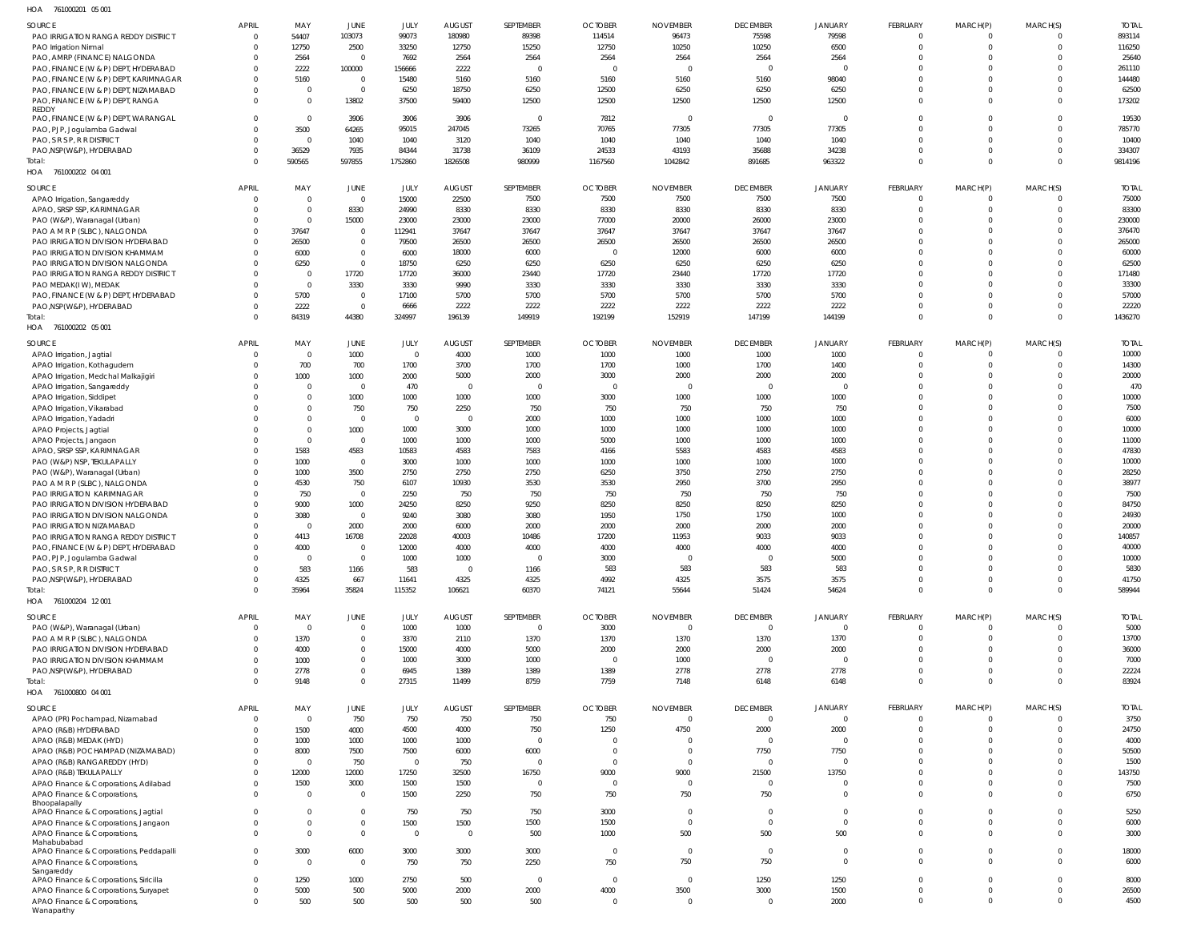HOA 761000201 05 001

| SOURCE | APRIL | MAY | JUNE | JULY | AUGUST | SEPTEMBER | OCTOBER | NOVEMBER | DECEMBER | JANUARY | FEBRUARY | MARCH(P) | MARCH(S) | TOTAL |
|---|---|---|---|---|---|---|---|---|---|---|---|---|---|---|
| PAO IRRIGATION RANGA REDDY DISTRICT | 0 | 54407 | 103073 | 99073 | 180980 | 89398 | 114514 | 96473 | 75598 | 79598 | 0 | 0 | 0 | 893114 |
| PAO Irrigation Nirmal | 0 | 12750 | 2500 | 33250 | 12750 | 15250 | 12750 | 10250 | 10250 | 6500 | 0 | 0 | 0 | 116250 |
| PAO, AMRP (FINANCE) NALGONDA | 0 | 2564 | 0 | 7692 | 2564 | 2564 | 2564 | 2564 | 2564 | 2564 | 0 | 0 | 0 | 25640 |
| PAO, FINANCE (W & P) DEPT, HYDERABAD | 0 | 2222 | 100000 | 156666 | 2222 | 0 | 0 | 0 | 0 | 0 | 0 | 0 | 0 | 261110 |
| PAO, FINANCE (W & P) DEPT, KARIMNAGAR | 0 | 5160 | 0 | 15480 | 5160 | 5160 | 5160 | 5160 | 5160 | 98040 | 0 | 0 | 0 | 144480 |
| PAO, FINANCE (W & P) DEPT, NIZAMABAD | 0 | 0 | 0 | 6250 | 18750 | 6250 | 12500 | 6250 | 6250 | 6250 | 0 | 0 | 0 | 62500 |
| PAO, FINANCE (W & P) DEPT, RANGA REDDY | 0 | 0 | 13802 | 37500 | 59400 | 12500 | 12500 | 12500 | 12500 | 12500 | 0 | 0 | 0 | 173202 |
| PAO, FINANCE (W & P) DEPT, WARANGAL | 0 | 0 | 3906 | 3906 | 3906 | 0 | 7812 | 0 | 0 | 0 | 0 | 0 | 0 | 19530 |
| PAO, PJP, Jogulamba Gadwal | 0 | 3500 | 64265 | 95015 | 247045 | 73265 | 70765 | 77305 | 77305 | 77305 | 0 | 0 | 0 | 785770 |
| PAO, S R S P, R R DISTRICT | 0 | 0 | 1040 | 1040 | 3120 | 1040 | 1040 | 1040 | 1040 | 1040 | 0 | 0 | 0 | 10400 |
| PAO,NSP(W&P), HYDERABAD | 0 | 36529 | 7935 | 84344 | 31738 | 36109 | 24533 | 43193 | 35688 | 34238 | 0 | 0 | 0 | 334307 |
| Total: | 0 | 590565 | 597855 | 1752860 | 1826508 | 980999 | 1167560 | 1042842 | 891685 | 963322 | 0 | 0 | 0 | 9814196 |

HOA 761000202 04 001

| SOURCE | APRIL | MAY | JUNE | JULY | AUGUST | SEPTEMBER | OCTOBER | NOVEMBER | DECEMBER | JANUARY | FEBRUARY | MARCH(P) | MARCH(S) | TOTAL |
|---|---|---|---|---|---|---|---|---|---|---|---|---|---|---|
| APAO Irrigation, Sangareddy | 0 | 0 | 0 | 15000 | 22500 | 7500 | 7500 | 7500 | 7500 | 7500 | 0 | 0 | 0 | 75000 |
| APAO, SRSP SSP, KARIMNAGAR | 0 | 0 | 8330 | 24990 | 8330 | 8330 | 8330 | 8330 | 8330 | 8330 | 0 | 0 | 0 | 83300 |
| PAO (W&P), Waranagal (Urban) | 0 | 0 | 15000 | 23000 | 23000 | 23000 | 77000 | 20000 | 26000 | 23000 | 0 | 0 | 0 | 230000 |
| PAO A M R P (SLBC), NALGONDA | 0 | 37647 | 0 | 112941 | 37647 | 37647 | 37647 | 37647 | 37647 | 37647 | 0 | 0 | 0 | 376470 |
| PAO IRRIGATION DIVISION HYDERABAD | 0 | 26500 | 0 | 79500 | 26500 | 26500 | 26500 | 26500 | 26500 | 26500 | 0 | 0 | 0 | 265000 |
| PAO IRRIGATION DIVISION KHAMMAM | 0 | 6000 | 0 | 6000 | 18000 | 6000 | 0 | 12000 | 6000 | 6000 | 0 | 0 | 0 | 60000 |
| PAO IRRIGATION DIVISION NALGONDA | 0 | 6250 | 0 | 18750 | 6250 | 6250 | 6250 | 6250 | 6250 | 6250 | 0 | 0 | 0 | 62500 |
| PAO IRRIGATION RANGA REDDY DISTRICT | 0 | 0 | 17720 | 17720 | 36000 | 23440 | 17720 | 23440 | 17720 | 17720 | 0 | 0 | 0 | 171480 |
| PAO MEDAK(IW), MEDAK | 0 | 0 | 3330 | 3330 | 9990 | 3330 | 3330 | 3330 | 3330 | 3330 | 0 | 0 | 0 | 33300 |
| PAO, FINANCE (W & P) DEPT, HYDERABAD | 0 | 5700 | 0 | 17100 | 5700 | 5700 | 5700 | 5700 | 5700 | 5700 | 0 | 0 | 0 | 57000 |
| PAO,NSP(W&P), HYDERABAD | 0 | 2222 | 0 | 6666 | 2222 | 2222 | 2222 | 2222 | 2222 | 2222 | 0 | 0 | 0 | 22220 |
| Total: | 0 | 84319 | 44380 | 324997 | 196139 | 149919 | 192199 | 152919 | 147199 | 144199 | 0 | 0 | 0 | 1436270 |

HOA 761000202 05 001

| SOURCE | APRIL | MAY | JUNE | JULY | AUGUST | SEPTEMBER | OCTOBER | NOVEMBER | DECEMBER | JANUARY | FEBRUARY | MARCH(P) | MARCH(S) | TOTAL |
|---|---|---|---|---|---|---|---|---|---|---|---|---|---|---|
| APAO Irrigation, Jagtial | 0 | 0 | 1000 | 0 | 4000 | 1000 | 1000 | 1000 | 1000 | 1000 | 0 | 0 | 0 | 10000 |
| APAO Irrigation, Kothagudem | 0 | 700 | 700 | 1700 | 3700 | 1700 | 1700 | 1000 | 1700 | 1400 | 0 | 0 | 0 | 14300 |
| APAO Irrigation, Medchal Malkajigiri | 0 | 1000 | 1000 | 2000 | 5000 | 2000 | 3000 | 2000 | 2000 | 2000 | 0 | 0 | 0 | 20000 |
| APAO Irrigation, Sangareddy | 0 | 0 | 0 | 470 | 0 | 0 | 0 | 0 | 0 | 0 | 0 | 0 | 0 | 470 |
| APAO Irrigation, Siddipet | 0 | 0 | 1000 | 1000 | 1000 | 1000 | 3000 | 1000 | 1000 | 1000 | 0 | 0 | 0 | 10000 |
| APAO Irrigation, Vikarabad | 0 | 0 | 750 | 750 | 2250 | 750 | 750 | 750 | 750 | 750 | 0 | 0 | 0 | 7500 |
| APAO Irrigation, Yadadri | 0 | 0 | 0 | 0 | 0 | 2000 | 1000 | 1000 | 1000 | 1000 | 0 | 0 | 0 | 6000 |
| APAO Projects, Jagtial | 0 | 0 | 1000 | 1000 | 3000 | 1000 | 1000 | 1000 | 1000 | 1000 | 0 | 0 | 0 | 10000 |
| APAO Projects, Jangaon | 0 | 0 | 0 | 1000 | 1000 | 1000 | 5000 | 1000 | 1000 | 1000 | 0 | 0 | 0 | 11000 |
| APAO, SRSP SSP, KARIMNAGAR | 0 | 1583 | 4583 | 10583 | 4583 | 7583 | 4166 | 5583 | 4583 | 4583 | 0 | 0 | 0 | 47830 |
| PAO (W&P) NSP, TEKULAPALLY | 0 | 1000 | 0 | 3000 | 1000 | 1000 | 1000 | 1000 | 1000 | 1000 | 0 | 0 | 0 | 10000 |
| PAO (W&P), Waranagal (Urban) | 0 | 1000 | 3500 | 2750 | 2750 | 2750 | 6250 | 3750 | 2750 | 2750 | 0 | 0 | 0 | 28250 |
| PAO A M R P (SLBC), NALGONDA | 0 | 4530 | 750 | 6107 | 10930 | 3530 | 3530 | 2950 | 3700 | 2950 | 0 | 0 | 0 | 38977 |
| PAO IRRIGATION KARIMNAGAR | 0 | 750 | 0 | 2250 | 750 | 750 | 750 | 750 | 750 | 750 | 0 | 0 | 0 | 7500 |
| PAO IRRIGATION DIVISION HYDERABAD | 0 | 9000 | 1000 | 24250 | 8250 | 9250 | 8250 | 8250 | 8250 | 8250 | 0 | 0 | 0 | 84750 |
| PAO IRRIGATION DIVISION NALGONDA | 0 | 3080 | 0 | 9240 | 3080 | 3080 | 1950 | 1750 | 1750 | 1000 | 0 | 0 | 0 | 24930 |
| PAO IRRIGATION NIZAMABAD | 0 | 0 | 2000 | 2000 | 6000 | 2000 | 2000 | 2000 | 2000 | 2000 | 0 | 0 | 0 | 20000 |
| PAO IRRIGATION RANGA REDDY DISTRICT | 0 | 4413 | 16708 | 22028 | 40003 | 10486 | 17200 | 11953 | 9033 | 9033 | 0 | 0 | 0 | 140857 |
| PAO, FINANCE (W & P) DEPT, HYDERABAD | 0 | 4000 | 0 | 12000 | 4000 | 4000 | 4000 | 4000 | 4000 | 4000 | 0 | 0 | 0 | 40000 |
| PAO, PJP, Jogulamba Gadwal | 0 | 0 | 0 | 1000 | 1000 | 0 | 3000 | 0 | 0 | 5000 | 0 | 0 | 0 | 10000 |
| PAO, S R S P, R R DISTRICT | 0 | 583 | 1166 | 583 | 0 | 1166 | 583 | 583 | 583 | 583 | 0 | 0 | 0 | 5830 |
| PAO,NSP(W&P), HYDERABAD | 0 | 4325 | 667 | 11641 | 4325 | 4325 | 4992 | 4325 | 3575 | 3575 | 0 | 0 | 0 | 41750 |
| Total: | 0 | 35964 | 35824 | 115352 | 106621 | 60370 | 74121 | 55644 | 51424 | 54624 | 0 | 0 | 0 | 589944 |

HOA 761000204 12 001

| SOURCE | APRIL | MAY | JUNE | JULY | AUGUST | SEPTEMBER | OCTOBER | NOVEMBER | DECEMBER | JANUARY | FEBRUARY | MARCH(P) | MARCH(S) | TOTAL |
|---|---|---|---|---|---|---|---|---|---|---|---|---|---|---|
| PAO (W&P), Waranagal (Urban) | 0 | 0 | 0 | 1000 | 1000 | 0 | 3000 | 0 | 0 | 0 | 0 | 0 | 0 | 5000 |
| PAO A M R P (SLBC), NALGONDA | 0 | 1370 | 0 | 3370 | 2110 | 1370 | 1370 | 1370 | 1370 | 1370 | 0 | 0 | 0 | 13700 |
| PAO IRRIGATION DIVISION HYDERABAD | 0 | 4000 | 0 | 15000 | 4000 | 5000 | 2000 | 2000 | 2000 | 2000 | 0 | 0 | 0 | 36000 |
| PAO IRRIGATION DIVISION KHAMMAM | 0 | 1000 | 0 | 1000 | 3000 | 1000 | 0 | 1000 | 0 | 0 | 0 | 0 | 0 | 7000 |
| PAO,NSP(W&P), HYDERABAD | 0 | 2778 | 0 | 6945 | 1389 | 1389 | 1389 | 2778 | 2778 | 2778 | 0 | 0 | 0 | 22224 |
| Total: | 0 | 9148 | 0 | 27315 | 11499 | 8759 | 7759 | 7148 | 6148 | 6148 | 0 | 0 | 0 | 83924 |

HOA 761000800 04 001

| SOURCE | APRIL | MAY | JUNE | JULY | AUGUST | SEPTEMBER | OCTOBER | NOVEMBER | DECEMBER | JANUARY | FEBRUARY | MARCH(P) | MARCH(S) | TOTAL |
|---|---|---|---|---|---|---|---|---|---|---|---|---|---|---|
| APAO (PR) Pochampad, Nizamabad | 0 | 0 | 750 | 750 | 750 | 750 | 750 | 0 | 0 | 0 | 0 | 0 | 0 | 3750 |
| APAO (R&B) HYDERABAD | 0 | 1500 | 4000 | 4500 | 4000 | 750 | 1250 | 4750 | 2000 | 2000 | 0 | 0 | 0 | 24750 |
| APAO (R&B) MEDAK (HYD) | 0 | 1000 | 1000 | 1000 | 1000 | 0 | 0 | 0 | 0 | 0 | 0 | 0 | 0 | 4000 |
| APAO (R&B) POCHAMPAD (NIZAMABAD) | 0 | 8000 | 7500 | 7500 | 6000 | 6000 | 0 | 0 | 7750 | 7750 | 0 | 0 | 0 | 50500 |
| APAO (R&B) RANGAREDDY (HYD) | 0 | 0 | 750 | 0 | 750 | 0 | 0 | 0 | 0 | 0 | 0 | 0 | 0 | 1500 |
| APAO (R&B) TEKULAPALLY | 0 | 12000 | 12000 | 17250 | 32500 | 16750 | 9000 | 9000 | 21500 | 13750 | 0 | 0 | 0 | 143750 |
| APAO Finance & Corporations, Adilabad | 0 | 1500 | 3000 | 1500 | 1500 | 0 | 0 | 0 | 0 | 0 | 0 | 0 | 0 | 7500 |
| APAO Finance & Corporations, Bhoopalapally | 0 | 0 | 0 | 1500 | 2250 | 750 | 750 | 750 | 750 | 0 | 0 | 0 | 0 | 6750 |
| APAO Finance & Corporations, Jagtial | 0 | 0 | 0 | 750 | 750 | 750 | 3000 | 0 | 0 | 0 | 0 | 0 | 0 | 5250 |
| APAO Finance & Corporations, Jangaon | 0 | 0 | 0 | 1500 | 1500 | 1500 | 1500 | 0 | 0 | 0 | 0 | 0 | 0 | 6000 |
| APAO Finance & Corporations, Mahabubabad | 0 | 0 | 0 | 0 | 0 | 500 | 1000 | 500 | 500 | 500 | 0 | 0 | 0 | 3000 |
| APAO Finance & Corporations, Peddapalli | 0 | 3000 | 6000 | 3000 | 3000 | 3000 | 0 | 0 | 0 | 0 | 0 | 0 | 0 | 18000 |
| APAO Finance & Corporations, Sangareddy | 0 | 0 | 0 | 750 | 750 | 2250 | 750 | 750 | 750 | 0 | 0 | 0 | 0 | 6000 |
| APAO Finance & Corporations, Siricilla | 0 | 1250 | 1000 | 2750 | 500 | 0 | 0 | 0 | 1250 | 1250 | 0 | 0 | 0 | 8000 |
| APAO Finance & Corporations, Suryapet | 0 | 5000 | 500 | 5000 | 2000 | 2000 | 4000 | 3500 | 3000 | 1500 | 0 | 0 | 0 | 26500 |
| APAO Finance & Corporations, Wanaparthy | 0 | 500 | 500 | 500 | 500 | 500 | 0 | 0 | 0 | 2000 | 0 | 0 | 0 | 4500 |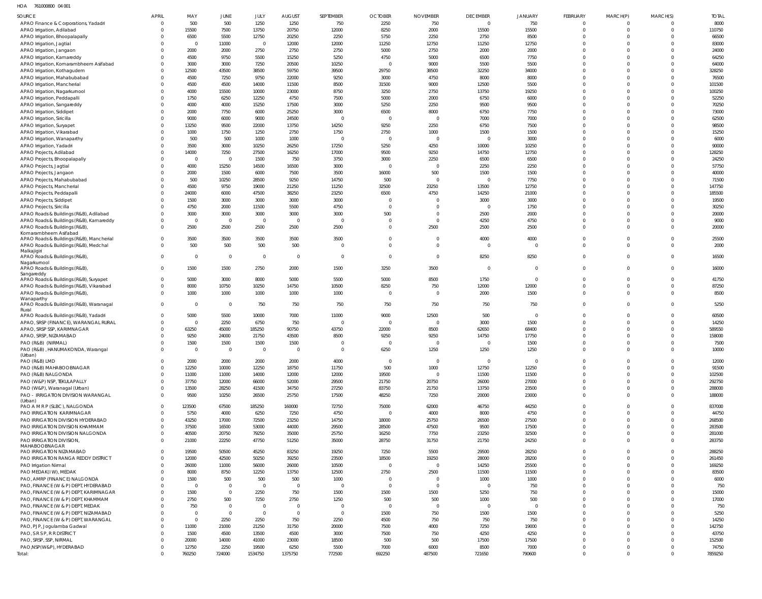HOA 761000800 04 001

| SOURCE | APRIL | MAY | JUNE | JULY | AUGUST | SEPTEMBER | OCTOBER | NOVEMBER | DECEMBER | JANUARY | FEBRUARY | MARCH(P) | MARCH(S) | TOTAL |
|---|---|---|---|---|---|---|---|---|---|---|---|---|---|---|
| APAO Finance & Corporations, Yadadri | 0 | 500 | 500 | 1250 | 1250 | 750 | 2250 | 750 | 0 | 750 | 0 | 0 | 0 | 8000 |
| APAO Irrigation, Adilabad | 0 | 15500 | 7500 | 13750 | 20750 | 12000 | 8250 | 2000 | 15500 | 15500 | 0 | 0 | 0 | 110750 |
| APAO Irrigation, Bhoopalapally | 0 | 6500 | 5500 | 12750 | 20250 | 2250 | 5750 | 2250 | 2750 | 8500 | 0 | 0 | 0 | 66500 |
| APAO Irrigation, Jagtial | 0 | 0 | 11000 | 0 | 12000 | 12000 | 11250 | 12750 | 11250 | 12750 | 0 | 0 | 0 | 83000 |
| APAO Irrigation, Jangaon | 0 | 2000 | 2000 | 2750 | 2750 | 2750 | 5000 | 2750 | 2000 | 2000 | 0 | 0 | 0 | 24000 |
| APAO Irrigation, Kamareddy | 0 | 4500 | 9750 | 5500 | 15250 | 5250 | 4750 | 5000 | 6500 | 7750 | 0 | 0 | 0 | 64250 |
| APAO Irrigation, Komarambheem Asifabad | 0 | 3000 | 3000 | 7250 | 20500 | 10250 | 0 | 9000 | 5500 | 5500 | 0 | 0 | 0 | 64000 |
| APAO Irrigation, Kothagudem | 0 | 12500 | 43500 | 38500 | 59750 | 39500 | 29750 | 38500 | 32250 | 34000 | 0 | 0 | 0 | 328250 |
| APAO Irrigation, Mahabubabad | 0 | 4500 | 7250 | 9750 | 22000 | 9250 | 3000 | 4750 | 8000 | 8000 | 0 | 0 | 0 | 76500 |
| APAO Irrigation, Mancherial | 0 | 4500 | 4500 | 14000 | 11500 | 8500 | 31500 | 9000 | 12500 | 5500 | 0 | 0 | 0 | 101500 |
| APAO Irrigation, Nagarkurnool | 0 | 4000 | 15500 | 10000 | 23000 | 8750 | 3250 | 2750 | 13750 | 19250 | 0 | 0 | 0 | 100250 |
| APAO Irrigation, Peddapalli | 0 | 1750 | 6250 | 12250 | 4750 | 7500 | 5000 | 2000 | 6750 | 6000 | 0 | 0 | 0 | 52250 |
| APAO Irrigation, Sangareddy | 0 | 4000 | 4000 | 15250 | 17500 | 3000 | 5250 | 2250 | 9500 | 9500 | 0 | 0 | 0 | 70250 |
| APAO Irrigation, Siddipet | 0 | 2000 | 7750 | 6000 | 25250 | 3000 | 6500 | 8000 | 6750 | 7750 | 0 | 0 | 0 | 73000 |
| APAO Irrigation, Siricilla | 0 | 9000 | 6000 | 9000 | 24500 | 0 | 0 | 0 | 7000 | 7000 | 0 | 0 | 0 | 62500 |
| APAO Irrigation, Suryapet | 0 | 13250 | 9500 | 22000 | 13750 | 14250 | 9250 | 2250 | 6750 | 7500 | 0 | 0 | 0 | 98500 |
| APAO Irrigation, Vikarabad | 0 | 1000 | 1750 | 1250 | 2750 | 1750 | 2750 | 1000 | 1500 | 1500 | 0 | 0 | 0 | 15250 |
| APAO Irrigation, Wanaparthy | 0 | 500 | 500 | 1000 | 1000 | 0 | 0 | 0 | 0 | 3000 | 0 | 0 | 0 | 6000 |
| APAO Irrigation, Yadadri | 0 | 3500 | 3000 | 10250 | 26250 | 17250 | 5250 | 4250 | 10000 | 10250 | 0 | 0 | 0 | 90000 |
| APAO Projects, Adilabad | 0 | 14000 | 7250 | 27500 | 16250 | 17000 | 9500 | 9250 | 14750 | 12750 | 0 | 0 | 0 | 128250 |
| APAO Projects, Bhoopalapally | 0 | 0 | 0 | 1500 | 750 | 3750 | 3000 | 2250 | 6500 | 6500 | 0 | 0 | 0 | 24250 |
| APAO Projects, Jagtial | 0 | 4000 | 15250 | 14500 | 16500 | 3000 | 0 | 0 | 2250 | 2250 | 0 | 0 | 0 | 57750 |
| APAO Projects, Jangaon | 0 | 2000 | 1500 | 6000 | 7500 | 3500 | 16000 | 500 | 1500 | 1500 | 0 | 0 | 0 | 40000 |
| APAO Projects, Mahabubabad | 0 | 500 | 10250 | 28500 | 9250 | 14750 | 500 | 0 | 0 | 7750 | 0 | 0 | 0 | 71500 |
| APAO Projects, Mancherial | 0 | 4500 | 9750 | 19000 | 21250 | 11250 | 32500 | 23250 | 13500 | 12750 | 0 | 0 | 0 | 147750 |
| APAO Projects, Peddapalli | 0 | 24000 | 6000 | 47500 | 38250 | 23250 | 6500 | 4750 | 14250 | 21000 | 0 | 0 | 0 | 185500 |
| APAO Projects, Siddipet | 0 | 1500 | 3000 | 3000 | 3000 | 3000 | 0 | 0 | 3000 | 3000 | 0 | 0 | 0 | 19500 |
| APAO Projects, Siricilla | 0 | 4750 | 2000 | 11500 | 5500 | 4750 | 0 | 0 | 0 | 1750 | 0 | 0 | 0 | 30250 |
| APAO Roads & Buildings (R&B), Adilabad | 0 | 3000 | 3000 | 3000 | 3000 | 3000 | 500 | 0 | 2500 | 2000 | 0 | 0 | 0 | 20000 |
| APAO Roads & Buildings (R&B), Kamareddy | 0 | 0 | 0 | 0 | 0 | 0 | 0 | 0 | 4250 | 4750 | 0 | 0 | 0 | 9000 |
| APAO Roads & Buildings (R&B), Komarambheem Asifabad | 0 | 2500 | 2500 | 2500 | 2500 | 2500 | 0 | 2500 | 2500 | 2500 | 0 | 0 | 0 | 20000 |
| APAO Roads & Buildings (R&B), Mancherial | 0 | 3500 | 3500 | 3500 | 3500 | 3500 | 0 | 0 | 4000 | 4000 | 0 | 0 | 0 | 25500 |
| APAO Roads & Buildings (R&B), Medchal Malkajigiri | 0 | 500 | 500 | 500 | 500 | 0 | 0 | 0 | 0 | 0 | 0 | 0 | 0 | 2000 |
| APAO Roads & Buildings (R&B), Nagarkurnool | 0 | 0 | 0 | 0 | 0 | 0 | 0 | 0 | 8250 | 8250 | 0 | 0 | 0 | 16500 |
| APAO Roads & Buildings (R&B), Sangareddy | 0 | 1500 | 1500 | 2750 | 2000 | 1500 | 3250 | 3500 | 0 | 0 | 0 | 0 | 0 | 16000 |
| APAO Roads & Buildings (R&B), Suryapet | 0 | 5000 | 3000 | 8000 | 5000 | 5500 | 5000 | 8500 | 1750 | 0 | 0 | 0 | 0 | 41750 |
| APAO Roads & Buildings (R&B), Vikarabad | 0 | 8000 | 10750 | 10250 | 14750 | 10500 | 8250 | 750 | 12000 | 12000 | 0 | 0 | 0 | 87250 |
| APAO Roads & Buildings (R&B), Wanaparthy | 0 | 1000 | 1000 | 1000 | 1000 | 1000 | 0 | 0 | 2000 | 1500 | 0 | 0 | 0 | 8500 |
| APAO Roads & Buildings (R&B), Waranagal Rural | 0 | 0 | 0 | 750 | 750 | 750 | 750 | 750 | 750 | 750 | 0 | 0 | 0 | 5250 |
| APAO Roads & Buildings (R&B), Yadadri | 0 | 5000 | 5500 | 10000 | 7000 | 11000 | 9000 | 12500 | 500 | 0 | 0 | 0 | 0 | 60500 |
| APAO, SRSP (FINANCE), WARANGAL RURAL | 0 | 0 | 2250 | 6750 | 750 | 0 | 0 | 0 | 3000 | 1500 | 0 | 0 | 0 | 14250 |
| APAO, SRSP SSP, KARIMNAGAR | 0 | 63250 | 45000 | 185250 | 90750 | 43750 | 22000 | 8500 | 62650 | 68400 | 0 | 0 | 0 | 589550 |
| APAO, SRSP, NIZAMABAD | 0 | 9250 | 24000 | 21750 | 43500 | 8500 | 9250 | 9250 | 14750 | 17750 | 0 | 0 | 0 | 158000 |
| PAO (R&B) (NIRMAL) | 0 | 1500 | 1500 | 1500 | 1500 | 0 | 0 | 0 | 0 | 1500 | 0 | 0 | 0 | 7500 |
| PAO (R&B), HANUMAKONDA, Warangal (Urban) | 0 | 0 | 0 | 0 | 0 | 0 | 6250 | 1250 | 1250 | 1250 | 0 | 0 | 0 | 10000 |
| PAO (R&B) LMD | 0 | 2000 | 2000 | 2000 | 2000 | 4000 | 0 | 0 | 0 | 0 | 0 | 0 | 0 | 12000 |
| PAO (R&B) MAHABOOBNAGAR | 0 | 12250 | 10000 | 12250 | 18750 | 11750 | 500 | 1000 | 12750 | 12250 | 0 | 0 | 0 | 91500 |
| PAO (R&B) NALGONDA | 0 | 11000 | 11000 | 14000 | 12000 | 12000 | 19500 | 0 | 11500 | 11500 | 0 | 0 | 0 | 102500 |
| PAO (W&P) NSP, TEKULAPALLY | 0 | 37750 | 12000 | 66000 | 52000 | 29500 | 21750 | 20750 | 26000 | 27000 | 0 | 0 | 0 | 292750 |
| PAO (W&P), Waranagal (Urban) | 0 | 13500 | 28250 | 41500 | 34750 | 27250 | 83750 | 21750 | 13750 | 23500 | 0 | 0 | 0 | 288000 |
| PAO - IRRIGATION DIVISION WARANGAL (Urban) | 0 | 9500 | 10250 | 26500 | 25750 | 17500 | 48250 | 7250 | 20000 | 23000 | 0 | 0 | 0 | 188000 |
| PAO A M R P (SLBC), NALGONDA | 0 | 123500 | 67500 | 185250 | 160000 | 72750 | 75000 | 62000 | 46750 | 44250 | 0 | 0 | 0 | 837000 |
| PAO IRRIGATION KARIMNAGAR | 0 | 5750 | 4000 | 6250 | 7250 | 4750 | 0 | 4000 | 8000 | 4750 | 0 | 0 | 0 | 44750 |
| PAO IRRIGATION DIVISION HYDERABAD | 0 | 43250 | 17000 | 72500 | 23250 | 14750 | 18000 | 25750 | 26500 | 27500 | 0 | 0 | 0 | 268500 |
| PAO IRRIGATION DIVISION KHAMMAM | 0 | 37500 | 16500 | 53000 | 44000 | 29500 | 28500 | 47500 | 9500 | 17500 | 0 | 0 | 0 | 283500 |
| PAO IRRIGATION DIVISION NALGONDA | 0 | 40500 | 20750 | 79250 | 35000 | 25750 | 16250 | 7750 | 23250 | 32500 | 0 | 0 | 0 | 281000 |
| PAO IRRIGATION DIVISION, MAHABOOBNAGAR | 0 | 21000 | 22250 | 47750 | 51250 | 35000 | 28750 | 31750 | 21750 | 24250 | 0 | 0 | 0 | 283750 |
| PAO IRRIGATION NIZAMABAD | 0 | 19500 | 50500 | 45250 | 83250 | 19250 | 7250 | 5500 | 29500 | 28250 | 0 | 0 | 0 | 288250 |
| PAO IRRIGATION RANGA REDDY DISTRICT | 0 | 12000 | 42500 | 50250 | 39250 | 23500 | 18500 | 19250 | 28000 | 28200 | 0 | 0 | 0 | 261450 |
| PAO Irrigation Nirmal | 0 | 26000 | 11000 | 56000 | 26000 | 10500 | 0 | 0 | 14250 | 25500 | 0 | 0 | 0 | 169250 |
| PAO MEDAK(IW), MEDAK | 0 | 8000 | 8750 | 12250 | 13750 | 12500 | 2750 | 2500 | 11500 | 11500 | 0 | 0 | 0 | 83500 |
| PAO, AMRP (FINANCE) NALGONDA | 0 | 1500 | 500 | 500 | 500 | 1000 | 0 | 0 | 1000 | 1000 | 0 | 0 | 0 | 6000 |
| PAO, FINANCE (W & P) DEPT, HYDERABAD | 0 | 0 | 0 | 0 | 0 | 0 | 0 | 0 | 0 | 750 | 0 | 0 | 0 | 750 |
| PAO, FINANCE (W & P) DEPT, KARIMNAGAR | 0 | 1500 | 0 | 2250 | 750 | 1500 | 1500 | 1500 | 5250 | 750 | 0 | 0 | 0 | 15000 |
| PAO, FINANCE (W & P) DEPT, KHAMMAM | 0 | 2750 | 500 | 7250 | 2750 | 1250 | 500 | 500 | 1000 | 500 | 0 | 0 | 0 | 17000 |
| PAO, FINANCE (W & P) DEPT, MEDAK | 0 | 750 | 0 | 0 | 0 | 0 | 0 | 0 | 0 | 0 | 0 | 0 | 0 | 750 |
| PAO, FINANCE (W & P) DEPT, NIZAMABAD | 0 | 0 | 0 | 0 | 0 | 0 | 1500 | 750 | 1500 | 1500 | 0 | 0 | 0 | 5250 |
| PAO, FINANCE (W & P) DEPT, WARANGAL | 0 | 0 | 2250 | 2250 | 750 | 2250 | 4500 | 750 | 750 | 750 | 0 | 0 | 0 | 14250 |
| PAO, PJP, Jogulamba Gadwal | 0 | 11000 | 21000 | 21250 | 31750 | 20000 | 7500 | 4000 | 7250 | 19000 | 0 | 0 | 0 | 142750 |
| PAO, S R S P, R R DISTRICT | 0 | 1500 | 4500 | 13500 | 4500 | 3000 | 7500 | 750 | 4250 | 4250 | 0 | 0 | 0 | 43750 |
| PAO, SRSP, SSP, NIRMAL | 0 | 20000 | 14000 | 41000 | 23000 | 18500 | 500 | 500 | 17500 | 17500 | 0 | 0 | 0 | 152500 |
| PAO,NSP(W&P), HYDERABAD | 0 | 12750 | 2250 | 19500 | 6250 | 5500 | 7000 | 6000 | 8500 | 7000 | 0 | 0 | 0 | 74750 |
| Total: | 0 | 760250 | 724000 | 1534750 | 1375750 | 772500 | 692250 | 487500 | 721650 | 790600 | 0 | 0 | 0 | 7859250 |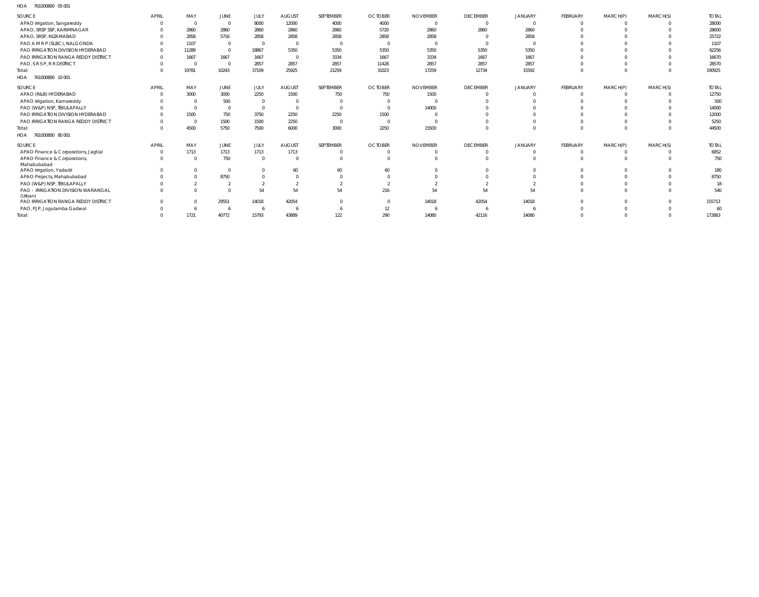HOA 761000800 05 001

| SOURCE | APRIL | MAY | JUNE | JULY | AUGUST | SEPTEMBER | OCTOBER | NOVEMBER | DECEMBER | JANUARY | FEBRUARY | MARCH(P) | MARCH(S) | TOTAL |
|---|---|---|---|---|---|---|---|---|---|---|---|---|---|---|
| APAO Irrigation, Sangareddy | 0 | 0 | 0 | 8000 | 12000 | 4000 | 4000 | 0 | 0 | 0 | 0 | 0 | 0 | 28000 |
| APAO, SRSP SSP, KARIMNAGAR | 0 | 2860 | 2860 | 2860 | 2860 | 2860 | 5720 | 2860 | 2860 | 2860 | 0 | 0 | 0 | 28600 |
| APAO, SRSP, NIZAMABAD | 0 | 2858 | 5716 | 2858 | 2858 | 2858 | 2858 | 2858 | 0 | 2858 | 0 | 0 | 0 | 25722 |
| PAO A M R P (SLBC), NALGONDA | 0 | 1107 | 0 | 0 | 0 | 0 | 0 | 0 | 0 | 0 | 0 | 0 | 0 | 1107 |
| PAO IRRIGATION DIVISION HYDERABAD | 0 | 11289 | 0 | 18867 | 5350 | 5350 | 5350 | 5350 | 5350 | 5350 | 0 | 0 | 0 | 62256 |
| PAO IRRIGATION RANGA REDDY DISTRICT | 0 | 1667 | 1667 | 1667 | 0 | 3334 | 1667 | 3334 | 1667 | 1667 | 0 | 0 | 0 | 16670 |
| PAO, S R S P, R R DISTRICT | 0 | 0 | 0 | 2857 | 2857 | 2857 | 11428 | 2857 | 2857 | 2857 | 0 | 0 | 0 | 28570 |
| Total: | 0 | 19781 | 10243 | 37109 | 25925 | 21259 | 31023 | 17259 | 12734 | 15592 | 0 | 0 | 0 | 190925 |

HOA 761000800 10 001

| SOURCE | APRIL | MAY | JUNE | JULY | AUGUST | SEPTEMBER | OCTOBER | NOVEMBER | DECEMBER | JANUARY | FEBRUARY | MARCH(P) | MARCH(S) | TOTAL |
|---|---|---|---|---|---|---|---|---|---|---|---|---|---|---|
| APAO (R&B) HYDERABAD | 0 | 3000 | 3000 | 2250 | 1500 | 750 | 750 | 1500 | 0 | 0 | 0 | 0 | 0 | 12750 |
| APAO Irrigation, Kamareddy | 0 | 0 | 500 | 0 | 0 | 0 | 0 | 0 | 0 | 0 | 0 | 0 | 0 | 500 |
| PAO (W&P) NSP, TEKULAPALLY | 0 | 0 | 0 | 0 | 0 | 0 | 0 | 14000 | 0 | 0 | 0 | 0 | 0 | 14000 |
| PAO IRRIGATION DIVISION HYDERABAD | 0 | 1500 | 750 | 3750 | 2250 | 2250 | 1500 | 0 | 0 | 0 | 0 | 0 | 0 | 12000 |
| PAO IRRIGATION RANGA REDDY DISTRICT | 0 | 0 | 1500 | 1500 | 2250 | 0 | 0 | 0 | 0 | 0 | 0 | 0 | 0 | 5250 |
| Total: | 0 | 4500 | 5750 | 7500 | 6000 | 3000 | 2250 | 15500 | 0 | 0 | 0 | 0 | 0 | 44500 |

HOA 761000800 80 001

| SOURCE | APRIL | MAY | JUNE | JULY | AUGUST | SEPTEMBER | OCTOBER | NOVEMBER | DECEMBER | JANUARY | FEBRUARY | MARCH(P) | MARCH(S) | TOTAL |
|---|---|---|---|---|---|---|---|---|---|---|---|---|---|---|
| APAO Finance & Corporations, Jagtial | 0 | 1713 | 1713 | 1713 | 1713 | 0 | 0 | 0 | 0 | 0 | 0 | 0 | 0 | 6852 |
| APAO Finance & Corporations, Mahabubabad | 0 | 0 | 750 | 0 | 0 | 0 | 0 | 0 | 0 | 0 | 0 | 0 | 0 | 750 |
| APAO Irrigation, Yadadri | 0 | 0 | 0 | 0 | 60 | 60 | 60 | 0 | 0 | 0 | 0 | 0 | 0 | 180 |
| APAO Projects, Mahabubabad | 0 | 0 | 8750 | 0 | 0 | 0 | 0 | 0 | 0 | 0 | 0 | 0 | 0 | 8750 |
| PAO (W&P) NSP, TEKULAPALLY | 0 | 2 | 2 | 2 | 2 | 2 | 2 | 2 | 2 | 2 | 0 | 0 | 0 | 18 |
| PAO - IRRIGATION DIVISION WARANGAL (Urban) | 0 | 0 | 0 | 54 | 54 | 54 | 216 | 54 | 54 | 54 | 0 | 0 | 0 | 540 |
| PAO IRRIGATION RANGA REDDY DISTRICT | 0 | 0 | 29551 | 14018 | 42054 | 0 | 0 | 14018 | 42054 | 14018 | 0 | 0 | 0 | 155713 |
| PAO, PJP, Jogulamba Gadwal | 0 | 6 | 6 | 6 | 6 | 6 | 12 | 6 | 6 | 6 | 0 | 0 | 0 | 60 |
| Total: | 0 | 1721 | 40772 | 15793 | 43889 | 122 | 290 | 14080 | 42116 | 14080 | 0 | 0 | 0 | 172863 |